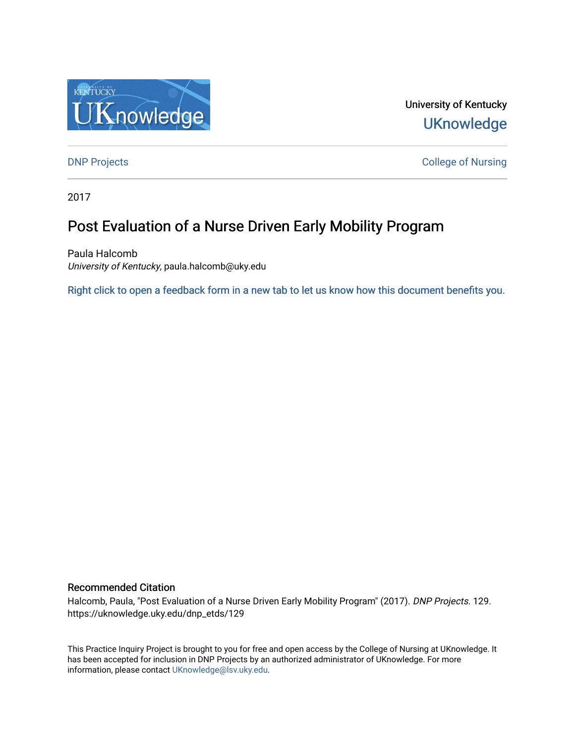University of Kentucky

UKnowledge

DNP Projects

College of Nursing

2017

# Post Evaluation of a Nurse Driven Early Mobility Program

Paula Halcomb
*University of Kentucky*, paula.halcomb@uky.edu

Right click to open a feedback form in a new tab to let us know how this document benefits you.

## Recommended Citation

Halcomb, Paula, "Post Evaluation of a Nurse Driven Early Mobility Program" (2017). *DNP Projects*. 129.
https://uknowledge.uky.edu/dnp_etds/129

This Practice Inquiry Project is brought to you for free and open access by the College of Nursing at UKnowledge. It has been accepted for inclusion in DNP Projects by an authorized administrator of UKnowledge. For more information, please contact UKnowledge@lsv.uky.edu.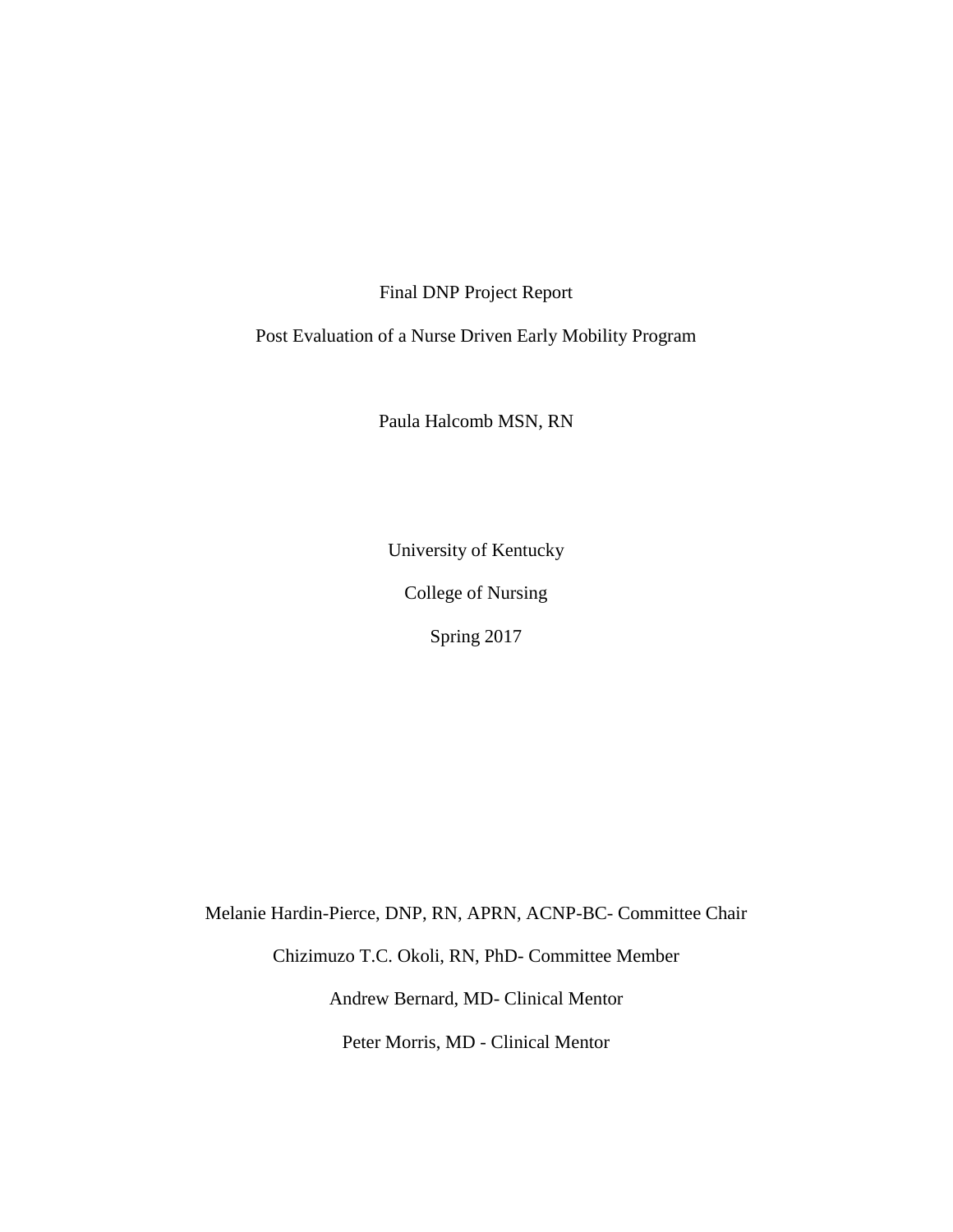Final DNP Project Report

Post Evaluation of a Nurse Driven Early Mobility Program

Paula Halcomb MSN, RN

University of Kentucky

College of Nursing

Spring 2017

Melanie Hardin-Pierce, DNP, RN, APRN, ACNP-BC- Committee Chair

Chizimuzo T.C. Okoli, RN, PhD- Committee Member

Andrew Bernard, MD- Clinical Mentor

Peter Morris, MD - Clinical Mentor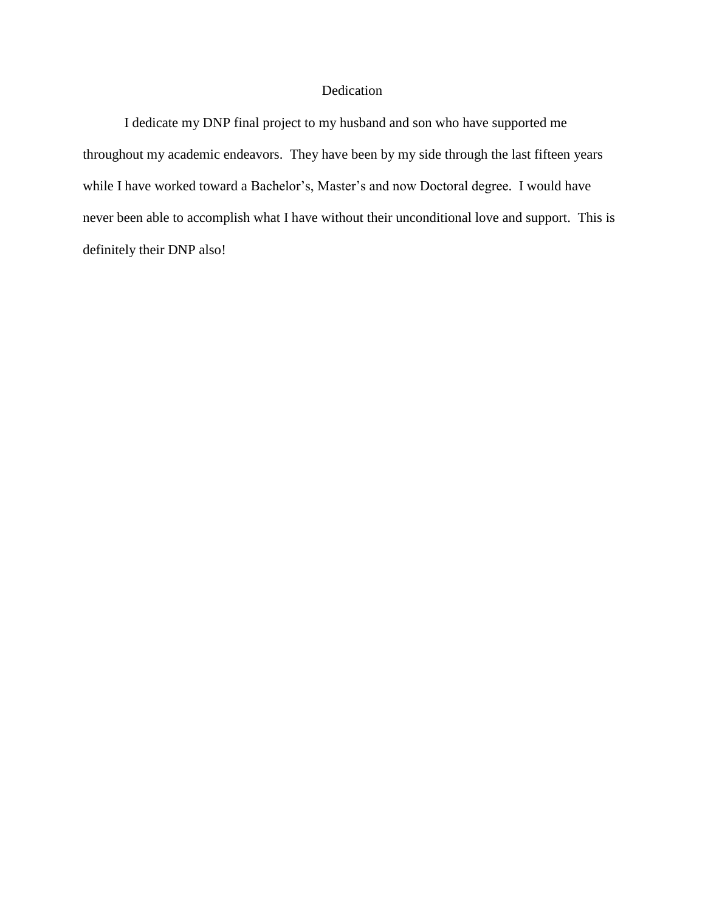# Dedication

I dedicate my DNP final project to my husband and son who have supported me throughout my academic endeavors. They have been by my side through the last fifteen years while I have worked toward a Bachelor's, Master's and now Doctoral degree. I would have never been able to accomplish what I have without their unconditional love and support. This is definitely their DNP also!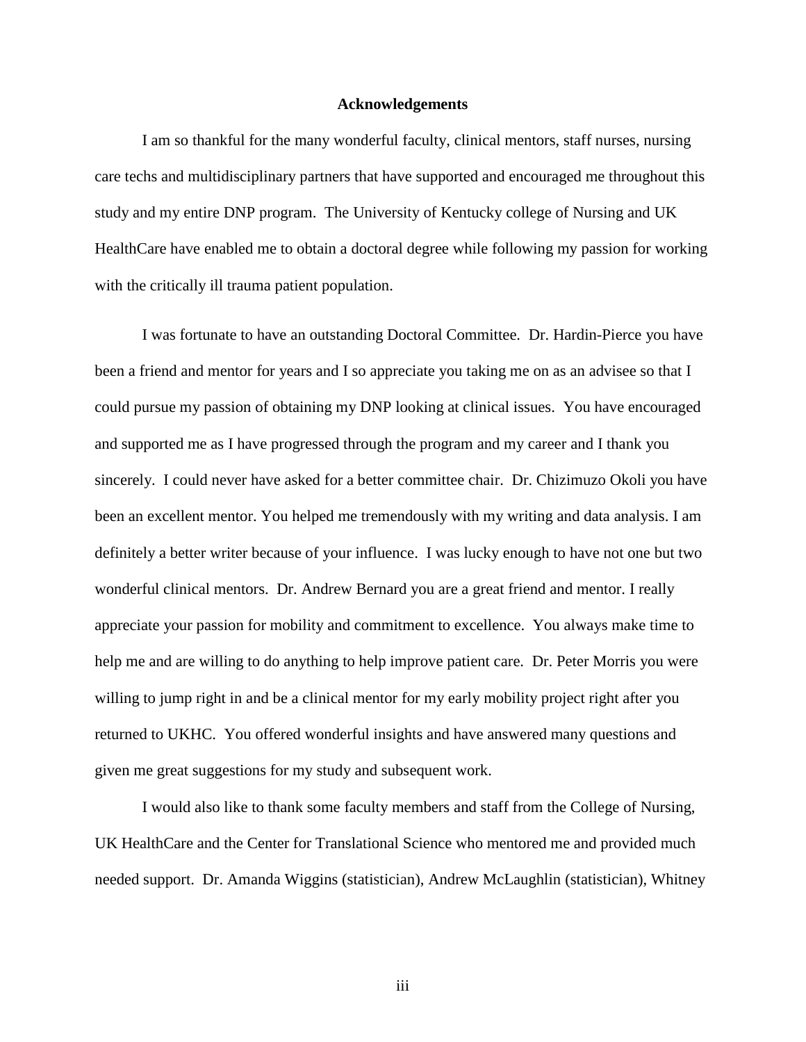# Acknowledgements

I am so thankful for the many wonderful faculty, clinical mentors, staff nurses, nursing care techs and multidisciplinary partners that have supported and encouraged me throughout this study and my entire DNP program. The University of Kentucky college of Nursing and UK HealthCare have enabled me to obtain a doctoral degree while following my passion for working with the critically ill trauma patient population.

I was fortunate to have an outstanding Doctoral Committee. Dr. Hardin-Pierce you have been a friend and mentor for years and I so appreciate you taking me on as an advisee so that I could pursue my passion of obtaining my DNP looking at clinical issues. You have encouraged and supported me as I have progressed through the program and my career and I thank you sincerely. I could never have asked for a better committee chair. Dr. Chizimuzo Okoli you have been an excellent mentor. You helped me tremendously with my writing and data analysis. I am definitely a better writer because of your influence. I was lucky enough to have not one but two wonderful clinical mentors. Dr. Andrew Bernard you are a great friend and mentor. I really appreciate your passion for mobility and commitment to excellence. You always make time to help me and are willing to do anything to help improve patient care. Dr. Peter Morris you were willing to jump right in and be a clinical mentor for my early mobility project right after you returned to UKHC. You offered wonderful insights and have answered many questions and given me great suggestions for my study and subsequent work.

I would also like to thank some faculty members and staff from the College of Nursing, UK HealthCare and the Center for Translational Science who mentored me and provided much needed support. Dr. Amanda Wiggins (statistician), Andrew McLaughlin (statistician), Whitney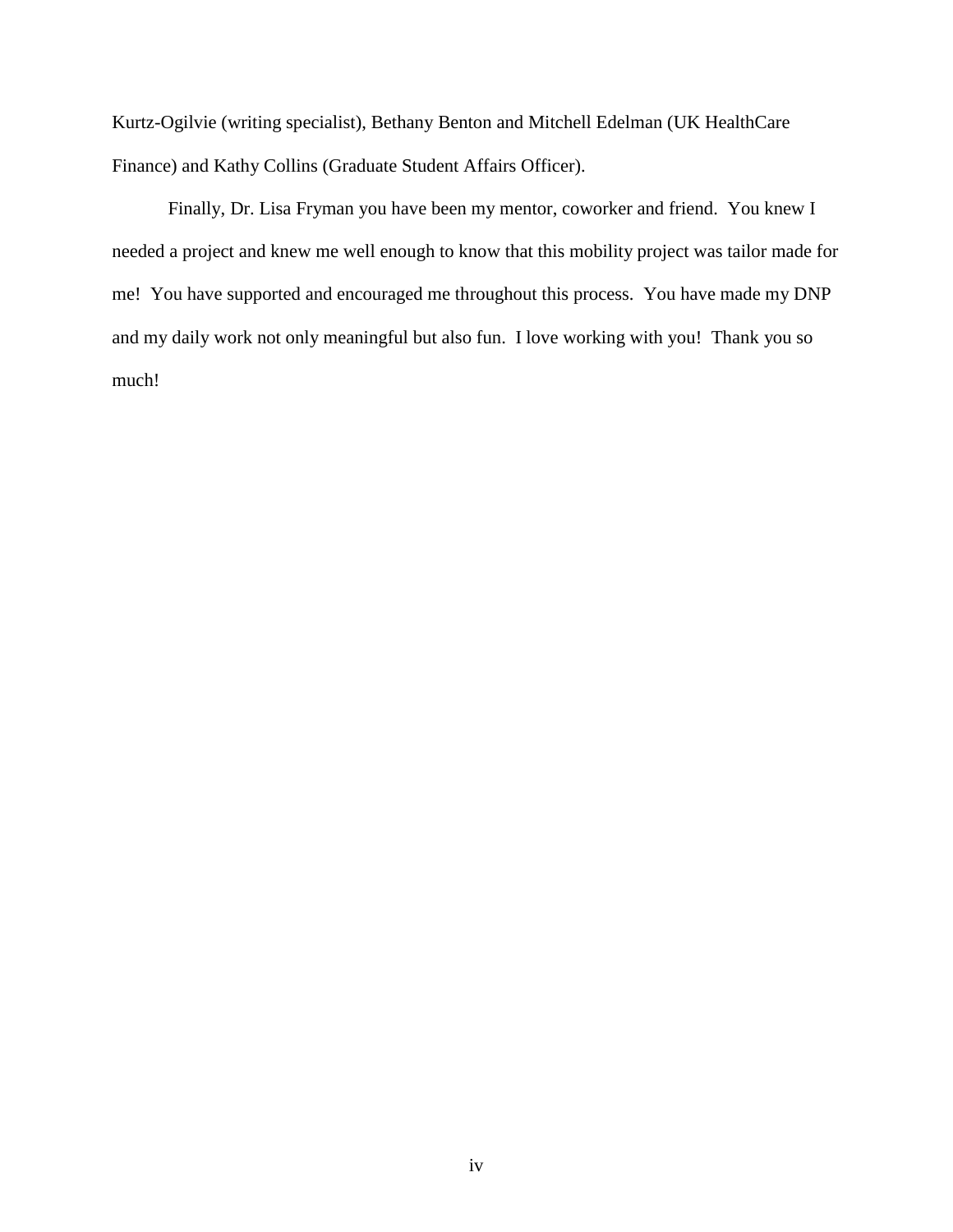Kurtz-Ogilvie (writing specialist), Bethany Benton and Mitchell Edelman (UK HealthCare Finance) and Kathy Collins (Graduate Student Affairs Officer).

Finally, Dr. Lisa Fryman you have been my mentor, coworker and friend. You knew I needed a project and knew me well enough to know that this mobility project was tailor made for me! You have supported and encouraged me throughout this process. You have made my DNP and my daily work not only meaningful but also fun. I love working with you! Thank you so much!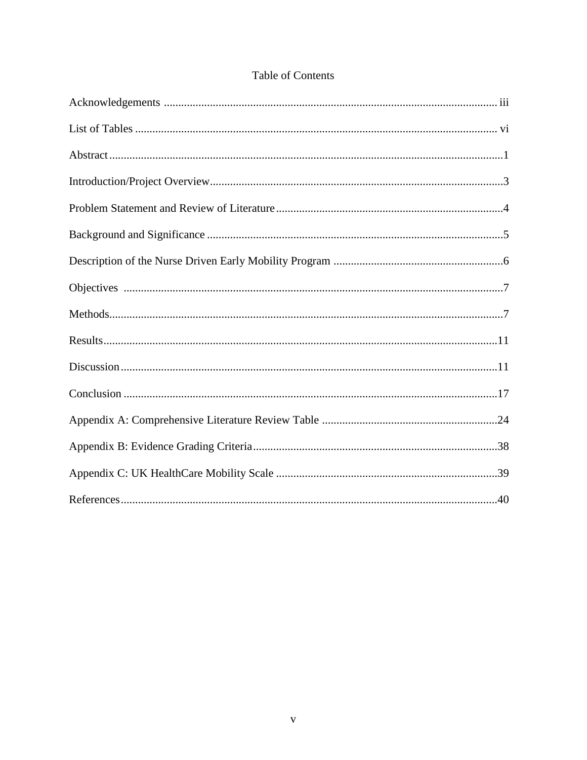# Table of Contents

| | |
|---|---|
| Acknowledgements | iii |
| List of Tables | vi |
| Abstract | 1 |
| Introduction/Project Overview | 3 |
| Problem Statement and Review of Literature | 4 |
| Background and Significance | 5 |
| Description of the Nurse Driven Early Mobility Program | 6 |
| Objectives | 7 |
| Methods | 7 |
| Results | 11 |
| Discussion | 11 |
| Conclusion | 17 |
| Appendix A: Comprehensive Literature Review Table | 24 |
| Appendix B: Evidence Grading Criteria | 38 |
| Appendix C: UK HealthCare Mobility Scale | 39 |
| References | 40 |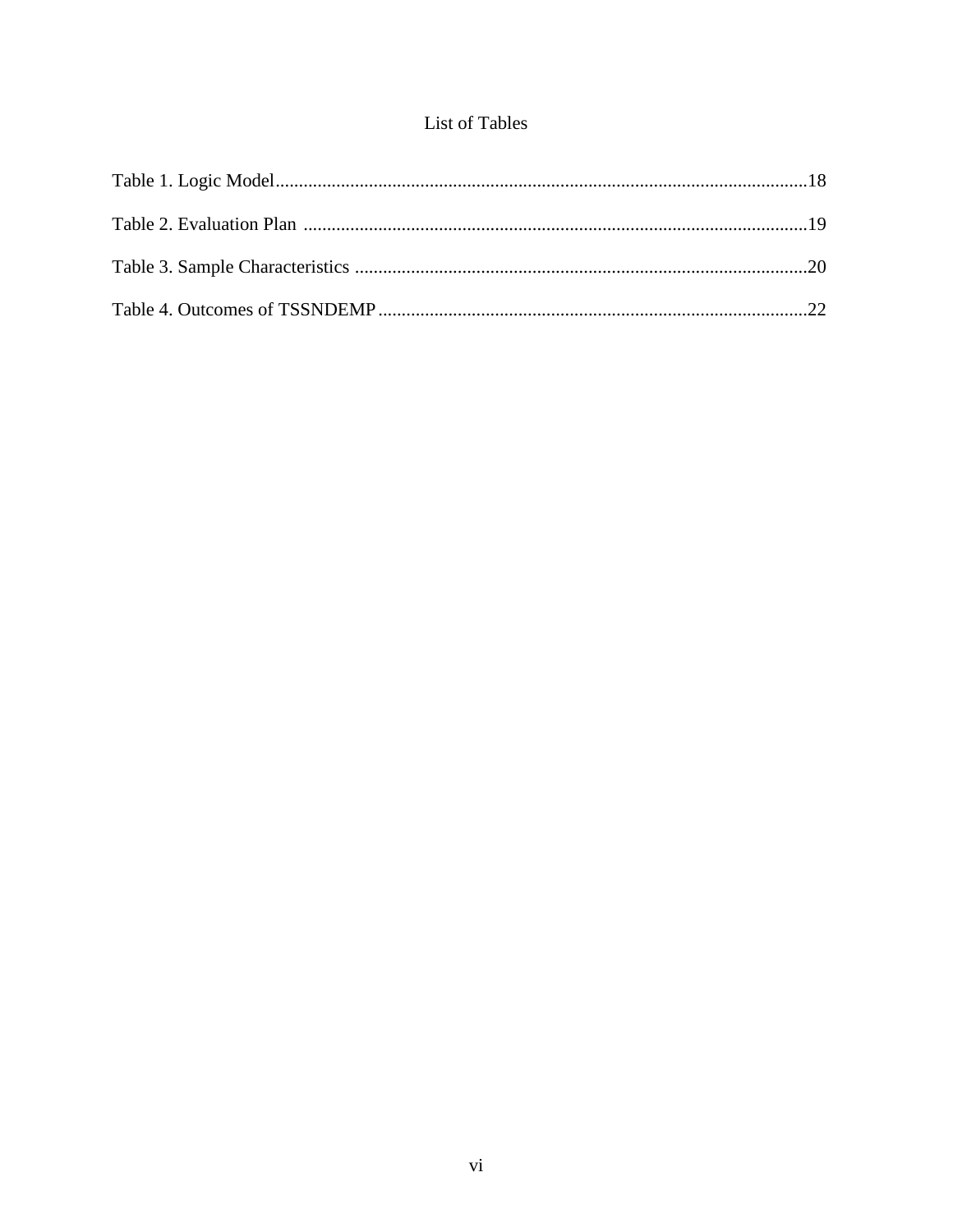# List of Tables

Table 1. Logic Model.................................................................................................................18

Table 2. Evaluation Plan ...........................................................................................................19

Table 3. Sample Characteristics ................................................................................................20

Table 4. Outcomes of TSSNDEMP...........................................................................................22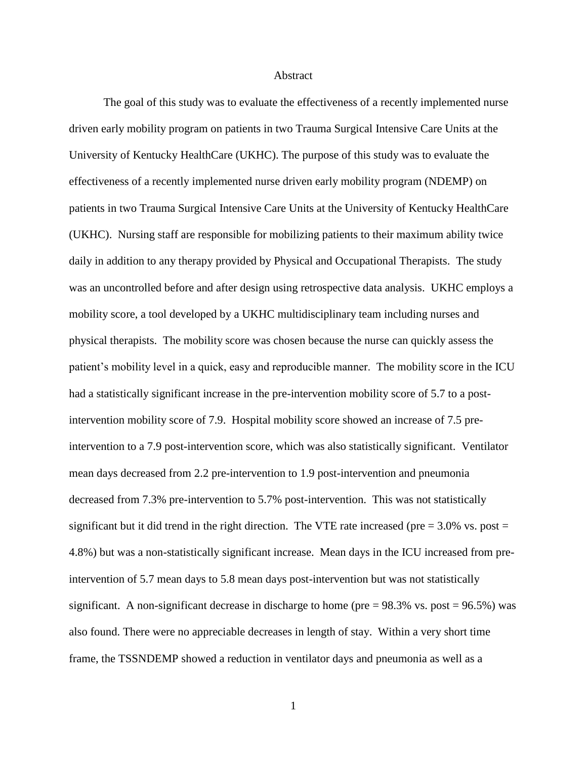Abstract

The goal of this study was to evaluate the effectiveness of a recently implemented nurse driven early mobility program on patients in two Trauma Surgical Intensive Care Units at the University of Kentucky HealthCare (UKHC). The purpose of this study was to evaluate the effectiveness of a recently implemented nurse driven early mobility program (NDEMP) on patients in two Trauma Surgical Intensive Care Units at the University of Kentucky HealthCare (UKHC). Nursing staff are responsible for mobilizing patients to their maximum ability twice daily in addition to any therapy provided by Physical and Occupational Therapists. The study was an uncontrolled before and after design using retrospective data analysis. UKHC employs a mobility score, a tool developed by a UKHC multidisciplinary team including nurses and physical therapists. The mobility score was chosen because the nurse can quickly assess the patient's mobility level in a quick, easy and reproducible manner. The mobility score in the ICU had a statistically significant increase in the pre-intervention mobility score of 5.7 to a post-intervention mobility score of 7.9. Hospital mobility score showed an increase of 7.5 pre-intervention to a 7.9 post-intervention score, which was also statistically significant. Ventilator mean days decreased from 2.2 pre-intervention to 1.9 post-intervention and pneumonia decreased from 7.3% pre-intervention to 5.7% post-intervention. This was not statistically significant but it did trend in the right direction. The VTE rate increased (pre = 3.0% vs. post = 4.8%) but was a non-statistically significant increase. Mean days in the ICU increased from pre-intervention of 5.7 mean days to 5.8 mean days post-intervention but was not statistically significant. A non-significant decrease in discharge to home (pre = 98.3% vs. post = 96.5%) was also found. There were no appreciable decreases in length of stay. Within a very short time frame, the TSSNDEMP showed a reduction in ventilator days and pneumonia as well as a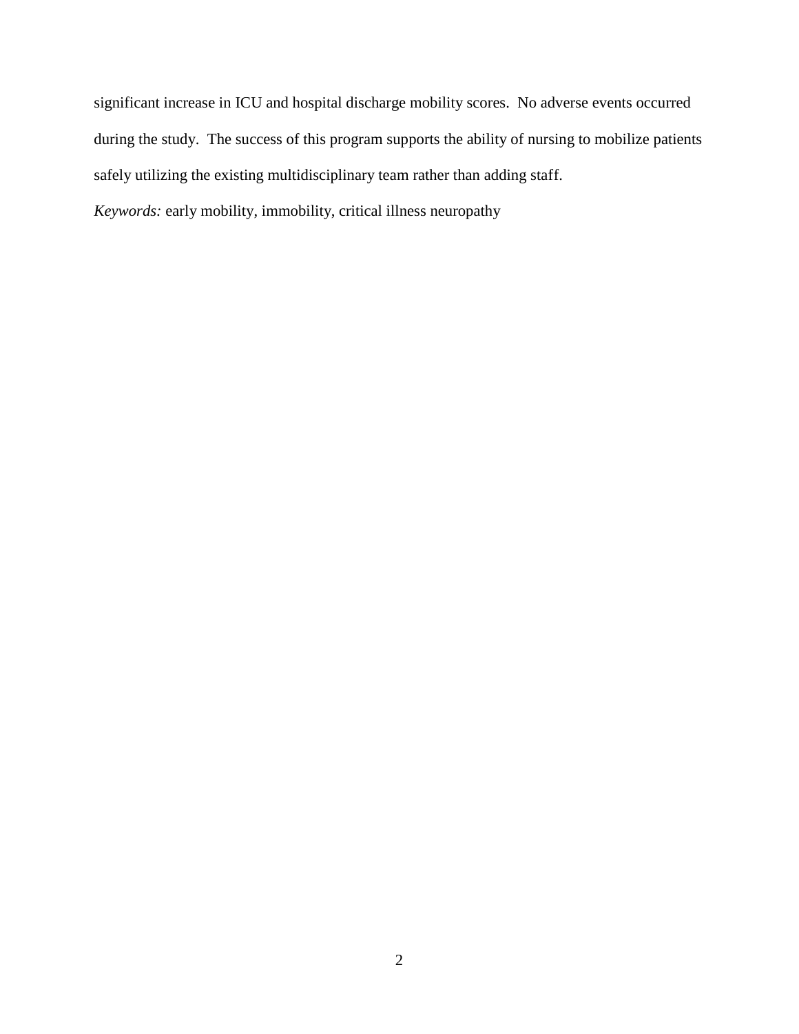significant increase in ICU and hospital discharge mobility scores. No adverse events occurred during the study. The success of this program supports the ability of nursing to mobilize patients safely utilizing the existing multidisciplinary team rather than adding staff.

*Keywords:* early mobility, immobility, critical illness neuropathy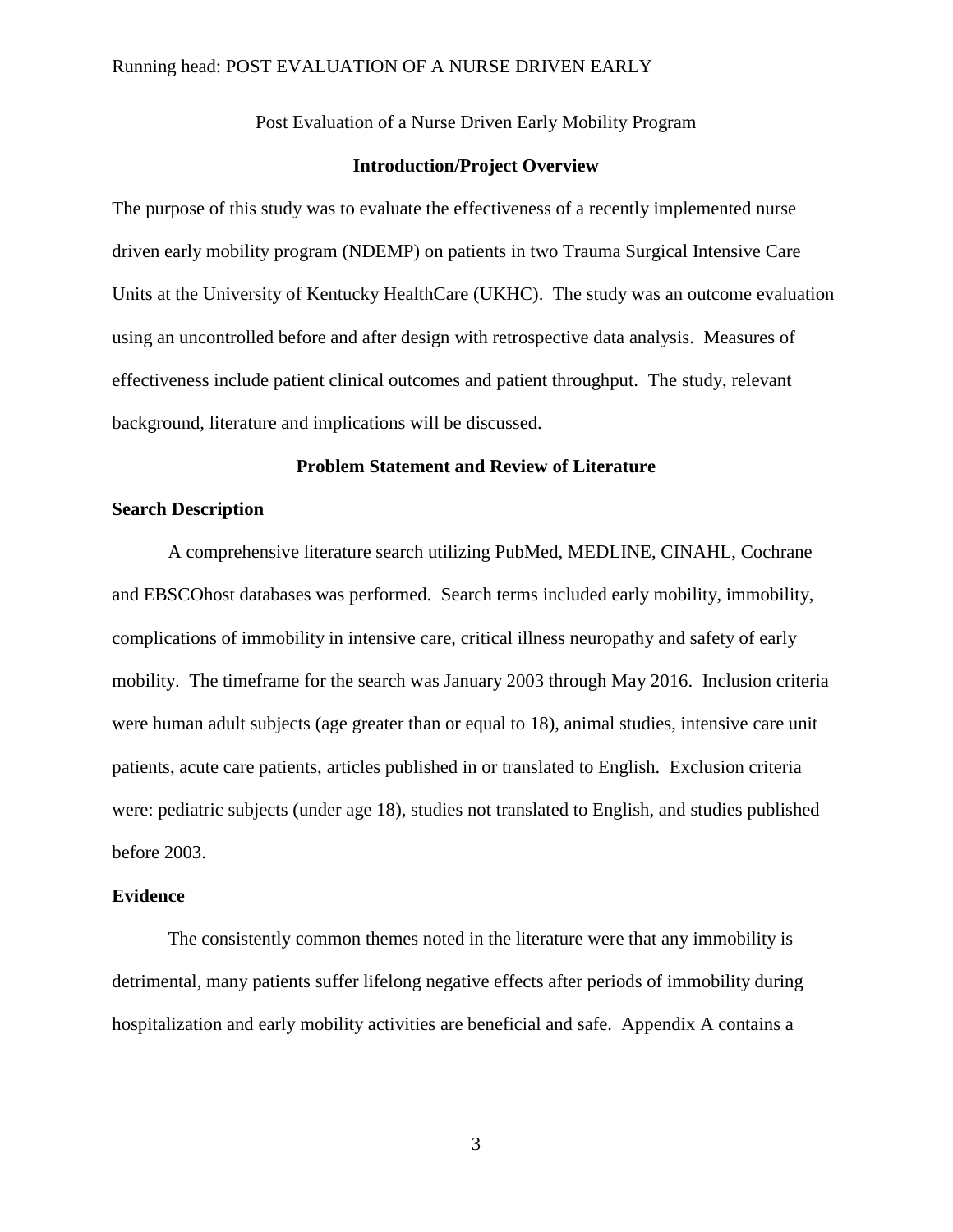Post Evaluation of a Nurse Driven Early Mobility Program

## Introduction/Project Overview

The purpose of this study was to evaluate the effectiveness of a recently implemented nurse driven early mobility program (NDEMP) on patients in two Trauma Surgical Intensive Care Units at the University of Kentucky HealthCare (UKHC). The study was an outcome evaluation using an uncontrolled before and after design with retrospective data analysis. Measures of effectiveness include patient clinical outcomes and patient throughput. The study, relevant background, literature and implications will be discussed.

## Problem Statement and Review of Literature

### Search Description

A comprehensive literature search utilizing PubMed, MEDLINE, CINAHL, Cochrane and EBSCOhost databases was performed. Search terms included early mobility, immobility, complications of immobility in intensive care, critical illness neuropathy and safety of early mobility. The timeframe for the search was January 2003 through May 2016. Inclusion criteria were human adult subjects (age greater than or equal to 18), animal studies, intensive care unit patients, acute care patients, articles published in or translated to English. Exclusion criteria were: pediatric subjects (under age 18), studies not translated to English, and studies published before 2003.

### Evidence

The consistently common themes noted in the literature were that any immobility is detrimental, many patients suffer lifelong negative effects after periods of immobility during hospitalization and early mobility activities are beneficial and safe. Appendix A contains a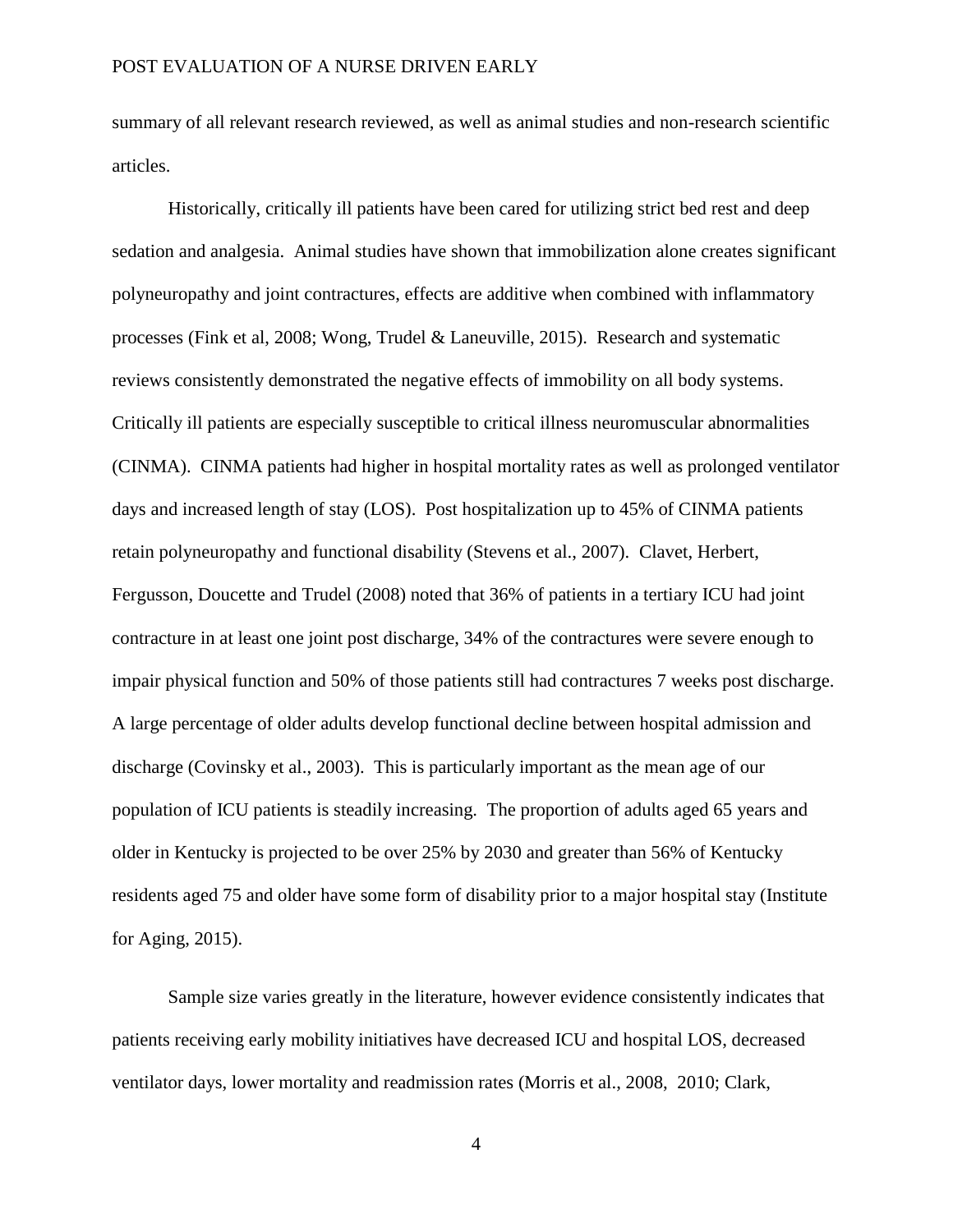summary of all relevant research reviewed, as well as animal studies and non-research scientific articles.

Historically, critically ill patients have been cared for utilizing strict bed rest and deep sedation and analgesia. Animal studies have shown that immobilization alone creates significant polyneuropathy and joint contractures, effects are additive when combined with inflammatory processes (Fink et al, 2008; Wong, Trudel & Laneuville, 2015). Research and systematic reviews consistently demonstrated the negative effects of immobility on all body systems. Critically ill patients are especially susceptible to critical illness neuromuscular abnormalities (CINMA). CINMA patients had higher in hospital mortality rates as well as prolonged ventilator days and increased length of stay (LOS). Post hospitalization up to 45% of CINMA patients retain polyneuropathy and functional disability (Stevens et al., 2007). Clavet, Herbert, Fergusson, Doucette and Trudel (2008) noted that 36% of patients in a tertiary ICU had joint contracture in at least one joint post discharge, 34% of the contractures were severe enough to impair physical function and 50% of those patients still had contractures 7 weeks post discharge. A large percentage of older adults develop functional decline between hospital admission and discharge (Covinsky et al., 2003). This is particularly important as the mean age of our population of ICU patients is steadily increasing. The proportion of adults aged 65 years and older in Kentucky is projected to be over 25% by 2030 and greater than 56% of Kentucky residents aged 75 and older have some form of disability prior to a major hospital stay (Institute for Aging, 2015).

Sample size varies greatly in the literature, however evidence consistently indicates that patients receiving early mobility initiatives have decreased ICU and hospital LOS, decreased ventilator days, lower mortality and readmission rates (Morris et al., 2008, 2010; Clark,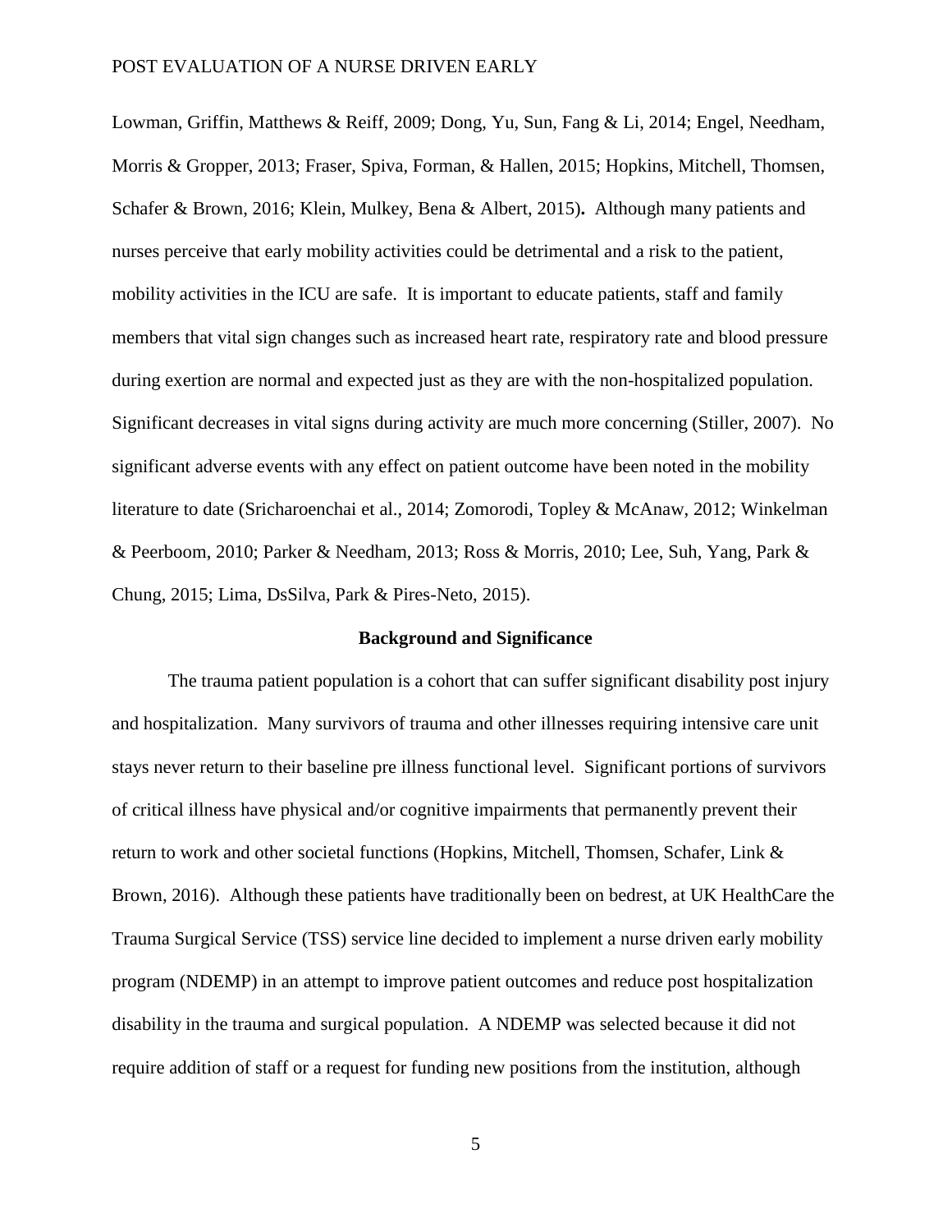Lowman, Griffin, Matthews & Reiff, 2009; Dong, Yu, Sun, Fang & Li, 2014; Engel, Needham, Morris & Gropper, 2013; Fraser, Spiva, Forman, & Hallen, 2015; Hopkins, Mitchell, Thomsen, Schafer & Brown, 2016; Klein, Mulkey, Bena & Albert, 2015)**.** Although many patients and nurses perceive that early mobility activities could be detrimental and a risk to the patient, mobility activities in the ICU are safe. It is important to educate patients, staff and family members that vital sign changes such as increased heart rate, respiratory rate and blood pressure during exertion are normal and expected just as they are with the non-hospitalized population. Significant decreases in vital signs during activity are much more concerning (Stiller, 2007). No significant adverse events with any effect on patient outcome have been noted in the mobility literature to date (Sricharoenchai et al., 2014; Zomorodi, Topley & McAnaw, 2012; Winkelman & Peerboom, 2010; Parker & Needham, 2013; Ross & Morris, 2010; Lee, Suh, Yang, Park & Chung, 2015; Lima, DsSilva, Park & Pires-Neto, 2015).

## Background and Significance

The trauma patient population is a cohort that can suffer significant disability post injury and hospitalization. Many survivors of trauma and other illnesses requiring intensive care unit stays never return to their baseline pre illness functional level. Significant portions of survivors of critical illness have physical and/or cognitive impairments that permanently prevent their return to work and other societal functions (Hopkins, Mitchell, Thomsen, Schafer, Link & Brown, 2016). Although these patients have traditionally been on bedrest, at UK HealthCare the Trauma Surgical Service (TSS) service line decided to implement a nurse driven early mobility program (NDEMP) in an attempt to improve patient outcomes and reduce post hospitalization disability in the trauma and surgical population. A NDEMP was selected because it did not require addition of staff or a request for funding new positions from the institution, although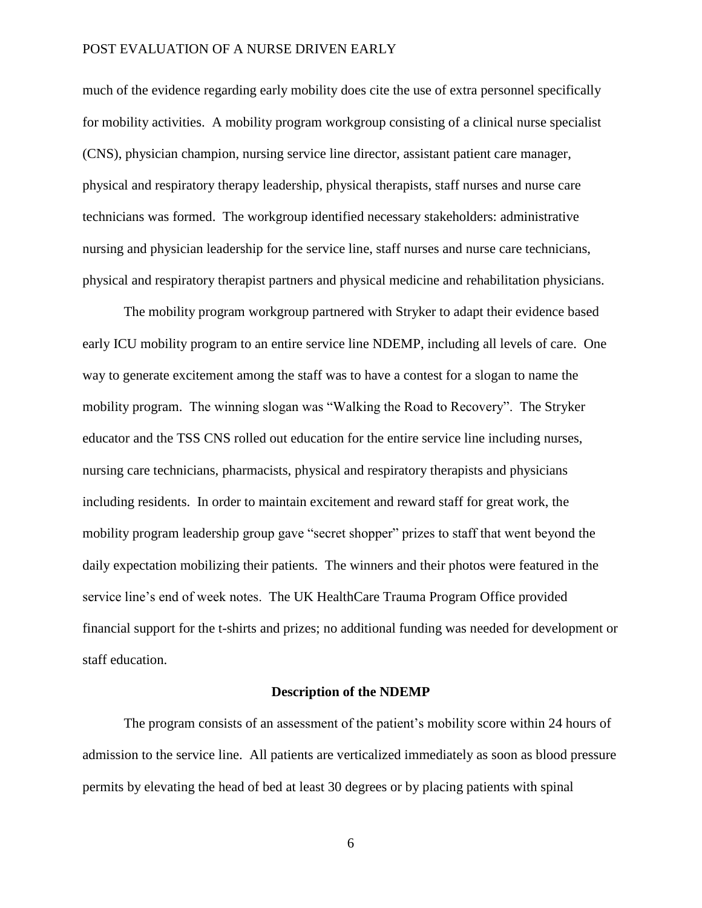much of the evidence regarding early mobility does cite the use of extra personnel specifically for mobility activities. A mobility program workgroup consisting of a clinical nurse specialist (CNS), physician champion, nursing service line director, assistant patient care manager, physical and respiratory therapy leadership, physical therapists, staff nurses and nurse care technicians was formed. The workgroup identified necessary stakeholders: administrative nursing and physician leadership for the service line, staff nurses and nurse care technicians, physical and respiratory therapist partners and physical medicine and rehabilitation physicians.

The mobility program workgroup partnered with Stryker to adapt their evidence based early ICU mobility program to an entire service line NDEMP, including all levels of care. One way to generate excitement among the staff was to have a contest for a slogan to name the mobility program. The winning slogan was "Walking the Road to Recovery". The Stryker educator and the TSS CNS rolled out education for the entire service line including nurses, nursing care technicians, pharmacists, physical and respiratory therapists and physicians including residents. In order to maintain excitement and reward staff for great work, the mobility program leadership group gave "secret shopper" prizes to staff that went beyond the daily expectation mobilizing their patients. The winners and their photos were featured in the service line's end of week notes. The UK HealthCare Trauma Program Office provided financial support for the t-shirts and prizes; no additional funding was needed for development or staff education.

## Description of the NDEMP

The program consists of an assessment of the patient's mobility score within 24 hours of admission to the service line. All patients are verticalized immediately as soon as blood pressure permits by elevating the head of bed at least 30 degrees or by placing patients with spinal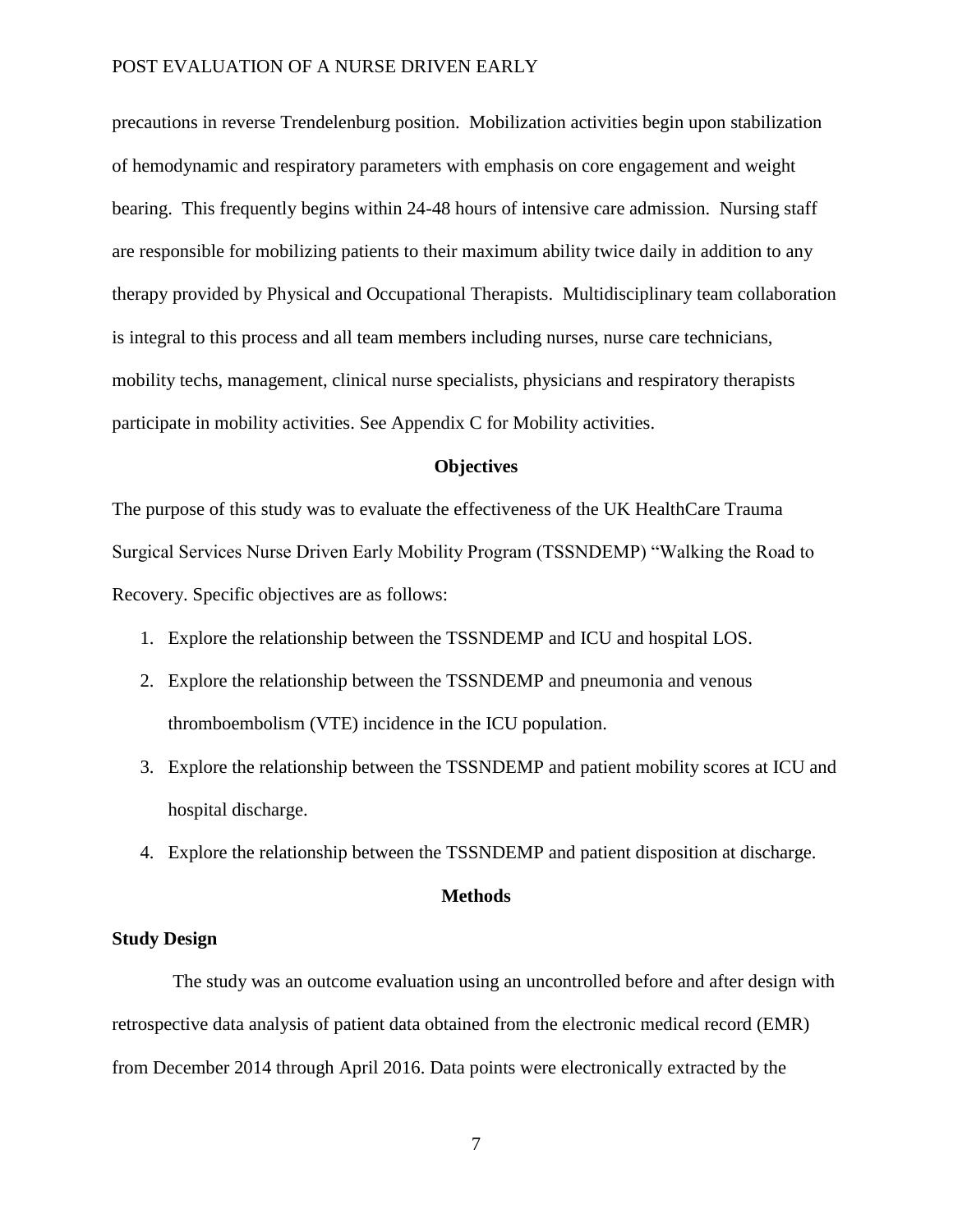precautions in reverse Trendelenburg position. Mobilization activities begin upon stabilization of hemodynamic and respiratory parameters with emphasis on core engagement and weight bearing. This frequently begins within 24-48 hours of intensive care admission. Nursing staff are responsible for mobilizing patients to their maximum ability twice daily in addition to any therapy provided by Physical and Occupational Therapists. Multidisciplinary team collaboration is integral to this process and all team members including nurses, nurse care technicians, mobility techs, management, clinical nurse specialists, physicians and respiratory therapists participate in mobility activities. See Appendix C for Mobility activities.

## Objectives

The purpose of this study was to evaluate the effectiveness of the UK HealthCare Trauma Surgical Services Nurse Driven Early Mobility Program (TSSNDEMP) "Walking the Road to Recovery. Specific objectives are as follows:

1. Explore the relationship between the TSSNDEMP and ICU and hospital LOS.
2. Explore the relationship between the TSSNDEMP and pneumonia and venous thromboembolism (VTE) incidence in the ICU population.
3. Explore the relationship between the TSSNDEMP and patient mobility scores at ICU and hospital discharge.
4. Explore the relationship between the TSSNDEMP and patient disposition at discharge.

## Methods

### Study Design

The study was an outcome evaluation using an uncontrolled before and after design with retrospective data analysis of patient data obtained from the electronic medical record (EMR) from December 2014 through April 2016. Data points were electronically extracted by the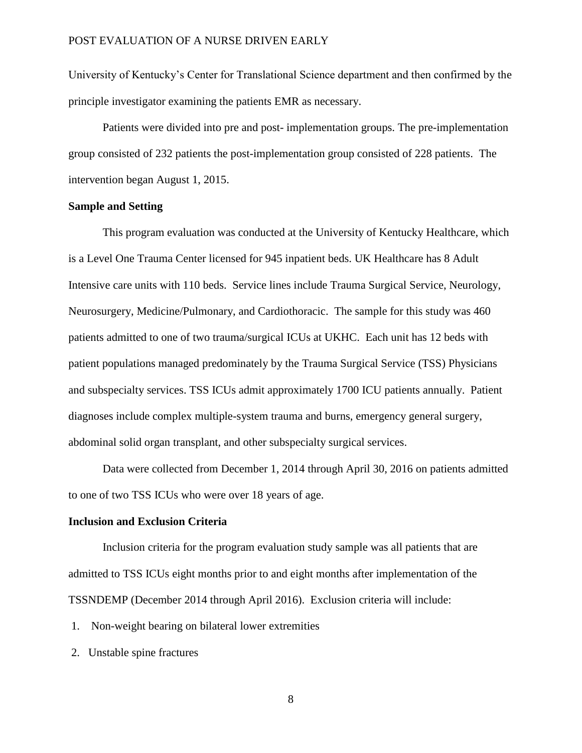University of Kentucky's Center for Translational Science department and then confirmed by the principle investigator examining the patients EMR as necessary.

Patients were divided into pre and post- implementation groups. The pre-implementation group consisted of 232 patients the post-implementation group consisted of 228 patients. The intervention began August 1, 2015.

**Sample and Setting**

This program evaluation was conducted at the University of Kentucky Healthcare, which is a Level One Trauma Center licensed for 945 inpatient beds. UK Healthcare has 8 Adult Intensive care units with 110 beds. Service lines include Trauma Surgical Service, Neurology, Neurosurgery, Medicine/Pulmonary, and Cardiothoracic. The sample for this study was 460 patients admitted to one of two trauma/surgical ICUs at UKHC. Each unit has 12 beds with patient populations managed predominately by the Trauma Surgical Service (TSS) Physicians and subspecialty services. TSS ICUs admit approximately 1700 ICU patients annually. Patient diagnoses include complex multiple-system trauma and burns, emergency general surgery, abdominal solid organ transplant, and other subspecialty surgical services.

Data were collected from December 1, 2014 through April 30, 2016 on patients admitted to one of two TSS ICUs who were over 18 years of age.

**Inclusion and Exclusion Criteria**

Inclusion criteria for the program evaluation study sample was all patients that are admitted to TSS ICUs eight months prior to and eight months after implementation of the TSSNDEMP (December 2014 through April 2016). Exclusion criteria will include:

1. Non-weight bearing on bilateral lower extremities
2. Unstable spine fractures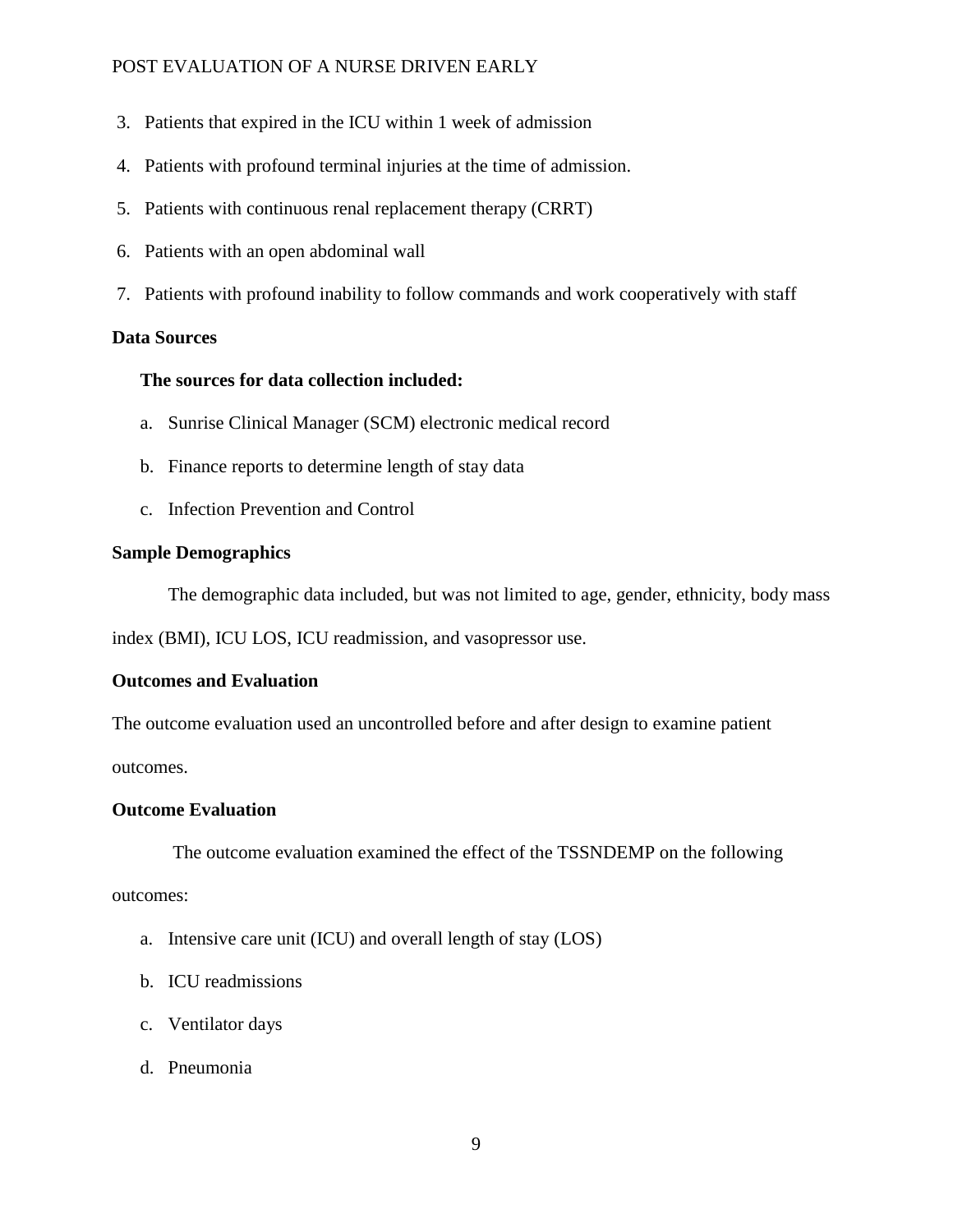3. Patients that expired in the ICU within 1 week of admission
4. Patients with profound terminal injuries at the time of admission.
5. Patients with continuous renal replacement therapy (CRRT)
6. Patients with an open abdominal wall
7. Patients with profound inability to follow commands and work cooperatively with staff

**Data Sources**

**The sources for data collection included:**

a. Sunrise Clinical Manager (SCM) electronic medical record
b. Finance reports to determine length of stay data
c. Infection Prevention and Control

**Sample Demographics**

The demographic data included, but was not limited to age, gender, ethnicity, body mass index (BMI), ICU LOS, ICU readmission, and vasopressor use.

**Outcomes and Evaluation**

The outcome evaluation used an uncontrolled before and after design to examine patient outcomes.

**Outcome Evaluation**

The outcome evaluation examined the effect of the TSSNDEMP on the following outcomes:

a. Intensive care unit (ICU) and overall length of stay (LOS)
b. ICU readmissions
c. Ventilator days
d. Pneumonia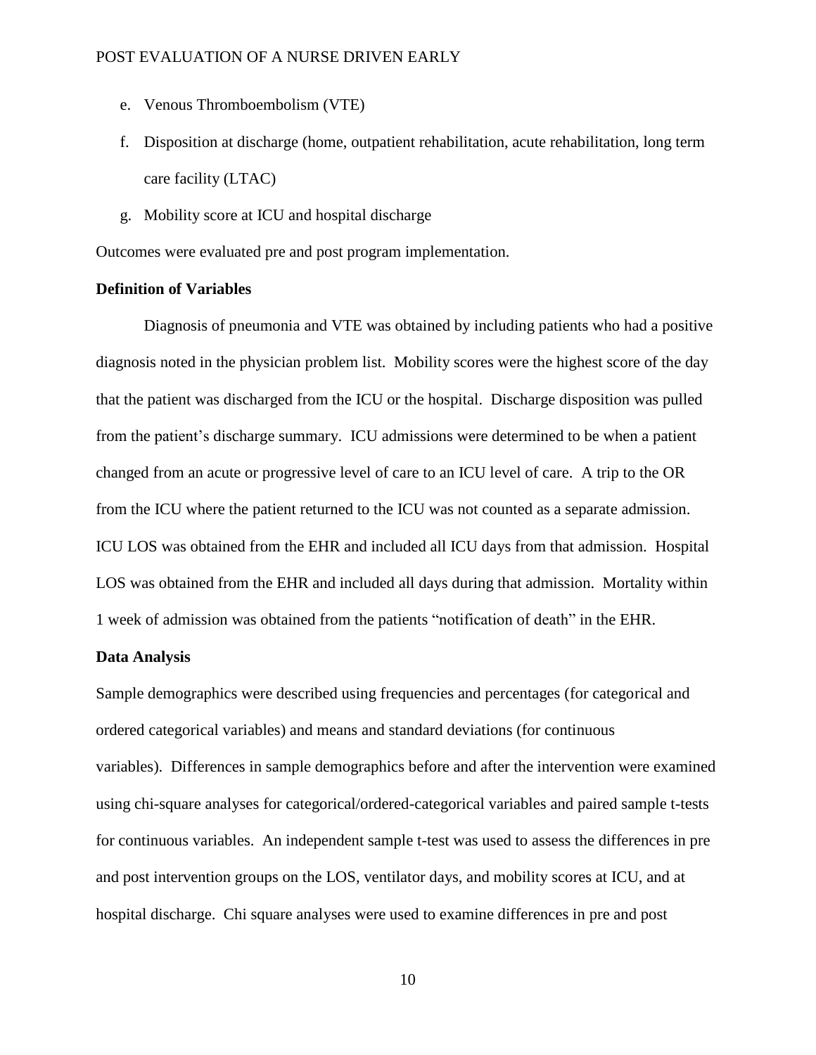e. Venous Thromboembolism (VTE)
f. Disposition at discharge (home, outpatient rehabilitation, acute rehabilitation, long term care facility (LTAC)
g. Mobility score at ICU and hospital discharge

Outcomes were evaluated pre and post program implementation.

**Definition of Variables**

Diagnosis of pneumonia and VTE was obtained by including patients who had a positive diagnosis noted in the physician problem list. Mobility scores were the highest score of the day that the patient was discharged from the ICU or the hospital. Discharge disposition was pulled from the patient's discharge summary. ICU admissions were determined to be when a patient changed from an acute or progressive level of care to an ICU level of care. A trip to the OR from the ICU where the patient returned to the ICU was not counted as a separate admission. ICU LOS was obtained from the EHR and included all ICU days from that admission. Hospital LOS was obtained from the EHR and included all days during that admission. Mortality within 1 week of admission was obtained from the patients "notification of death" in the EHR.

**Data Analysis**

Sample demographics were described using frequencies and percentages (for categorical and ordered categorical variables) and means and standard deviations (for continuous variables). Differences in sample demographics before and after the intervention were examined using chi-square analyses for categorical/ordered-categorical variables and paired sample t-tests for continuous variables. An independent sample t-test was used to assess the differences in pre and post intervention groups on the LOS, ventilator days, and mobility scores at ICU, and at hospital discharge. Chi square analyses were used to examine differences in pre and post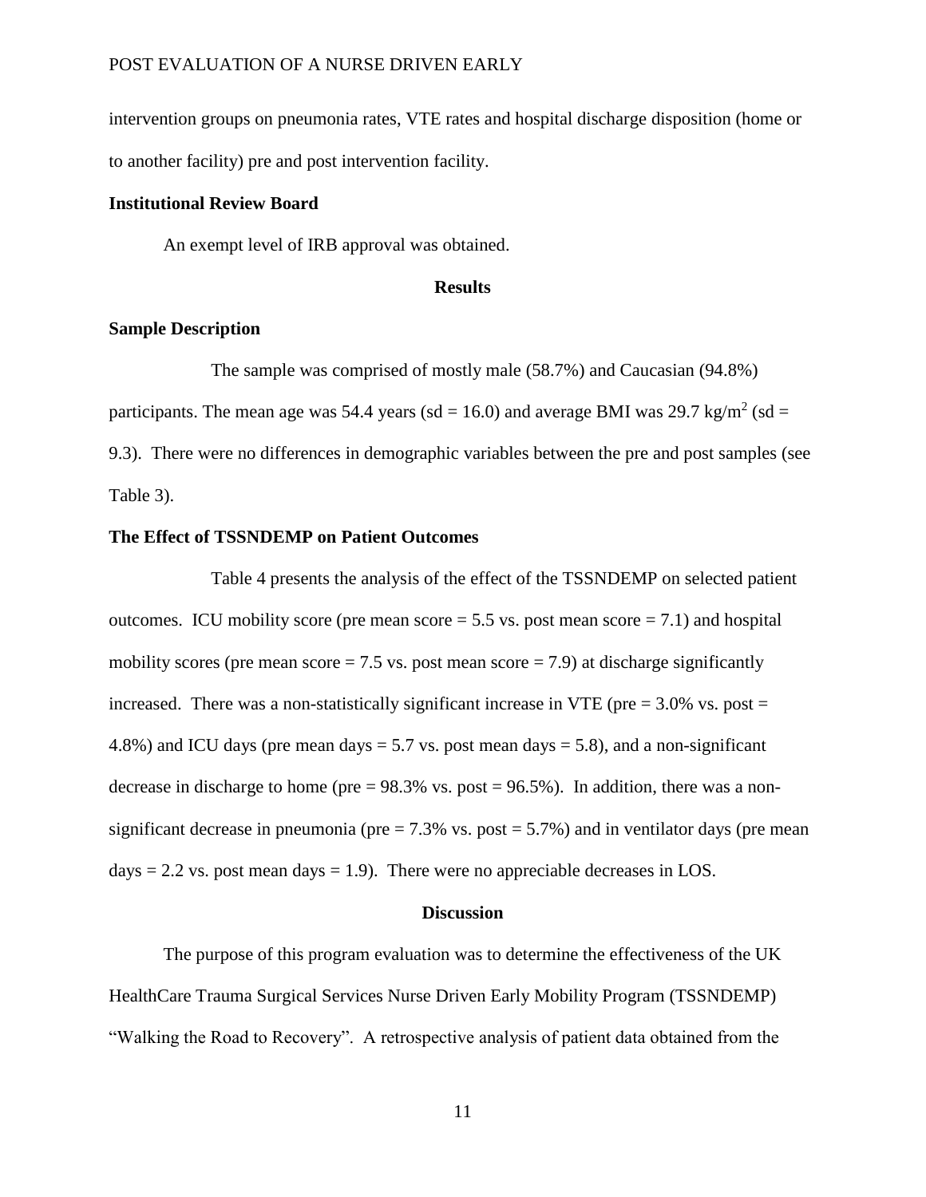intervention groups on pneumonia rates, VTE rates and hospital discharge disposition (home or to another facility) pre and post intervention facility.

### Institutional Review Board

An exempt level of IRB approval was obtained.

## Results

### Sample Description

The sample was comprised of mostly male (58.7%) and Caucasian (94.8%) participants. The mean age was 54.4 years (sd = 16.0) and average BMI was 29.7 $kg/m^2$ (sd = 9.3). There were no differences in demographic variables between the pre and post samples (see Table 3).

### The Effect of TSSNDEMP on Patient Outcomes

Table 4 presents the analysis of the effect of the TSSNDEMP on selected patient outcomes. ICU mobility score (pre mean score = 5.5 vs. post mean score = 7.1) and hospital mobility scores (pre mean score = 7.5 vs. post mean score = 7.9) at discharge significantly increased. There was a non-statistically significant increase in VTE (pre = 3.0% vs. post = 4.8%) and ICU days (pre mean days = 5.7 vs. post mean days = 5.8), and a non-significant decrease in discharge to home (pre = 98.3% vs. post = 96.5%). In addition, there was a non-significant decrease in pneumonia (pre = 7.3% vs. post = 5.7%) and in ventilator days (pre mean days = 2.2 vs. post mean days = 1.9). There were no appreciable decreases in LOS.

## Discussion

The purpose of this program evaluation was to determine the effectiveness of the UK HealthCare Trauma Surgical Services Nurse Driven Early Mobility Program (TSSNDEMP) "Walking the Road to Recovery". A retrospective analysis of patient data obtained from the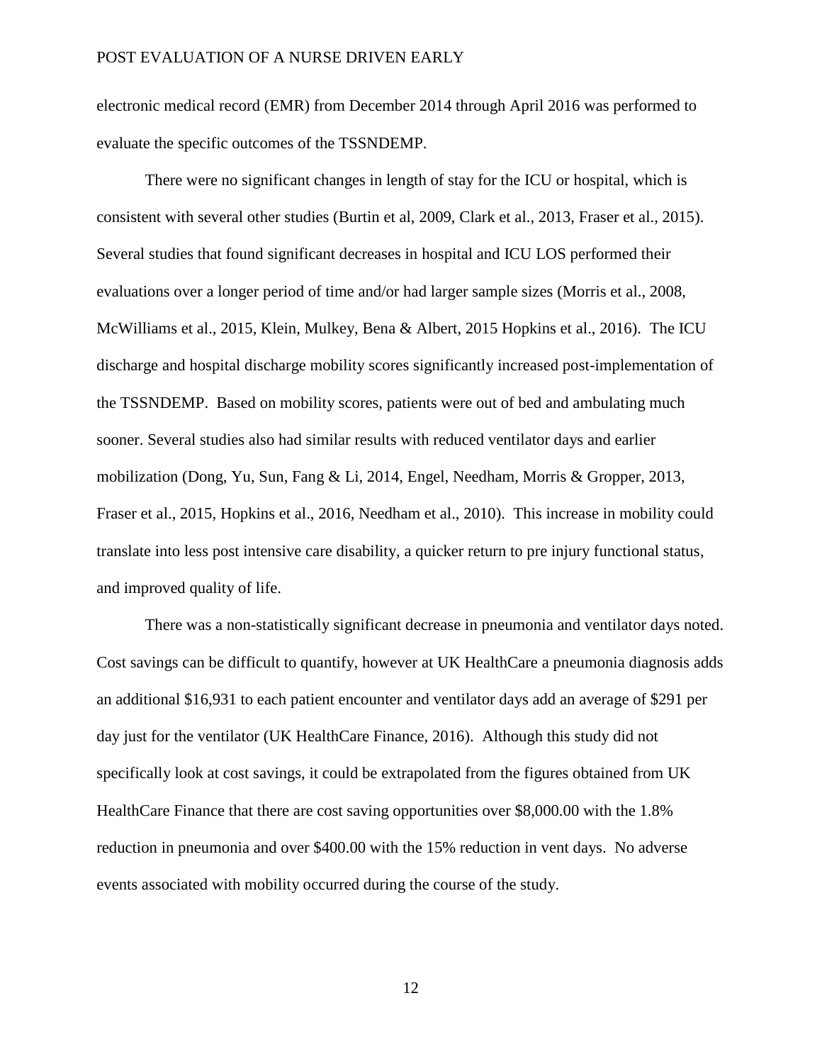electronic medical record (EMR) from December 2014 through April 2016 was performed to evaluate the specific outcomes of the TSSNDEMP.

There were no significant changes in length of stay for the ICU or hospital, which is consistent with several other studies (Burtin et al, 2009, Clark et al., 2013, Fraser et al., 2015). Several studies that found significant decreases in hospital and ICU LOS performed their evaluations over a longer period of time and/or had larger sample sizes (Morris et al., 2008, McWilliams et al., 2015, Klein, Mulkey, Bena & Albert, 2015 Hopkins et al., 2016). The ICU discharge and hospital discharge mobility scores significantly increased post-implementation of the TSSNDEMP. Based on mobility scores, patients were out of bed and ambulating much sooner. Several studies also had similar results with reduced ventilator days and earlier mobilization (Dong, Yu, Sun, Fang & Li, 2014, Engel, Needham, Morris & Gropper, 2013, Fraser et al., 2015, Hopkins et al., 2016, Needham et al., 2010). This increase in mobility could translate into less post intensive care disability, a quicker return to pre injury functional status, and improved quality of life.

There was a non-statistically significant decrease in pneumonia and ventilator days noted. Cost savings can be difficult to quantify, however at UK HealthCare a pneumonia diagnosis adds an additional $16,931 to each patient encounter and ventilator days add an average of $291 per day just for the ventilator (UK HealthCare Finance, 2016). Although this study did not specifically look at cost savings, it could be extrapolated from the figures obtained from UK HealthCare Finance that there are cost saving opportunities over $8,000.00 with the 1.8% reduction in pneumonia and over $400.00 with the 15% reduction in vent days. No adverse events associated with mobility occurred during the course of the study.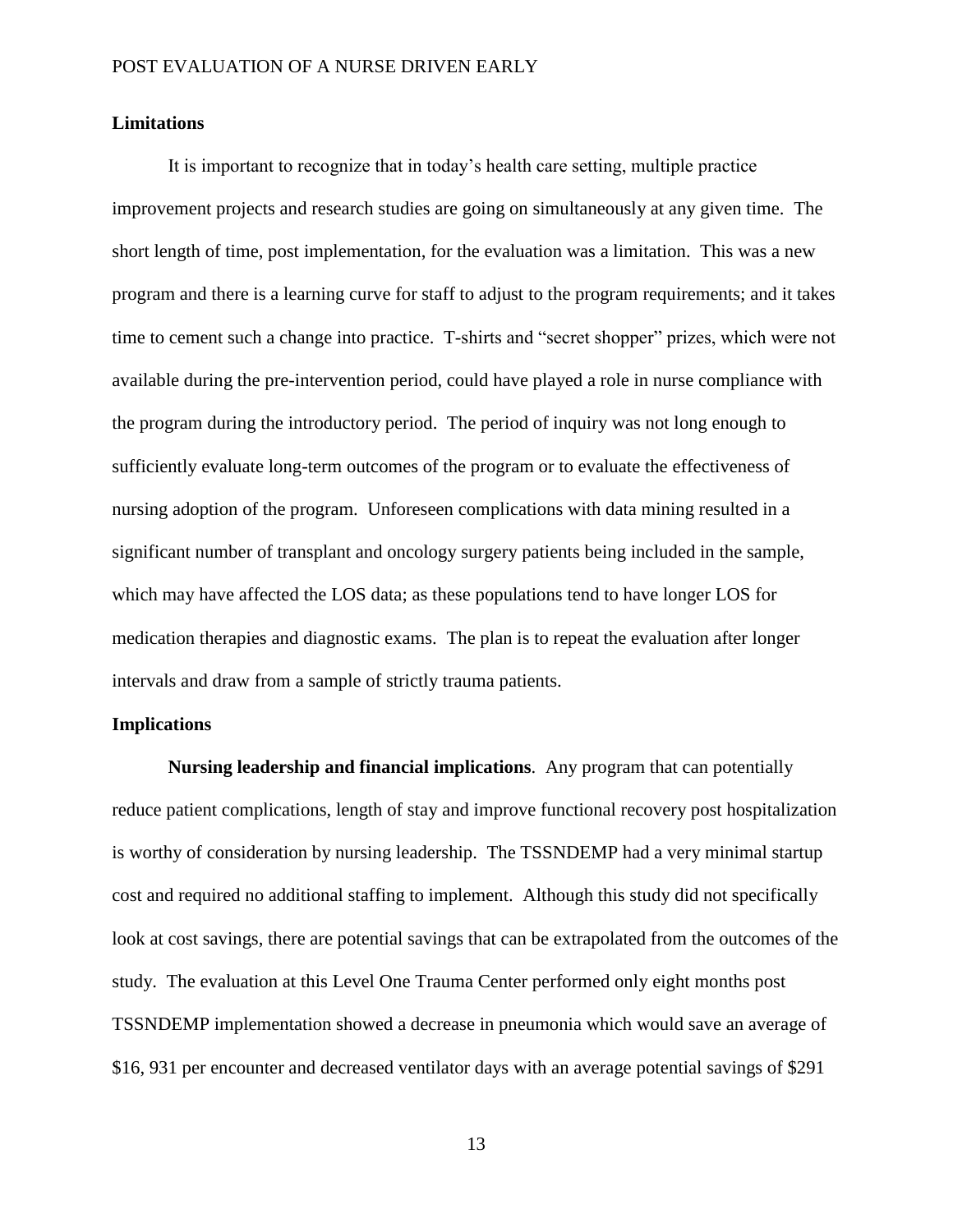## Limitations

It is important to recognize that in today's health care setting, multiple practice improvement projects and research studies are going on simultaneously at any given time. The short length of time, post implementation, for the evaluation was a limitation. This was a new program and there is a learning curve for staff to adjust to the program requirements; and it takes time to cement such a change into practice. T-shirts and "secret shopper" prizes, which were not available during the pre-intervention period, could have played a role in nurse compliance with the program during the introductory period. The period of inquiry was not long enough to sufficiently evaluate long-term outcomes of the program or to evaluate the effectiveness of nursing adoption of the program. Unforeseen complications with data mining resulted in a significant number of transplant and oncology surgery patients being included in the sample, which may have affected the LOS data; as these populations tend to have longer LOS for medication therapies and diagnostic exams. The plan is to repeat the evaluation after longer intervals and draw from a sample of strictly trauma patients.

## Implications

**Nursing leadership and financial implications**. Any program that can potentially reduce patient complications, length of stay and improve functional recovery post hospitalization is worthy of consideration by nursing leadership. The TSSNDEMP had a very minimal startup cost and required no additional staffing to implement. Although this study did not specifically look at cost savings, there are potential savings that can be extrapolated from the outcomes of the study. The evaluation at this Level One Trauma Center performed only eight months post TSSNDEMP implementation showed a decrease in pneumonia which would save an average of $16, 931 per encounter and decreased ventilator days with an average potential savings of $291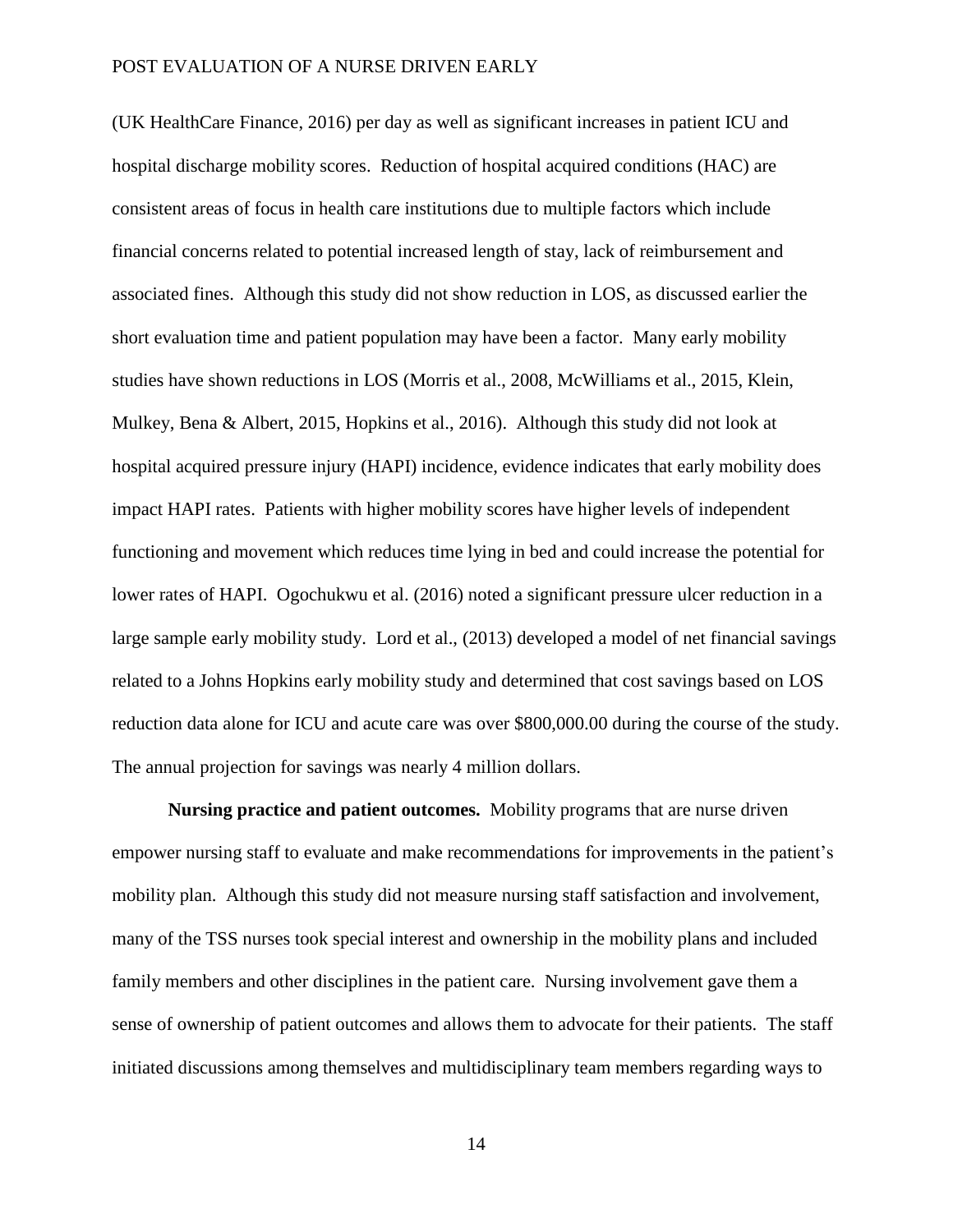(UK HealthCare Finance, 2016) per day as well as significant increases in patient ICU and hospital discharge mobility scores. Reduction of hospital acquired conditions (HAC) are consistent areas of focus in health care institutions due to multiple factors which include financial concerns related to potential increased length of stay, lack of reimbursement and associated fines. Although this study did not show reduction in LOS, as discussed earlier the short evaluation time and patient population may have been a factor. Many early mobility studies have shown reductions in LOS (Morris et al., 2008, McWilliams et al., 2015, Klein, Mulkey, Bena & Albert, 2015, Hopkins et al., 2016). Although this study did not look at hospital acquired pressure injury (HAPI) incidence, evidence indicates that early mobility does impact HAPI rates. Patients with higher mobility scores have higher levels of independent functioning and movement which reduces time lying in bed and could increase the potential for lower rates of HAPI. Ogochukwu et al. (2016) noted a significant pressure ulcer reduction in a large sample early mobility study. Lord et al., (2013) developed a model of net financial savings related to a Johns Hopkins early mobility study and determined that cost savings based on LOS reduction data alone for ICU and acute care was over $800,000.00 during the course of the study. The annual projection for savings was nearly 4 million dollars.

**Nursing practice and patient outcomes.** Mobility programs that are nurse driven empower nursing staff to evaluate and make recommendations for improvements in the patient's mobility plan. Although this study did not measure nursing staff satisfaction and involvement, many of the TSS nurses took special interest and ownership in the mobility plans and included family members and other disciplines in the patient care. Nursing involvement gave them a sense of ownership of patient outcomes and allows them to advocate for their patients. The staff initiated discussions among themselves and multidisciplinary team members regarding ways to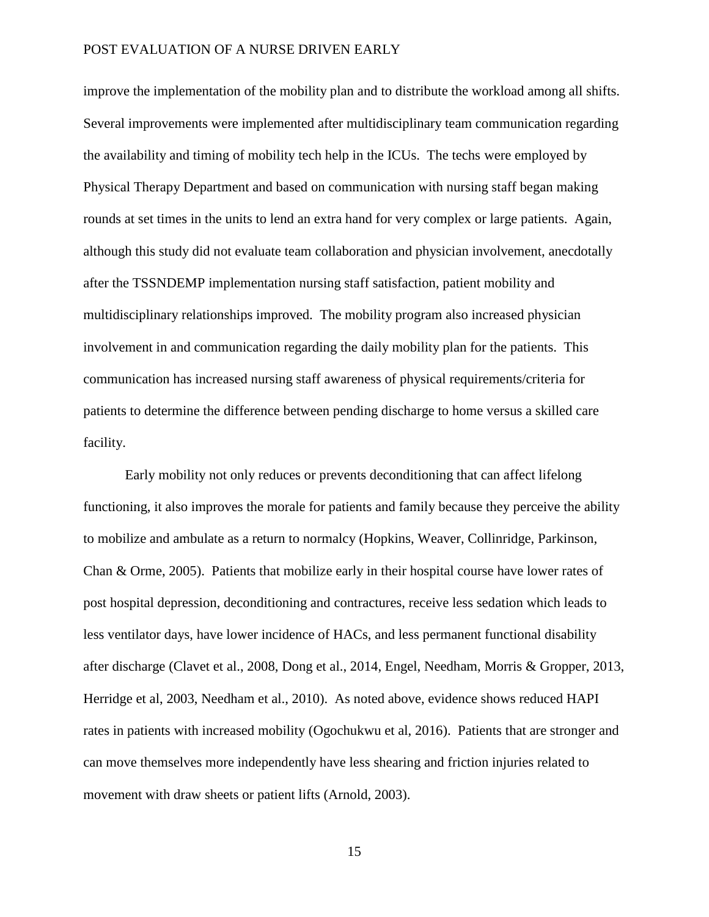improve the implementation of the mobility plan and to distribute the workload among all shifts. Several improvements were implemented after multidisciplinary team communication regarding the availability and timing of mobility tech help in the ICUs. The techs were employed by Physical Therapy Department and based on communication with nursing staff began making rounds at set times in the units to lend an extra hand for very complex or large patients. Again, although this study did not evaluate team collaboration and physician involvement, anecdotally after the TSSNDEMP implementation nursing staff satisfaction, patient mobility and multidisciplinary relationships improved. The mobility program also increased physician involvement in and communication regarding the daily mobility plan for the patients. This communication has increased nursing staff awareness of physical requirements/criteria for patients to determine the difference between pending discharge to home versus a skilled care facility.

Early mobility not only reduces or prevents deconditioning that can affect lifelong functioning, it also improves the morale for patients and family because they perceive the ability to mobilize and ambulate as a return to normalcy (Hopkins, Weaver, Collinridge, Parkinson, Chan & Orme, 2005). Patients that mobilize early in their hospital course have lower rates of post hospital depression, deconditioning and contractures, receive less sedation which leads to less ventilator days, have lower incidence of HACs, and less permanent functional disability after discharge (Clavet et al., 2008, Dong et al., 2014, Engel, Needham, Morris & Gropper, 2013, Herridge et al, 2003, Needham et al., 2010). As noted above, evidence shows reduced HAPI rates in patients with increased mobility (Ogochukwu et al, 2016). Patients that are stronger and can move themselves more independently have less shearing and friction injuries related to movement with draw sheets or patient lifts (Arnold, 2003).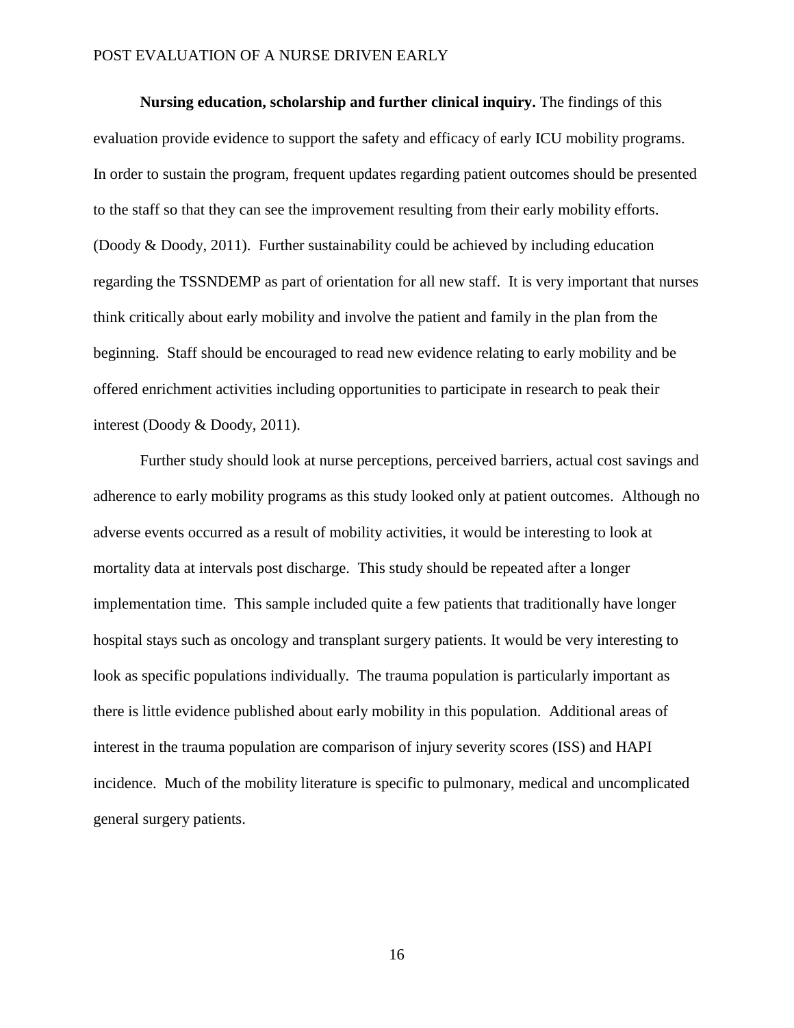**Nursing education, scholarship and further clinical inquiry.** The findings of this evaluation provide evidence to support the safety and efficacy of early ICU mobility programs. In order to sustain the program, frequent updates regarding patient outcomes should be presented to the staff so that they can see the improvement resulting from their early mobility efforts. (Doody & Doody, 2011). Further sustainability could be achieved by including education regarding the TSSNDEMP as part of orientation for all new staff. It is very important that nurses think critically about early mobility and involve the patient and family in the plan from the beginning. Staff should be encouraged to read new evidence relating to early mobility and be offered enrichment activities including opportunities to participate in research to peak their interest (Doody & Doody, 2011).

Further study should look at nurse perceptions, perceived barriers, actual cost savings and adherence to early mobility programs as this study looked only at patient outcomes. Although no adverse events occurred as a result of mobility activities, it would be interesting to look at mortality data at intervals post discharge. This study should be repeated after a longer implementation time. This sample included quite a few patients that traditionally have longer hospital stays such as oncology and transplant surgery patients. It would be very interesting to look as specific populations individually. The trauma population is particularly important as there is little evidence published about early mobility in this population. Additional areas of interest in the trauma population are comparison of injury severity scores (ISS) and HAPI incidence. Much of the mobility literature is specific to pulmonary, medical and uncomplicated general surgery patients.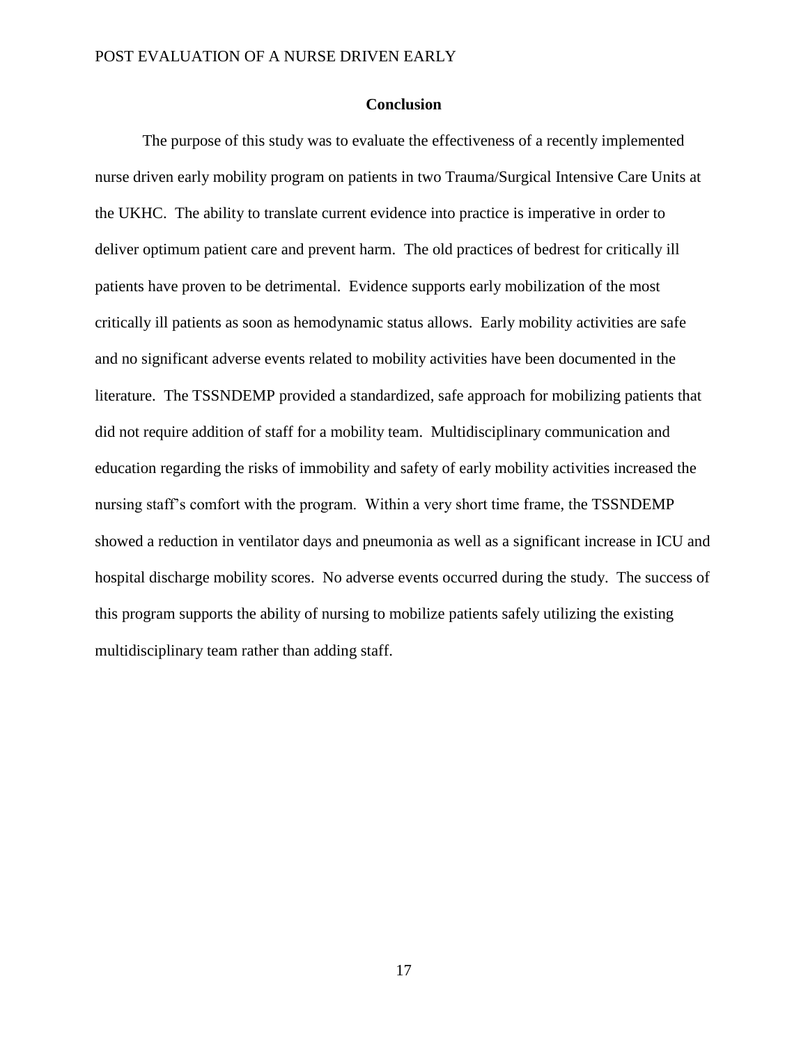# Conclusion

The purpose of this study was to evaluate the effectiveness of a recently implemented nurse driven early mobility program on patients in two Trauma/Surgical Intensive Care Units at the UKHC. The ability to translate current evidence into practice is imperative in order to deliver optimum patient care and prevent harm. The old practices of bedrest for critically ill patients have proven to be detrimental. Evidence supports early mobilization of the most critically ill patients as soon as hemodynamic status allows. Early mobility activities are safe and no significant adverse events related to mobility activities have been documented in the literature. The TSSNDEMP provided a standardized, safe approach for mobilizing patients that did not require addition of staff for a mobility team. Multidisciplinary communication and education regarding the risks of immobility and safety of early mobility activities increased the nursing staff's comfort with the program. Within a very short time frame, the TSSNDEMP showed a reduction in ventilator days and pneumonia as well as a significant increase in ICU and hospital discharge mobility scores. No adverse events occurred during the study. The success of this program supports the ability of nursing to mobilize patients safely utilizing the existing multidisciplinary team rather than adding staff.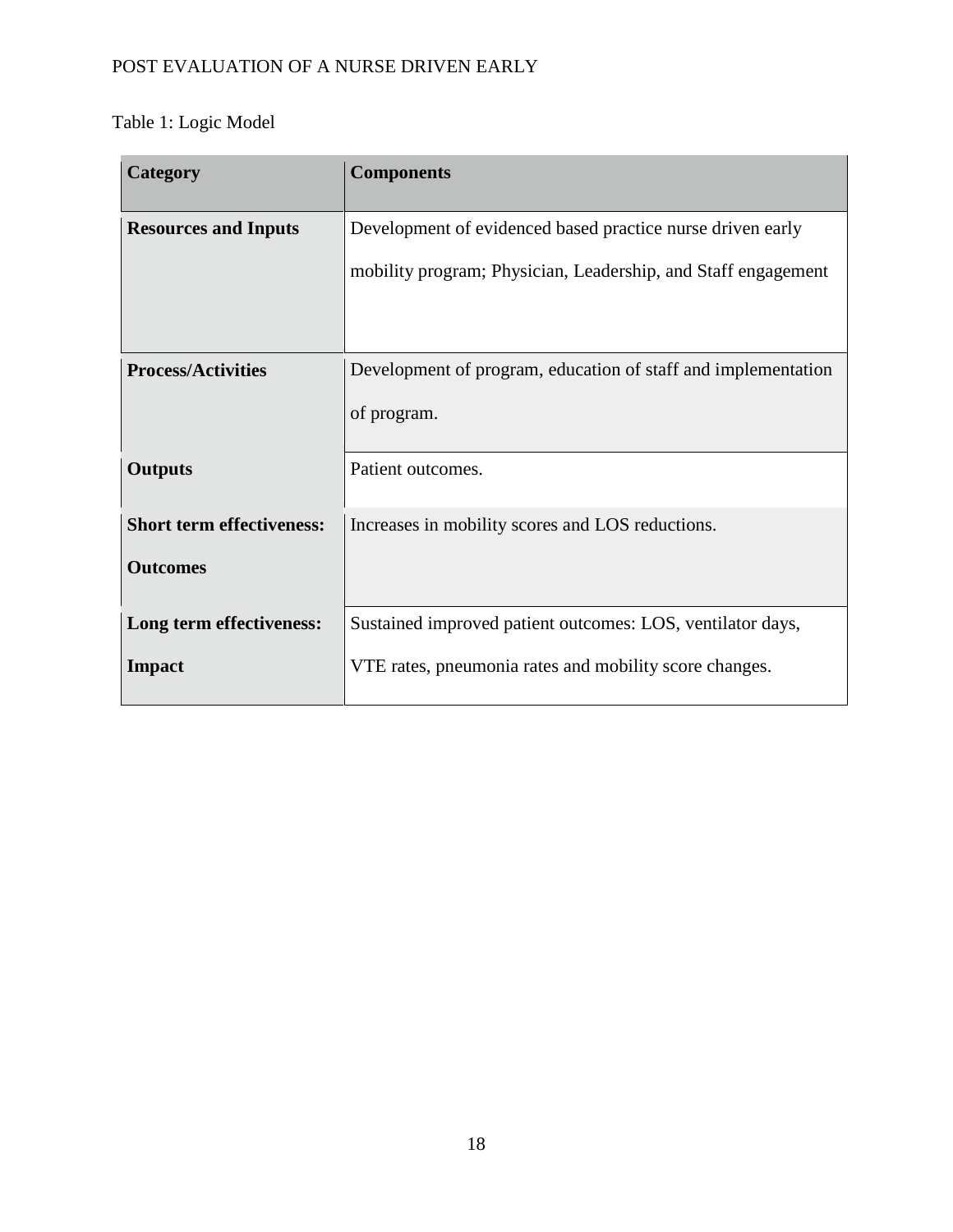Table 1: Logic Model

| Category | Components |
| --- | --- |
| **Resources and Inputs** | Development of evidenced based practice nurse driven early mobility program; Physician, Leadership, and Staff engagement |
| **Process/Activities** | Development of program, education of staff and implementation of program. |
| **Outputs** | Patient outcomes. |
| **Short term effectiveness: Outcomes** | Increases in mobility scores and LOS reductions. |
| **Long term effectiveness: Impact** | Sustained improved patient outcomes: LOS, ventilator days, VTE rates, pneumonia rates and mobility score changes. |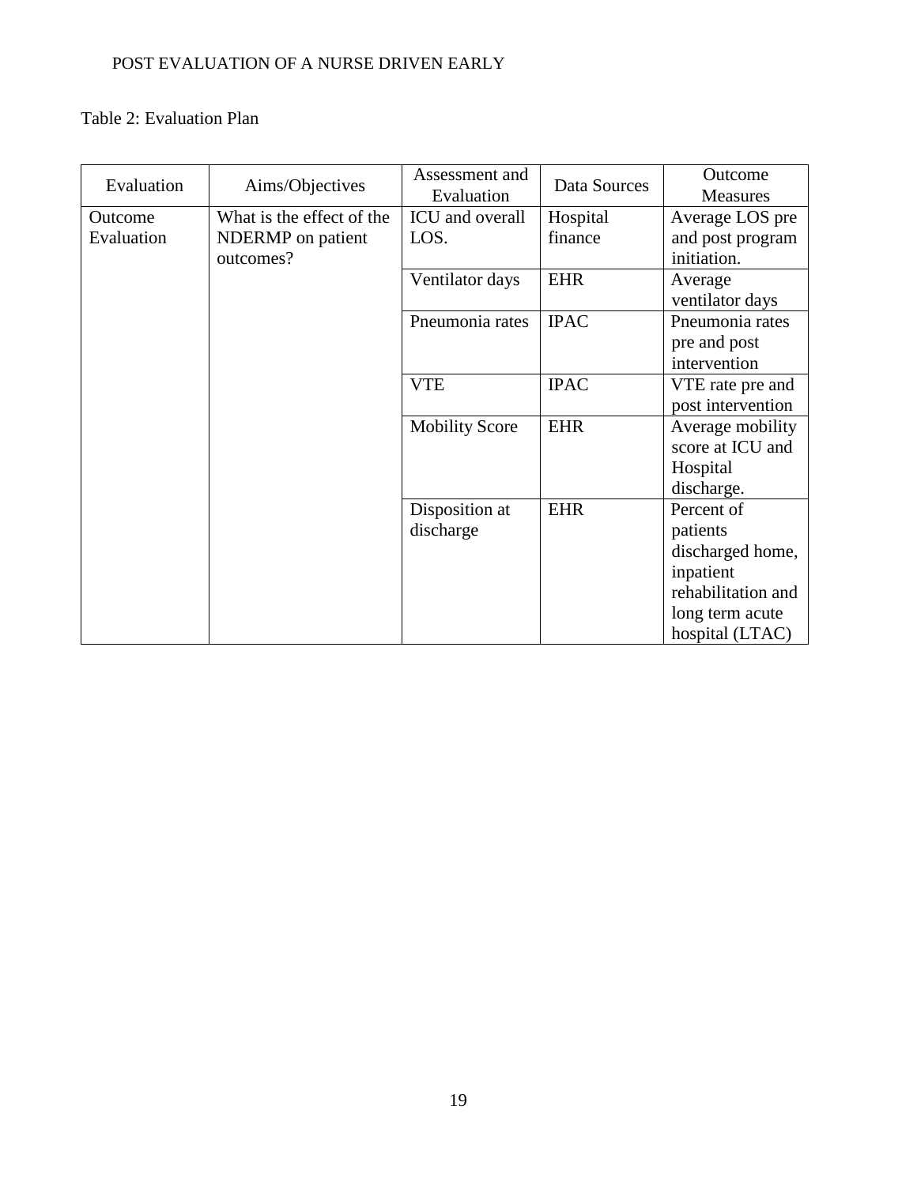Table 2: Evaluation Plan

| Evaluation | Aims/Objectives | Assessment and Evaluation | Data Sources | Outcome Measures |
|---|---|---|---|---|
| Outcome Evaluation | What is the effect of the NDERMP on patient outcomes? | ICU and overall LOS. | Hospital finance | Average LOS pre and post program initiation. |
| | | Ventilator days | EHR | Average ventilator days |
| | | Pneumonia rates | IPAC | Pneumonia rates pre and post intervention |
| | | VTE | IPAC | VTE rate pre and post intervention |
| | | Mobility Score | EHR | Average mobility score at ICU and Hospital discharge. |
| | | Disposition at discharge | EHR | Percent of patients discharged home, inpatient rehabilitation and long term acute hospital (LTAC) |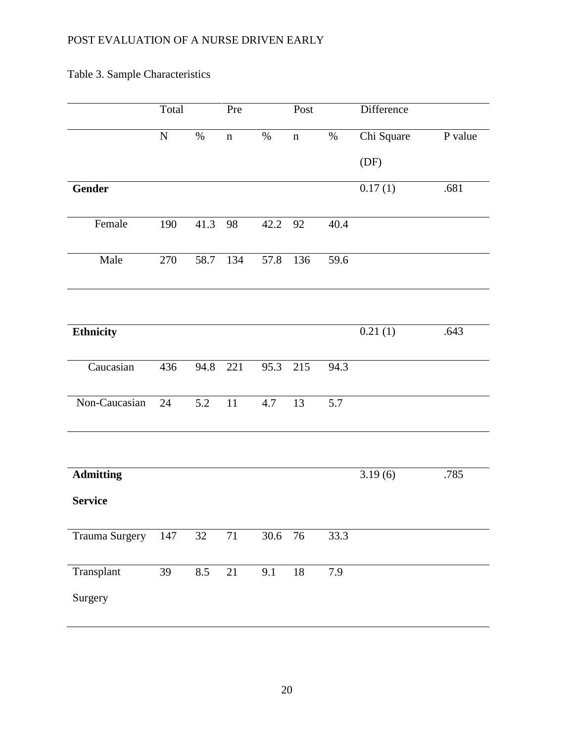Table 3. Sample Characteristics

| | Total | | Pre | | Post | | Difference | |
|---|---|---|---|---|---|---|---|---|
| | N | % | n | % | n | % | Chi Square (DF) | P value |
| **Gender** | | | | | | | 0.17 (1) | .681 |
| Female | 190 | 41.3 | 98 | 42.2 | 92 | 40.4 | | |
| Male | 270 | 58.7 | 134 | 57.8 | 136 | 59.6 | | |
| | | | | | | | | |
| **Ethnicity** | | | | | | | 0.21 (1) | .643 |
| Caucasian | 436 | 94.8 | 221 | 95.3 | 215 | 94.3 | | |
| Non-Caucasian | 24 | 5.2 | 11 | 4.7 | 13 | 5.7 | | |
| | | | | | | | | |
| **Admitting Service** | | | | | | | 3.19 (6) | .785 |
| Trauma Surgery | 147 | 32 | 71 | 30.6 | 76 | 33.3 | | |
| Transplant Surgery | 39 | 8.5 | 21 | 9.1 | 18 | 7.9 | | |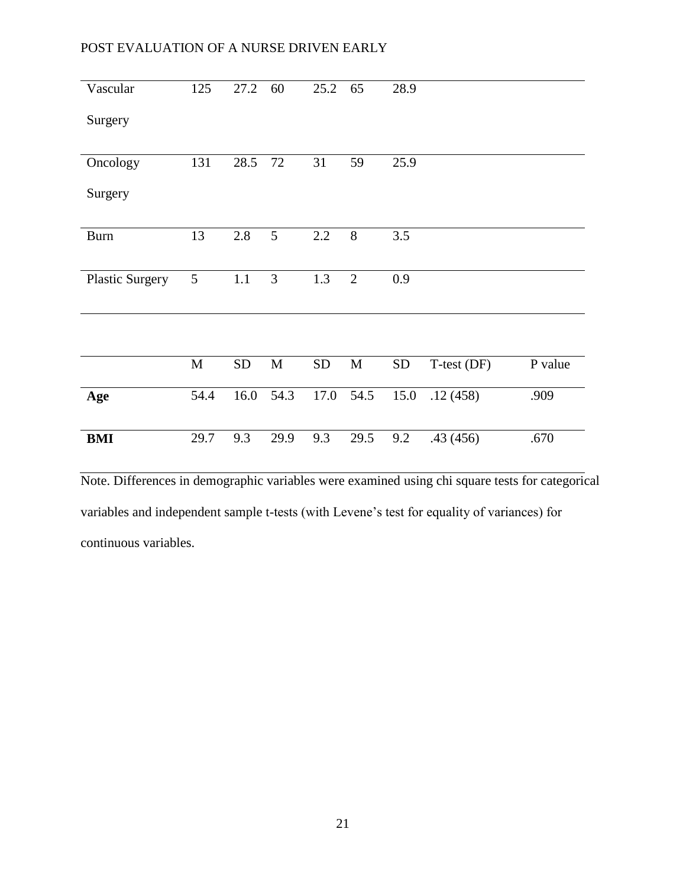| | | | | | | | | |
|---|---|---|---|---|---|---|---|---|
| Vascular Surgery | 125 | 27.2 | 60 | 25.2 | 65 | 28.9 | | |
| Oncology Surgery | 131 | 28.5 | 72 | 31 | 59 | 25.9 | | |
| Burn | 13 | 2.8 | 5 | 2.2 | 8 | 3.5 | | |
| Plastic Surgery | 5 | 1.1 | 3 | 1.3 | 2 | 0.9 | | |
| | | | | | | | | |
| | M | SD | M | SD | M | SD | T-test (DF) | P value |
| **Age** | 54.4 | 16.0 | 54.3 | 17.0 | 54.5 | 15.0 | .12 (458) | .909 |
| **BMI** | 29.7 | 9.3 | 29.9 | 9.3 | 29.5 | 9.2 | .43 (456) | .670 |

Note. Differences in demographic variables were examined using chi square tests for categorical variables and independent sample t-tests (with Levene's test for equality of variances) for continuous variables.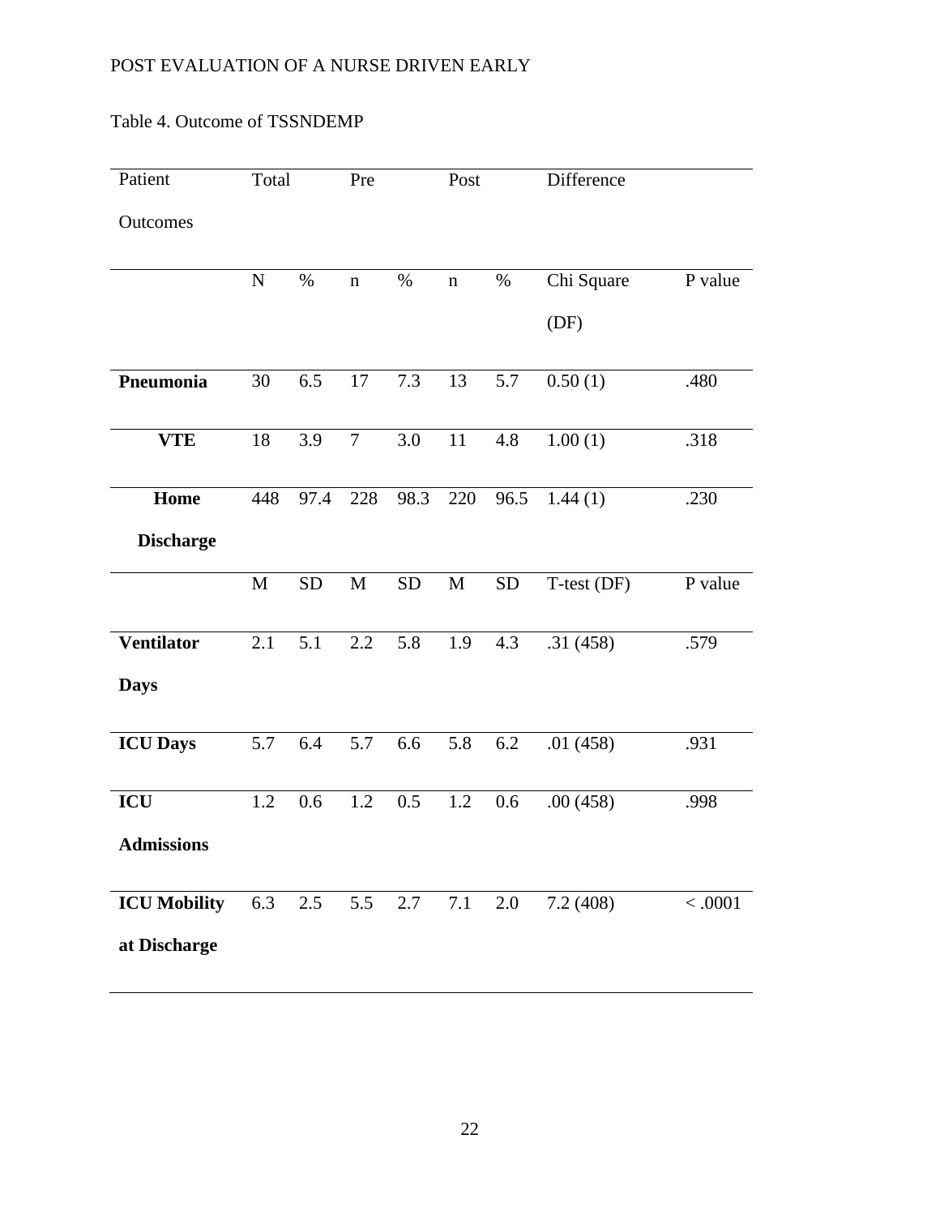Table 4. Outcome of TSSNDEMP

| Patient Outcomes | Total | | Pre | | Post | | Difference | |
|---|---|---|---|---|---|---|---|---|
| | N | % | n | % | n | % | Chi Square (DF) | P value |
| **Pneumonia** | 30 | 6.5 | 17 | 7.3 | 13 | 5.7 | 0.50 (1) | .480 |
| **VTE** | 18 | 3.9 | 7 | 3.0 | 11 | 4.8 | 1.00 (1) | .318 |
| **Home Discharge** | 448 | 97.4 | 228 | 98.3 | 220 | 96.5 | 1.44 (1) | .230 |
| | M | SD | M | SD | M | SD | T-test (DF) | P value |
| **Ventilator Days** | 2.1 | 5.1 | 2.2 | 5.8 | 1.9 | 4.3 | .31 (458) | .579 |
| **ICU Days** | 5.7 | 6.4 | 5.7 | 6.6 | 5.8 | 6.2 | .01 (458) | .931 |
| **ICU Admissions** | 1.2 | 0.6 | 1.2 | 0.5 | 1.2 | 0.6 | .00 (458) | .998 |
| **ICU Mobility at Discharge** | 6.3 | 2.5 | 5.5 | 2.7 | 7.1 | 2.0 | 7.2 (408) | < .0001 |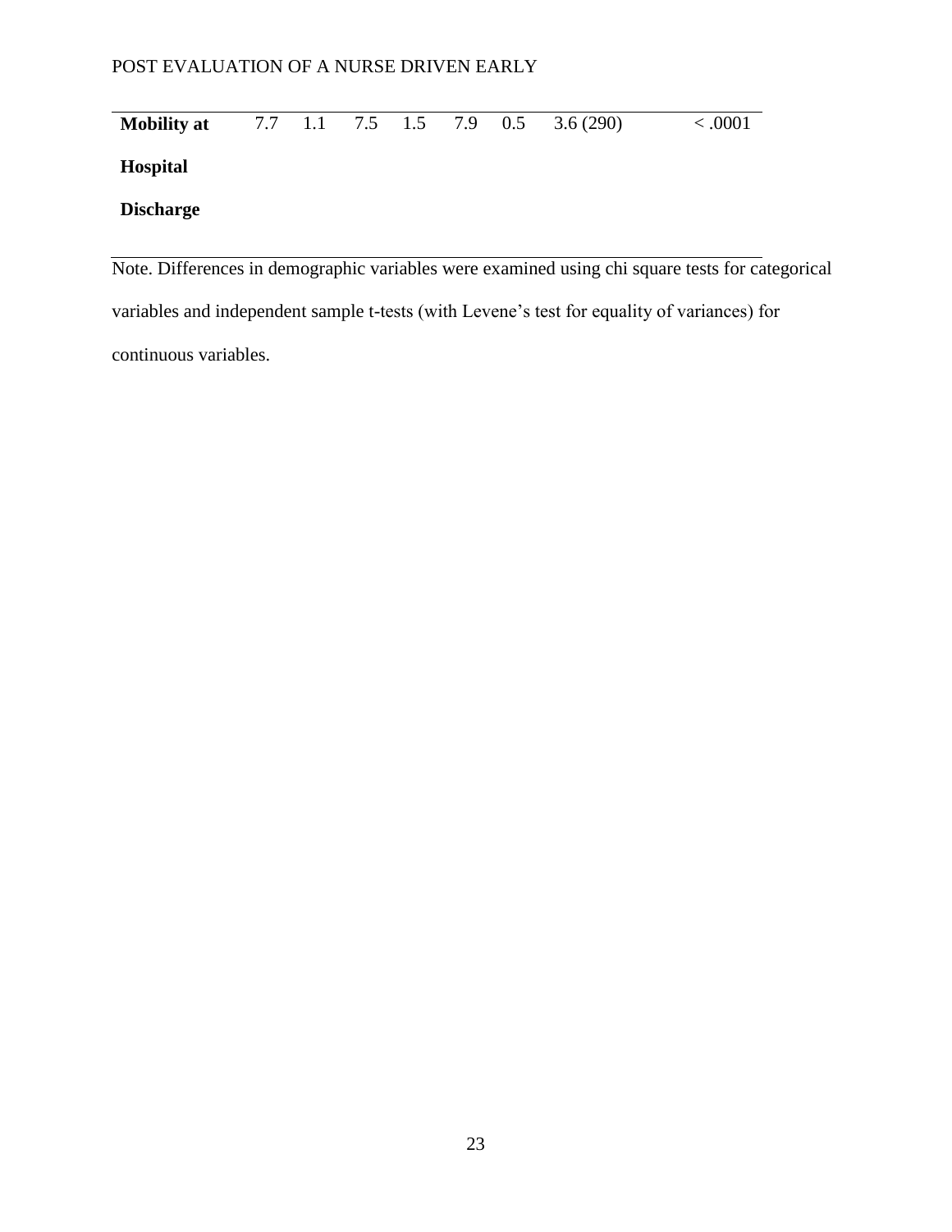| | | | | | | | | |
|---|---|---|---|---|---|---|---|---|
| **Mobility at Hospital Discharge** | 7.7 | 1.1 | 7.5 | 1.5 | 7.9 | 0.5 | 3.6 (290) | < .0001 |

Note. Differences in demographic variables were examined using chi square tests for categorical variables and independent sample t-tests (with Levene's test for equality of variances) for continuous variables.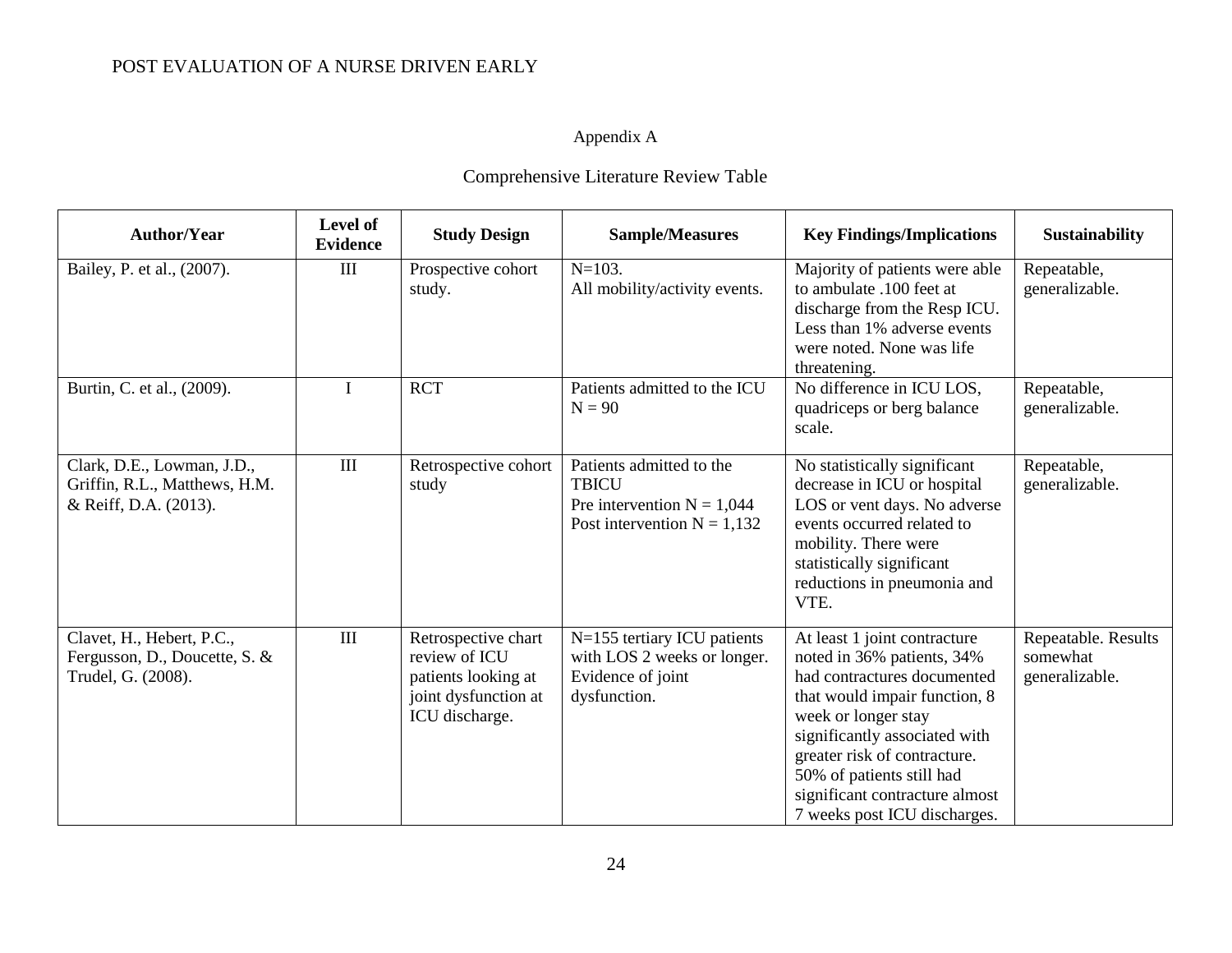Appendix A

Comprehensive Literature Review Table

| Author/Year | Level of Evidence | Study Design | Sample/Measures | Key Findings/Implications | Sustainability |
|---|---|---|---|---|---|
| Bailey, P. et al., (2007). | III | Prospective cohort study. | N=103. All mobility/activity events. | Majority of patients were able to ambulate .100 feet at discharge from the Resp ICU. Less than 1% adverse events were noted. None was life threatening. | Repeatable, generalizable. |
| Burtin, C. et al., (2009). | I | RCT | Patients admitted to the ICU N = 90 | No difference in ICU LOS, quadriceps or berg balance scale. | Repeatable, generalizable. |
| Clark, D.E., Lowman, J.D., Griffin, R.L., Matthews, H.M. & Reiff, D.A. (2013). | III | Retrospective cohort study | Patients admitted to the TBICU Pre intervention N = 1,044 Post intervention N = 1,132 | No statistically significant decrease in ICU or hospital LOS or vent days. No adverse events occurred related to mobility. There were statistically significant reductions in pneumonia and VTE. | Repeatable, generalizable. |
| Clavet, H., Hebert, P.C., Fergusson, D., Doucette, S. & Trudel, G. (2008). | III | Retrospective chart review of ICU patients looking at joint dysfunction at ICU discharge. | N=155 tertiary ICU patients with LOS 2 weeks or longer. Evidence of joint dysfunction. | At least 1 joint contracture noted in 36% patients, 34% had contractures documented that would impair function, 8 week or longer stay significantly associated with greater risk of contracture. 50% of patients still had significant contracture almost 7 weeks post ICU discharges. | Repeatable. Results somewhat generalizable. |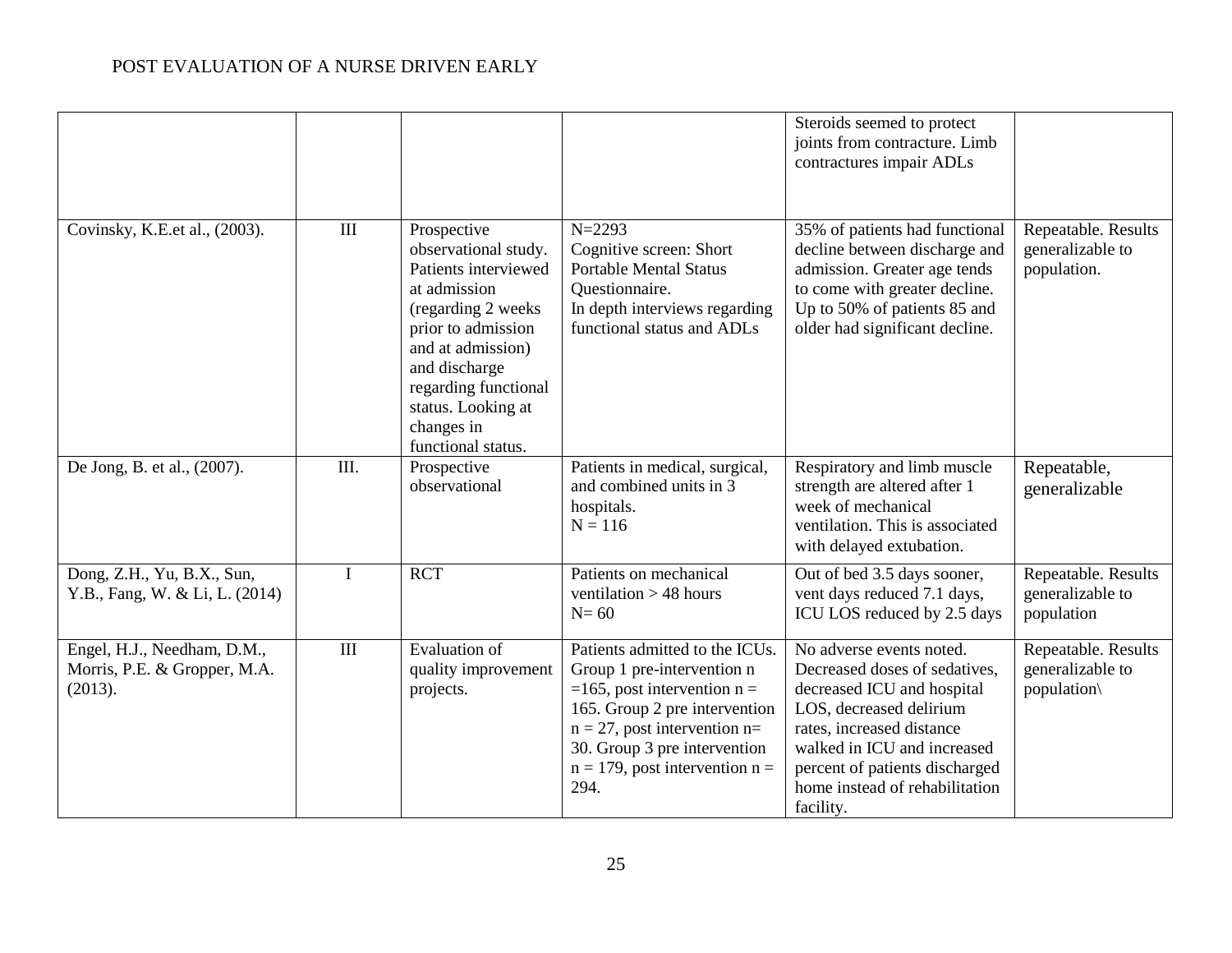| | | | | | |
|---|---|---|---|---|---|
| | | | | Steroids seemed to protect joints from contracture. Limb contractures impair ADLs | |
| Covinsky, K.E.et al., (2003). | III | Prospective observational study. Patients interviewed at admission (regarding 2 weeks prior to admission and at admission) and discharge regarding functional status. Looking at changes in functional status. | N=2293<br>Cognitive screen: Short Portable Mental Status Questionnaire.<br>In depth interviews regarding functional status and ADLs | 35% of patients had functional decline between discharge and admission. Greater age tends to come with greater decline. Up to 50% of patients 85 and older had significant decline. | Repeatable. Results generalizable to population. |
| De Jong, B. et al., (2007). | III. | Prospective observational | Patients in medical, surgical, and combined units in 3 hospitals.<br>N = 116 | Respiratory and limb muscle strength are altered after 1 week of mechanical ventilation. This is associated with delayed extubation. | Repeatable, generalizable |
| Dong, Z.H., Yu, B.X., Sun, Y.B., Fang, W. & Li, L. (2014) | I | RCT | Patients on mechanical ventilation > 48 hours<br>N= 60 | Out of bed 3.5 days sooner, vent days reduced 7.1 days, ICU LOS reduced by 2.5 days | Repeatable. Results generalizable to population |
| Engel, H.J., Needham, D.M., Morris, P.E. & Gropper, M.A. (2013). | III | Evaluation of quality improvement projects. | Patients admitted to the ICUs. Group 1 pre-intervention n =165, post intervention n = 165. Group 2 pre intervention n = 27, post intervention n= 30. Group 3 pre intervention n = 179, post intervention n = 294. | No adverse events noted. Decreased doses of sedatives, decreased ICU and hospital LOS, decreased delirium rates, increased distance walked in ICU and increased percent of patients discharged home instead of rehabilitation facility. | Repeatable. Results generalizable to population\ |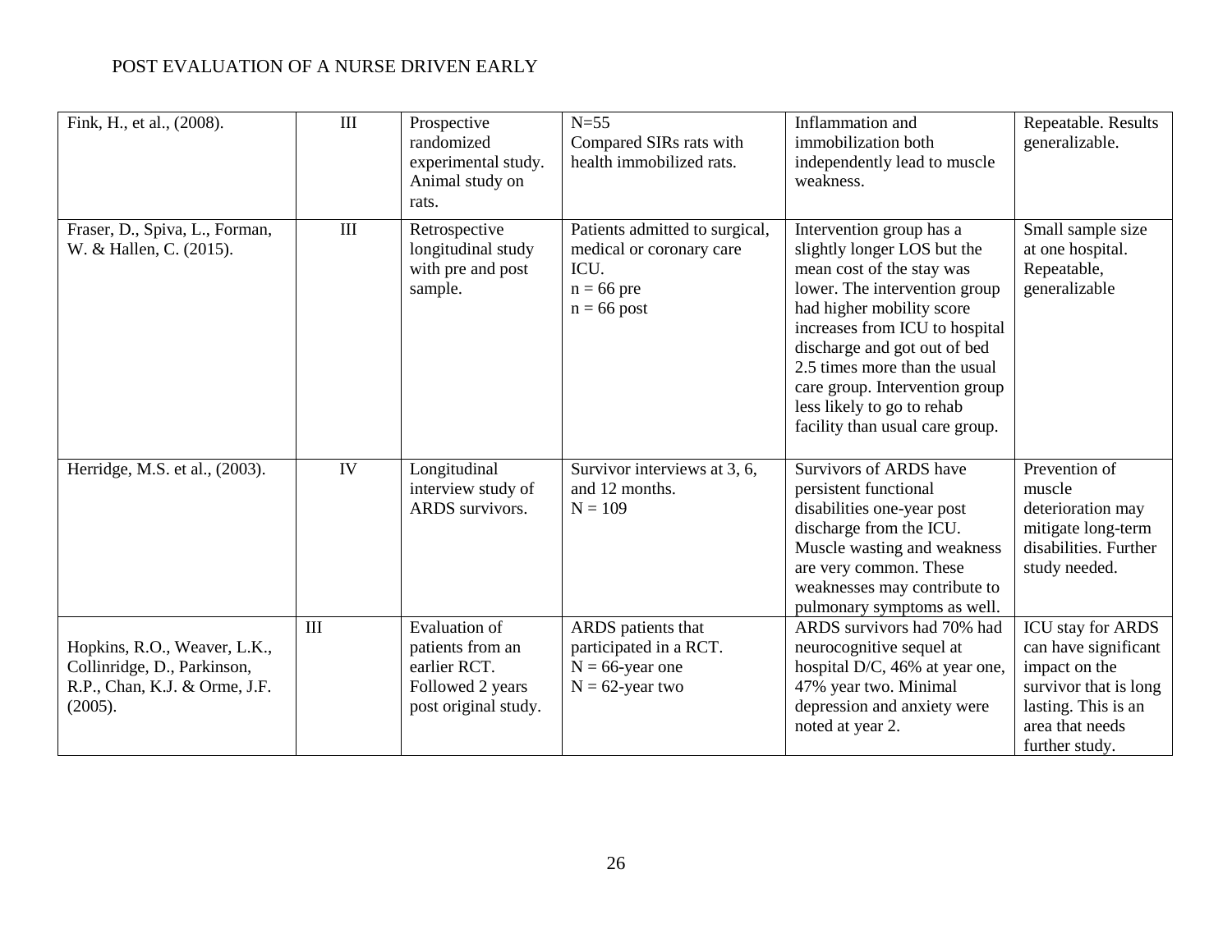| | | | | | |
|---|---|---|---|---|---|
| Fink, H., et al., (2008). | III | Prospective randomized experimental study. Animal study on rats. | N=55 Compared SIRs rats with health immobilized rats. | Inflammation and immobilization both independently lead to muscle weakness. | Repeatable. Results generalizable. |
| Fraser, D., Spiva, L., Forman, W. & Hallen, C. (2015). | III | Retrospective longitudinal study with pre and post sample. | Patients admitted to surgical, medical or coronary care ICU. n = 66 pre n = 66 post | Intervention group has a slightly longer LOS but the mean cost of the stay was lower. The intervention group had higher mobility score increases from ICU to hospital discharge and got out of bed 2.5 times more than the usual care group. Intervention group less likely to go to rehab facility than usual care group. | Small sample size at one hospital. Repeatable, generalizable |
| Herridge, M.S. et al., (2003). | IV | Longitudinal interview study of ARDS survivors. | Survivor interviews at 3, 6, and 12 months. N = 109 | Survivors of ARDS have persistent functional disabilities one-year post discharge from the ICU. Muscle wasting and weakness are very common. These weaknesses may contribute to pulmonary symptoms as well. | Prevention of muscle deterioration may mitigate long-term disabilities. Further study needed. |
| Hopkins, R.O., Weaver, L.K., Collinridge, D., Parkinson, R.P., Chan, K.J. & Orme, J.F. (2005). | III | Evaluation of patients from an earlier RCT. Followed 2 years post original study. | ARDS patients that participated in a RCT. N = 66-year one N = 62-year two | ARDS survivors had 70% had neurocognitive sequel at hospital D/C, 46% at year one, 47% year two. Minimal depression and anxiety were noted at year 2. | ICU stay for ARDS can have significant impact on the survivor that is long lasting. This is an area that needs further study. |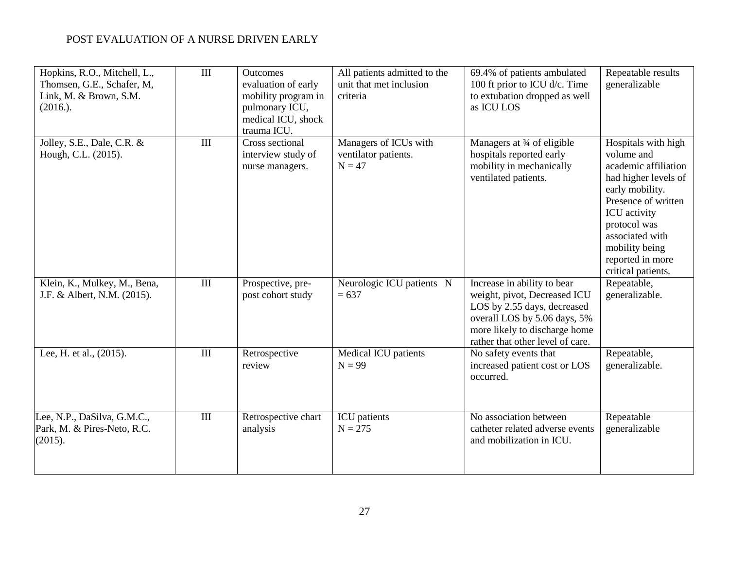| | | | | | |
|---|---|---|---|---|---|
| Hopkins, R.O., Mitchell, L., Thomsen, G.E., Schafer, M, Link, M. & Brown, S.M. (2016.). | III | Outcomes evaluation of early mobility program in pulmonary ICU, medical ICU, shock trauma ICU. | All patients admitted to the unit that met inclusion criteria | 69.4% of patients ambulated 100 ft prior to ICU d/c. Time to extubation dropped as well as ICU LOS | Repeatable results generalizable |
| Jolley, S.E., Dale, C.R. & Hough, C.L. (2015). | III | Cross sectional interview study of nurse managers. | Managers of ICUs with ventilator patients. N = 47 | Managers at ¾ of eligible hospitals reported early mobility in mechanically ventilated patients. | Hospitals with high volume and academic affiliation had higher levels of early mobility. Presence of written ICU activity protocol was associated with mobility being reported in more critical patients. |
| Klein, K., Mulkey, M., Bena, J.F. & Albert, N.M. (2015). | III | Prospective, pre-post cohort study | Neurologic ICU patients N = 637 | Increase in ability to bear weight, pivot, Decreased ICU LOS by 2.55 days, decreased overall LOS by 5.06 days, 5% more likely to discharge home rather that other level of care. | Repeatable, generalizable. |
| Lee, H. et al., (2015). | III | Retrospective review | Medical ICU patients N = 99 | No safety events that increased patient cost or LOS occurred. | Repeatable, generalizable. |
| Lee, N.P., DaSilva, G.M.C., Park, M. & Pires-Neto, R.C. (2015). | III | Retrospective chart analysis | ICU patients N = 275 | No association between catheter related adverse events and mobilization in ICU. | Repeatable generalizable |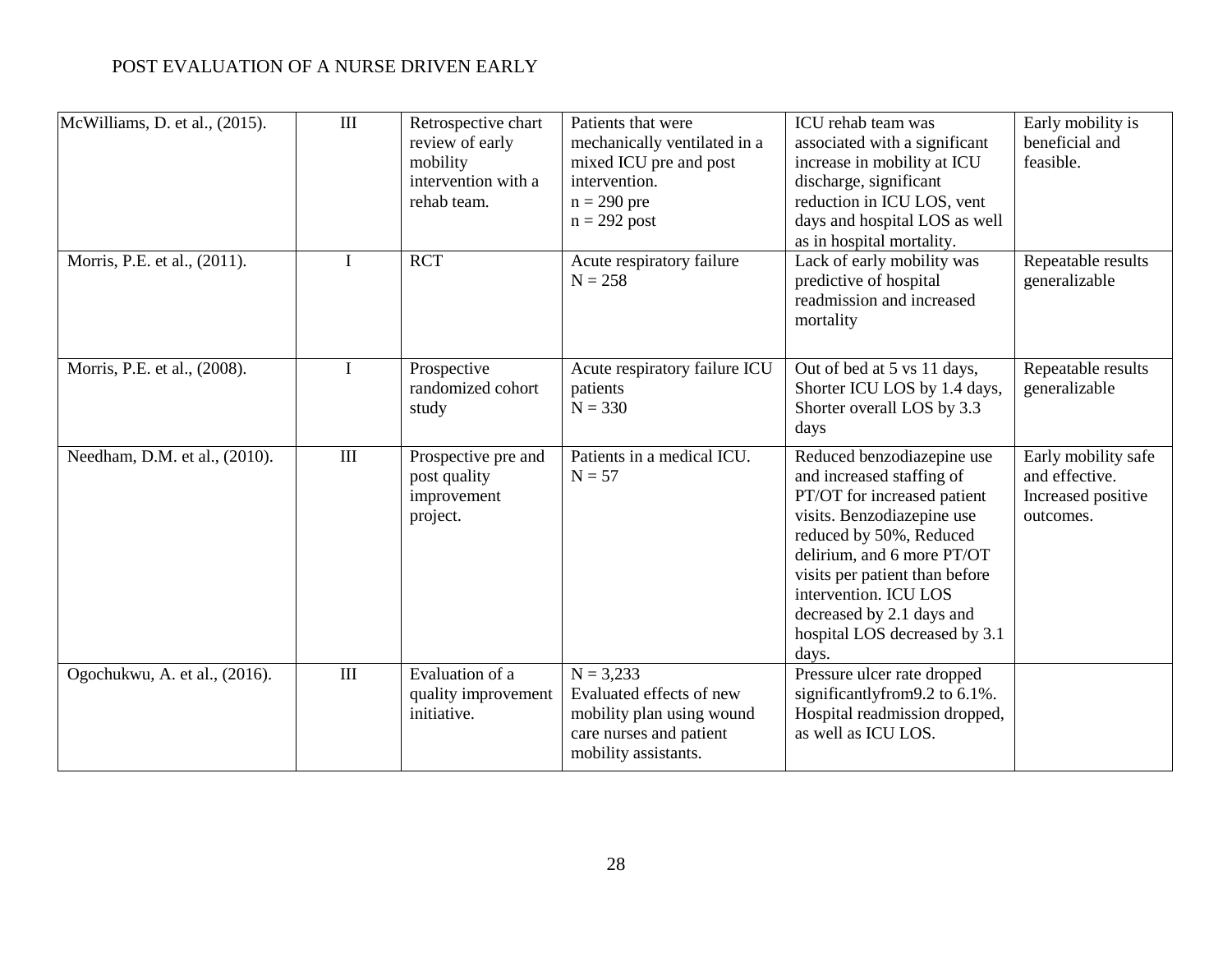| McWilliams, D. et al., (2015). | III | Retrospective chart review of early mobility intervention with a rehab team. | Patients that were mechanically ventilated in a mixed ICU pre and post intervention.<br>n = 290 pre<br>n = 292 post | ICU rehab team was associated with a significant increase in mobility at ICU discharge, significant reduction in ICU LOS, vent days and hospital LOS as well as in hospital mortality. | Early mobility is beneficial and feasible. |
|---|---|---|---|---|---|
| Morris, P.E. et al., (2011). | I | RCT | Acute respiratory failure<br>N = 258 | Lack of early mobility was predictive of hospital readmission and increased mortality | Repeatable results generalizable |
| Morris, P.E. et al., (2008). | I | Prospective randomized cohort study | Acute respiratory failure ICU patients<br>N = 330 | Out of bed at 5 vs 11 days, Shorter ICU LOS by 1.4 days, Shorter overall LOS by 3.3 days | Repeatable results generalizable |
| Needham, D.M. et al., (2010). | III | Prospective pre and post quality improvement project. | Patients in a medical ICU.<br>N = 57 | Reduced benzodiazepine use and increased staffing of PT/OT for increased patient visits. Benzodiazepine use reduced by 50%, Reduced delirium, and 6 more PT/OT visits per patient than before intervention. ICU LOS decreased by 2.1 days and hospital LOS decreased by 3.1 days. | Early mobility safe and effective. Increased positive outcomes. |
| Ogochukwu, A. et al., (2016). | III | Evaluation of a quality improvement initiative. | N = 3,233<br>Evaluated effects of new mobility plan using wound care nurses and patient mobility assistants. | Pressure ulcer rate dropped significantlyfrom9.2 to 6.1%. Hospital readmission dropped, as well as ICU LOS. | |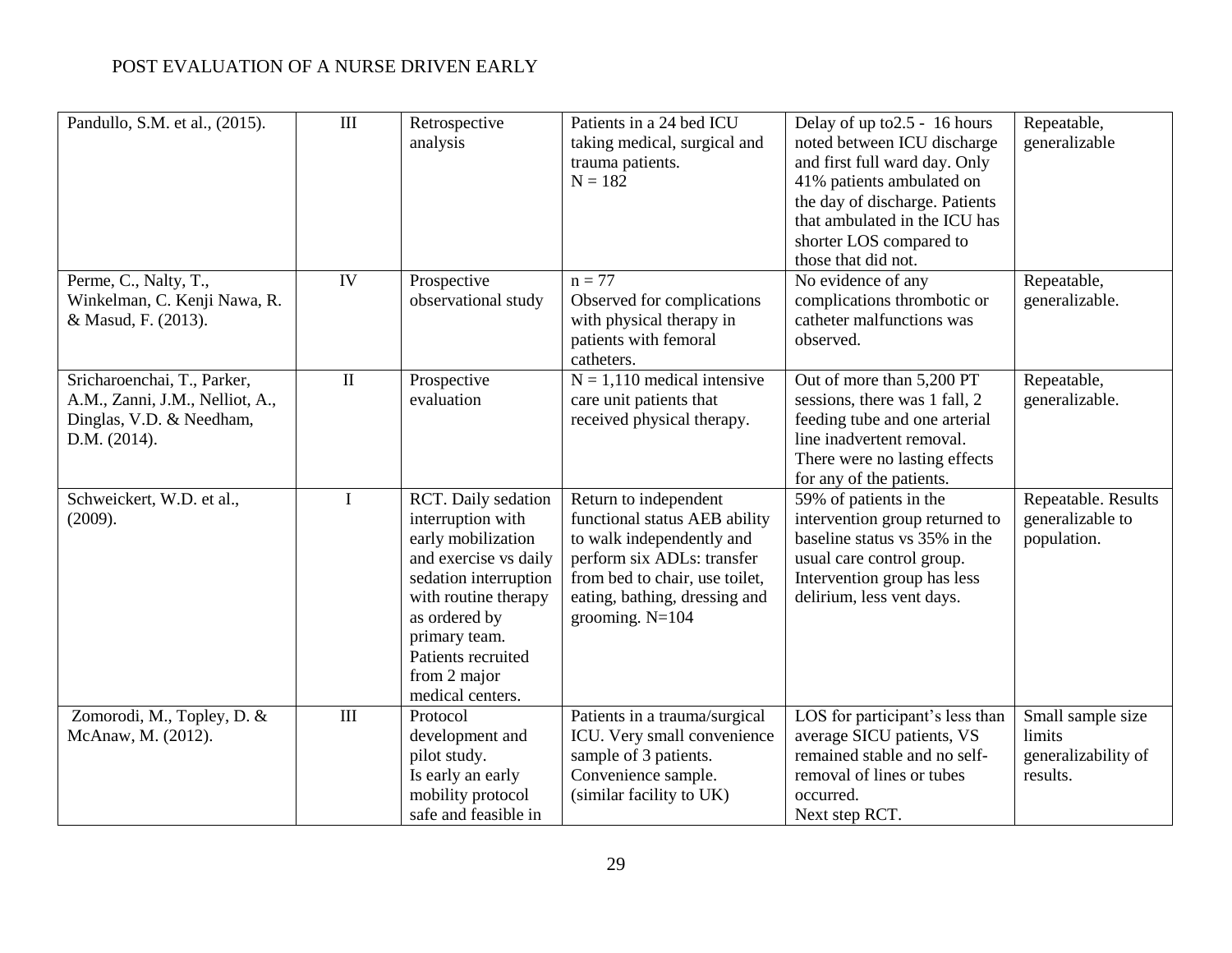| | | | | | |
|---|---|---|---|---|---|
| Pandullo, S.M. et al., (2015). | III | Retrospective analysis | Patients in a 24 bed ICU taking medical, surgical and trauma patients. N = 182 | Delay of up to2.5 - 16 hours noted between ICU discharge and first full ward day. Only 41% patients ambulated on the day of discharge. Patients that ambulated in the ICU has shorter LOS compared to those that did not. | Repeatable, generalizable |
| Perme, C., Nalty, T., Winkelman, C. Kenji Nawa, R. & Masud, F. (2013). | IV | Prospective observational study | n = 77 Observed for complications with physical therapy in patients with femoral catheters. | No evidence of any complications thrombotic or catheter malfunctions was observed. | Repeatable, generalizable. |
| Sricharoenchai, T., Parker, A.M., Zanni, J.M., Nelliot, A., Dinglas, V.D. & Needham, D.M. (2014). | II | Prospective evaluation | N = 1,110 medical intensive care unit patients that received physical therapy. | Out of more than 5,200 PT sessions, there was 1 fall, 2 feeding tube and one arterial line inadvertent removal. There were no lasting effects for any of the patients. | Repeatable, generalizable. |
| Schweickert, W.D. et al., (2009). | I | RCT. Daily sedation interruption with early mobilization and exercise vs daily sedation interruption with routine therapy as ordered by primary team. Patients recruited from 2 major medical centers. | Return to independent functional status AEB ability to walk independently and perform six ADLs: transfer from bed to chair, use toilet, eating, bathing, dressing and grooming. N=104 | 59% of patients in the intervention group returned to baseline status vs 35% in the usual care control group. Intervention group has less delirium, less vent days. | Repeatable. Results generalizable to population. |
| Zomorodi, M., Topley, D. & McAnaw, M. (2012). | III | Protocol development and pilot study. Is early an early mobility protocol safe and feasible in | Patients in a trauma/surgical ICU. Very small convenience sample of 3 patients. Convenience sample. (similar facility to UK) | LOS for participant's less than average SICU patients, VS remained stable and no self-removal of lines or tubes occurred. Next step RCT. | Small sample size limits generalizability of results. |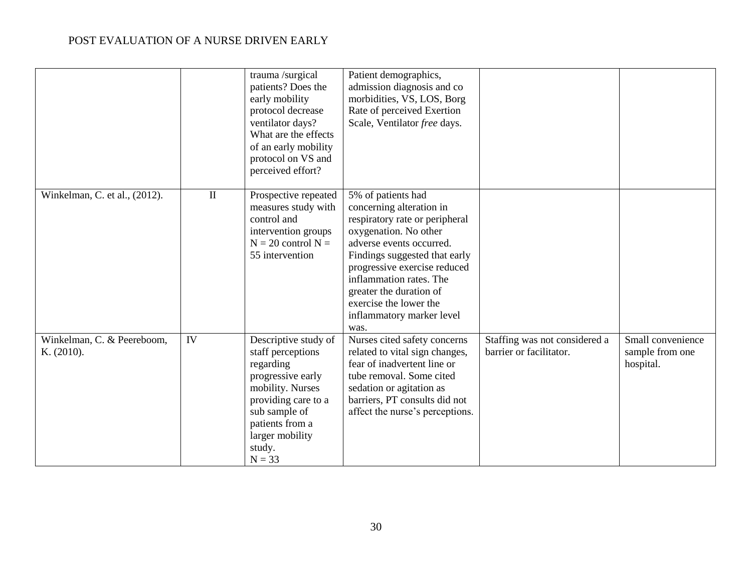| | | | | | |
|---|---|---|---|---|---|
| | | trauma /surgical patients? Does the early mobility protocol decrease ventilator days? What are the effects of an early mobility protocol on VS and perceived effort? | Patient demographics, admission diagnosis and co morbidities, VS, LOS, Borg Rate of perceived Exertion Scale, Ventilator *free* days. | | |
| Winkelman, C. et al., (2012). | II | Prospective repeated measures study with control and intervention groups N = 20 control N = 55 intervention | 5% of patients had concerning alteration in respiratory rate or peripheral oxygenation. No other adverse events occurred. Findings suggested that early progressive exercise reduced inflammation rates. The greater the duration of exercise the lower the inflammatory marker level was. | | |
| Winkelman, C. & Peereboom, K. (2010). | IV | Descriptive study of staff perceptions regarding progressive early mobility. Nurses providing care to a sub sample of patients from a larger mobility study. N = 33 | Nurses cited safety concerns related to vital sign changes, fear of inadvertent line or tube removal. Some cited sedation or agitation as barriers, PT consults did not affect the nurse's perceptions. | Staffing was not considered a barrier or facilitator. | Small convenience sample from one hospital. |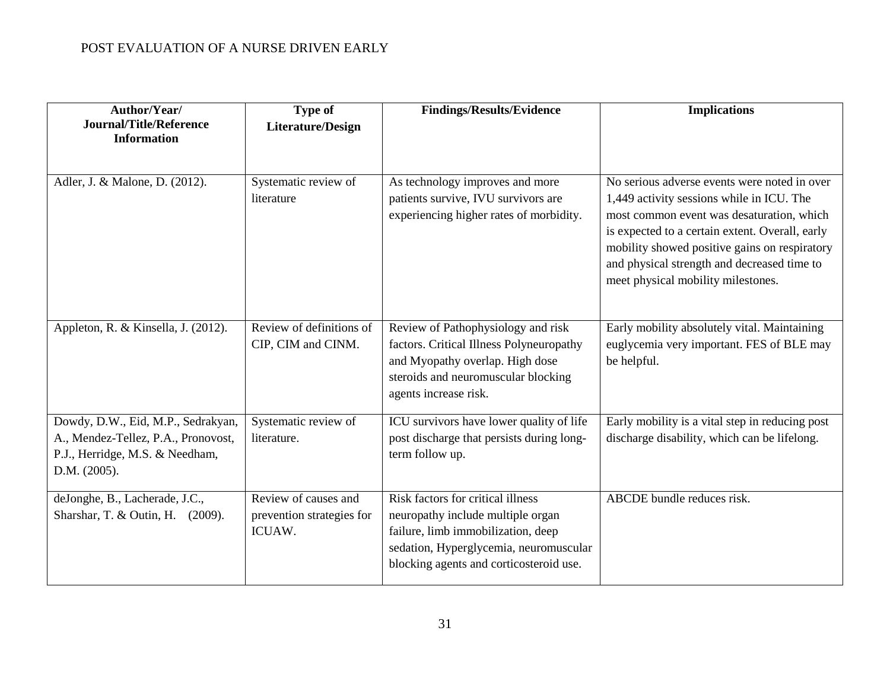| Author/Year/ Journal/Title/Reference Information | Type of Literature/Design | Findings/Results/Evidence | Implications |
|---|---|---|---|
| Adler, J. & Malone, D. (2012). | Systematic review of literature | As technology improves and more patients survive, IVU survivors are experiencing higher rates of morbidity. | No serious adverse events were noted in over 1,449 activity sessions while in ICU. The most common event was desaturation, which is expected to a certain extent. Overall, early mobility showed positive gains on respiratory and physical strength and decreased time to meet physical mobility milestones. |
| Appleton, R. & Kinsella, J. (2012). | Review of definitions of CIP, CIM and CINM. | Review of Pathophysiology and risk factors. Critical Illness Polyneuropathy and Myopathy overlap. High dose steroids and neuromuscular blocking agents increase risk. | Early mobility absolutely vital. Maintaining euglycemia very important. FES of BLE may be helpful. |
| Dowdy, D.W., Eid, M.P., Sedrakyan, A., Mendez-Tellez, P.A., Pronovost, P.J., Herridge, M.S. & Needham, D.M. (2005). | Systematic review of literature. | ICU survivors have lower quality of life post discharge that persists during long-term follow up. | Early mobility is a vital step in reducing post discharge disability, which can be lifelong. |
| deJonghe, B., Lacherade, J.C., Sharshar, T. & Outin, H. (2009). | Review of causes and prevention strategies for ICUAW. | Risk factors for critical illness neuropathy include multiple organ failure, limb immobilization, deep sedation, Hyperglycemia, neuromuscular blocking agents and corticosteroid use. | ABCDE bundle reduces risk. |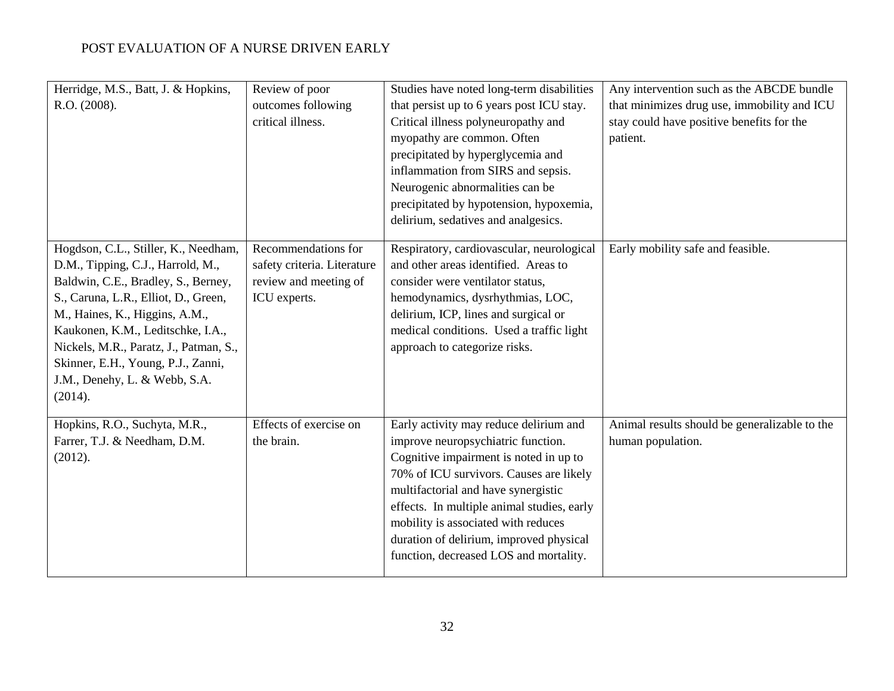| | | | |
|---|---|---|---|
| Herridge, M.S., Batt, J. & Hopkins, R.O. (2008). | Review of poor outcomes following critical illness. | Studies have noted long-term disabilities that persist up to 6 years post ICU stay. Critical illness polyneuropathy and myopathy are common. Often precipitated by hyperglycemia and inflammation from SIRS and sepsis. Neurogenic abnormalities can be precipitated by hypotension, hypoxemia, delirium, sedatives and analgesics. | Any intervention such as the ABCDE bundle that minimizes drug use, immobility and ICU stay could have positive benefits for the patient. |
| Hogdson, C.L., Stiller, K., Needham, D.M., Tipping, C.J., Harrold, M., Baldwin, C.E., Bradley, S., Berney, S., Caruna, L.R., Elliot, D., Green, M., Haines, K., Higgins, A.M., Kaukonen, K.M., Leditschke, I.A., Nickels, M.R., Paratz, J., Patman, S., Skinner, E.H., Young, P.J., Zanni, J.M., Denehy, L. & Webb, S.A. (2014). | Recommendations for safety criteria. Literature review and meeting of ICU experts. | Respiratory, cardiovascular, neurological and other areas identified. Areas to consider were ventilator status, hemodynamics, dysrhythmias, LOC, delirium, ICP, lines and surgical or medical conditions. Used a traffic light approach to categorize risks. | Early mobility safe and feasible. |
| Hopkins, R.O., Suchyta, M.R., Farrer, T.J. & Needham, D.M. (2012). | Effects of exercise on the brain. | Early activity may reduce delirium and improve neuropsychiatric function. Cognitive impairment is noted in up to 70% of ICU survivors. Causes are likely multifactorial and have synergistic effects. In multiple animal studies, early mobility is associated with reduces duration of delirium, improved physical function, decreased LOS and mortality. | Animal results should be generalizable to the human population. |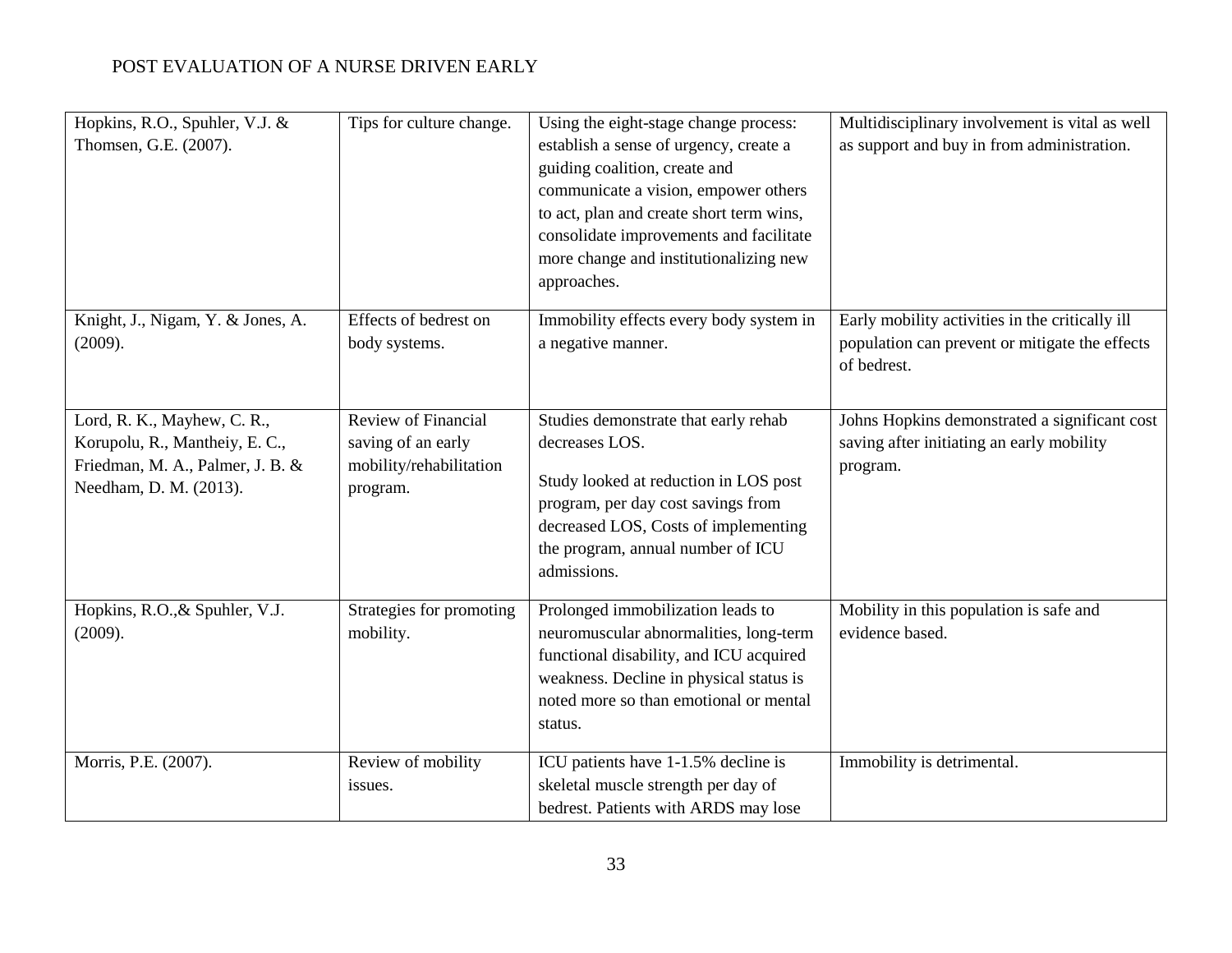| | | | |
|---|---|---|---|
| Hopkins, R.O., Spuhler, V.J. & Thomsen, G.E. (2007). | Tips for culture change. | Using the eight-stage change process: establish a sense of urgency, create a guiding coalition, create and communicate a vision, empower others to act, plan and create short term wins, consolidate improvements and facilitate more change and institutionalizing new approaches. | Multidisciplinary involvement is vital as well as support and buy in from administration. |
| Knight, J., Nigam, Y. & Jones, A. (2009). | Effects of bedrest on body systems. | Immobility effects every body system in a negative manner. | Early mobility activities in the critically ill population can prevent or mitigate the effects of bedrest. |
| Lord, R. K., Mayhew, C. R., Korupolu, R., Mantheiy, E. C., Friedman, M. A., Palmer, J. B. & Needham, D. M. (2013). | Review of Financial saving of an early mobility/rehabilitation program. | Studies demonstrate that early rehab decreases LOS.<br><br>Study looked at reduction in LOS post program, per day cost savings from decreased LOS, Costs of implementing the program, annual number of ICU admissions. | Johns Hopkins demonstrated a significant cost saving after initiating an early mobility program. |
| Hopkins, R.O.,& Spuhler, V.J. (2009). | Strategies for promoting mobility. | Prolonged immobilization leads to neuromuscular abnormalities, long-term functional disability, and ICU acquired weakness. Decline in physical status is noted more so than emotional or mental status. | Mobility in this population is safe and evidence based. |
| Morris, P.E. (2007). | Review of mobility issues. | ICU patients have 1-1.5% decline is skeletal muscle strength per day of bedrest. Patients with ARDS may lose | Immobility is detrimental. |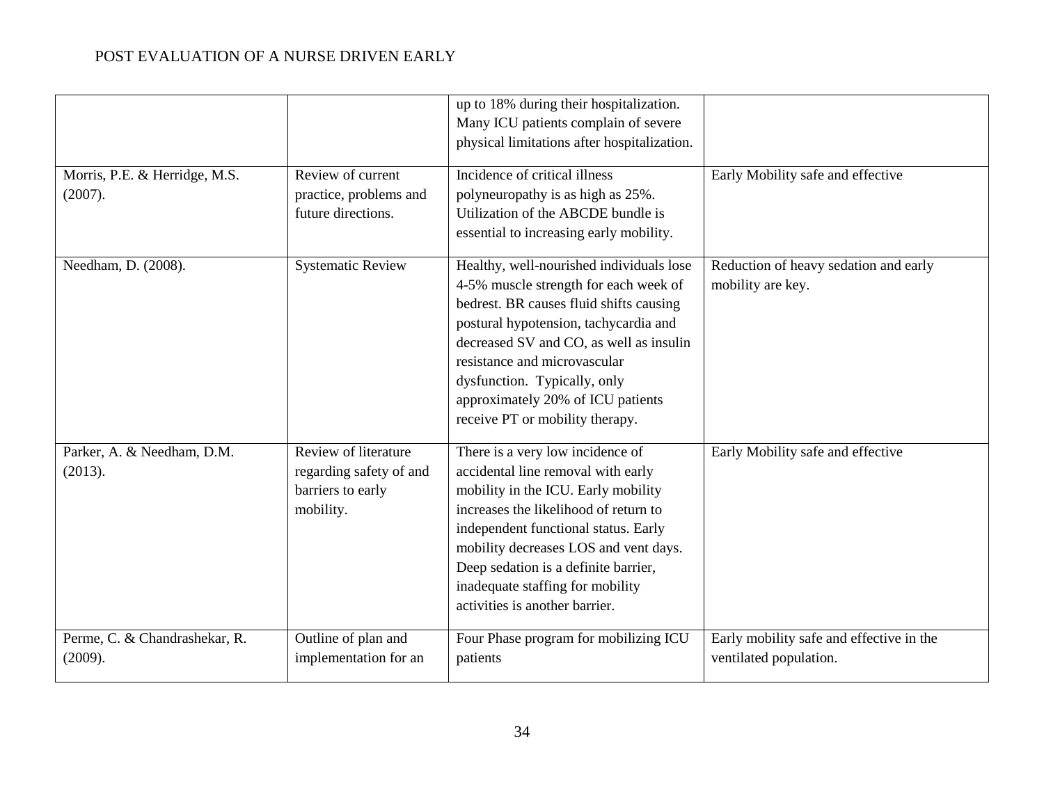| | | | |
|---|---|---|---|
| | | up to 18% during their hospitalization. Many ICU patients complain of severe physical limitations after hospitalization. | |
| Morris, P.E. & Herridge, M.S. (2007). | Review of current practice, problems and future directions. | Incidence of critical illness polyneuropathy is as high as 25%. Utilization of the ABCDE bundle is essential to increasing early mobility. | Early Mobility safe and effective |
| Needham, D. (2008). | Systematic Review | Healthy, well-nourished individuals lose 4-5% muscle strength for each week of bedrest. BR causes fluid shifts causing postural hypotension, tachycardia and decreased SV and CO, as well as insulin resistance and microvascular dysfunction. Typically, only approximately 20% of ICU patients receive PT or mobility therapy. | Reduction of heavy sedation and early mobility are key. |
| Parker, A. & Needham, D.M. (2013). | Review of literature regarding safety of and barriers to early mobility. | There is a very low incidence of accidental line removal with early mobility in the ICU. Early mobility increases the likelihood of return to independent functional status. Early mobility decreases LOS and vent days. Deep sedation is a definite barrier, inadequate staffing for mobility activities is another barrier. | Early Mobility safe and effective |
| Perme, C. & Chandrashekar, R. (2009). | Outline of plan and implementation for an | Four Phase program for mobilizing ICU patients | Early mobility safe and effective in the ventilated population. |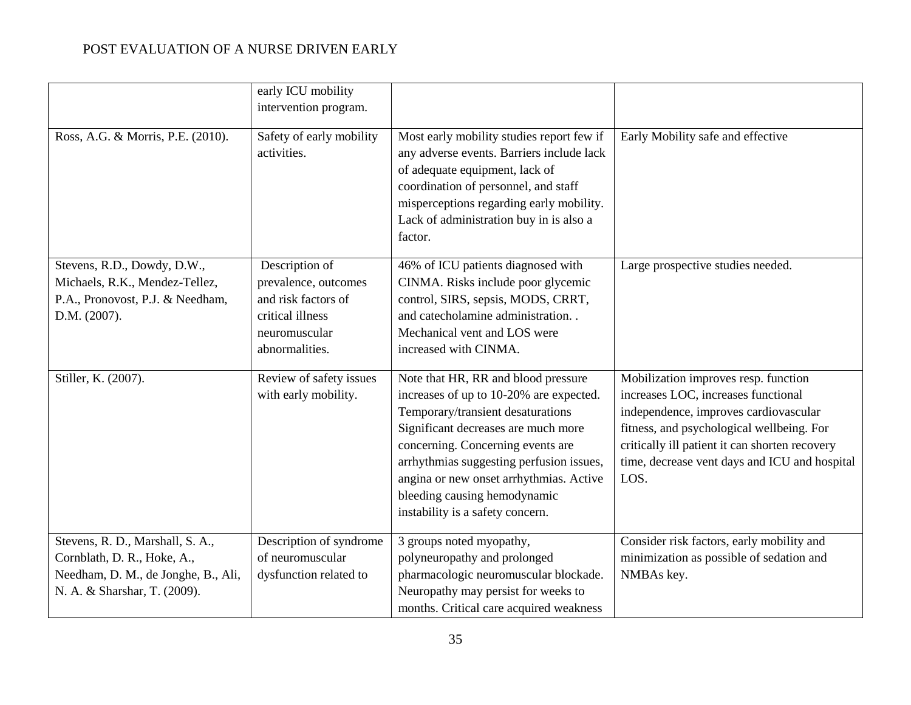| | | | |
|---|---|---|---|
| | early ICU mobility intervention program. | | |
| Ross, A.G. & Morris, P.E. (2010). | Safety of early mobility activities. | Most early mobility studies report few if any adverse events. Barriers include lack of adequate equipment, lack of coordination of personnel, and staff misperceptions regarding early mobility. Lack of administration buy in is also a factor. | Early Mobility safe and effective |
| Stevens, R.D., Dowdy, D.W., Michaels, R.K., Mendez-Tellez, P.A., Pronovost, P.J. & Needham, D.M. (2007). | Description of prevalence, outcomes and risk factors of critical illness neuromuscular abnormalities. | 46% of ICU patients diagnosed with CINMA. Risks include poor glycemic control, SIRS, sepsis, MODS, CRRT, and catecholamine administration. . Mechanical vent and LOS were increased with CINMA. | Large prospective studies needed. |
| Stiller, K. (2007). | Review of safety issues with early mobility. | Note that HR, RR and blood pressure increases of up to 10-20% are expected. Temporary/transient desaturations Significant decreases are much more concerning. Concerning events are arrhythmias suggesting perfusion issues, angina or new onset arrhythmias. Active bleeding causing hemodynamic instability is a safety concern. | Mobilization improves resp. function increases LOC, increases functional independence, improves cardiovascular fitness, and psychological wellbeing. For critically ill patient it can shorten recovery time, decrease vent days and ICU and hospital LOS. |
| Stevens, R. D., Marshall, S. A., Cornblath, D. R., Hoke, A., Needham, D. M., de Jonghe, B., Ali, N. A. & Sharshar, T. (2009). | Description of syndrome of neuromuscular dysfunction related to | 3 groups noted myopathy, polyneuropathy and prolonged pharmacologic neuromuscular blockade. Neuropathy may persist for weeks to months. Critical care acquired weakness | Consider risk factors, early mobility and minimization as possible of sedation and NMBAs key. |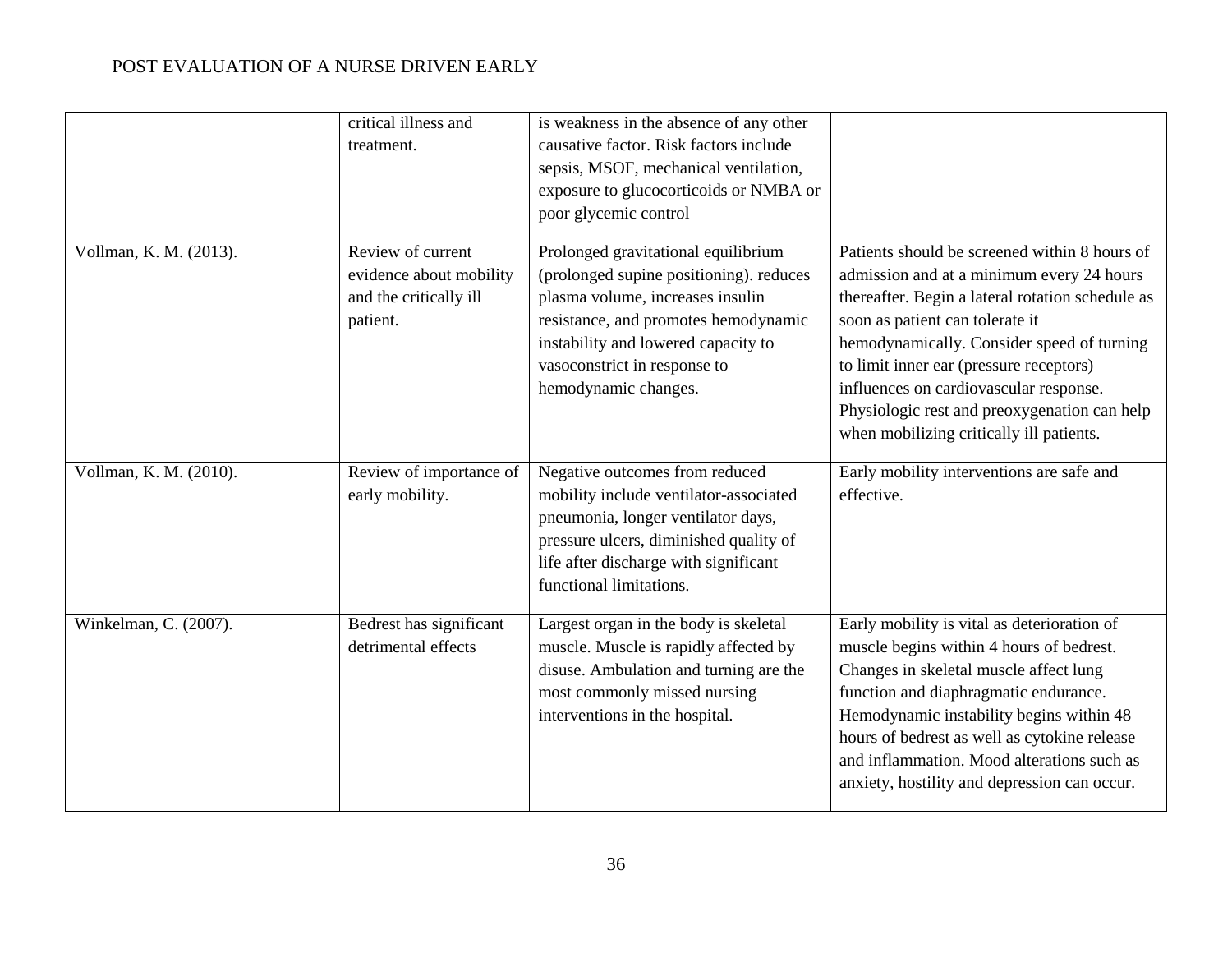| | | | |
|---|---|---|---|
| | critical illness and treatment. | is weakness in the absence of any other causative factor. Risk factors include sepsis, MSOF, mechanical ventilation, exposure to glucocorticoids or NMBA or poor glycemic control | |
| Vollman, K. M. (2013). | Review of current evidence about mobility and the critically ill patient. | Prolonged gravitational equilibrium (prolonged supine positioning). reduces plasma volume, increases insulin resistance, and promotes hemodynamic instability and lowered capacity to vasoconstrict in response to hemodynamic changes. | Patients should be screened within 8 hours of admission and at a minimum every 24 hours thereafter. Begin a lateral rotation schedule as soon as patient can tolerate it hemodynamically. Consider speed of turning to limit inner ear (pressure receptors) influences on cardiovascular response. Physiologic rest and preoxygenation can help when mobilizing critically ill patients. |
| Vollman, K. M. (2010). | Review of importance of early mobility. | Negative outcomes from reduced mobility include ventilator-associated pneumonia, longer ventilator days, pressure ulcers, diminished quality of life after discharge with significant functional limitations. | Early mobility interventions are safe and effective. |
| Winkelman, C. (2007). | Bedrest has significant detrimental effects | Largest organ in the body is skeletal muscle. Muscle is rapidly affected by disuse. Ambulation and turning are the most commonly missed nursing interventions in the hospital. | Early mobility is vital as deterioration of muscle begins within 4 hours of bedrest. Changes in skeletal muscle affect lung function and diaphragmatic endurance. Hemodynamic instability begins within 48 hours of bedrest as well as cytokine release and inflammation. Mood alterations such as anxiety, hostility and depression can occur. |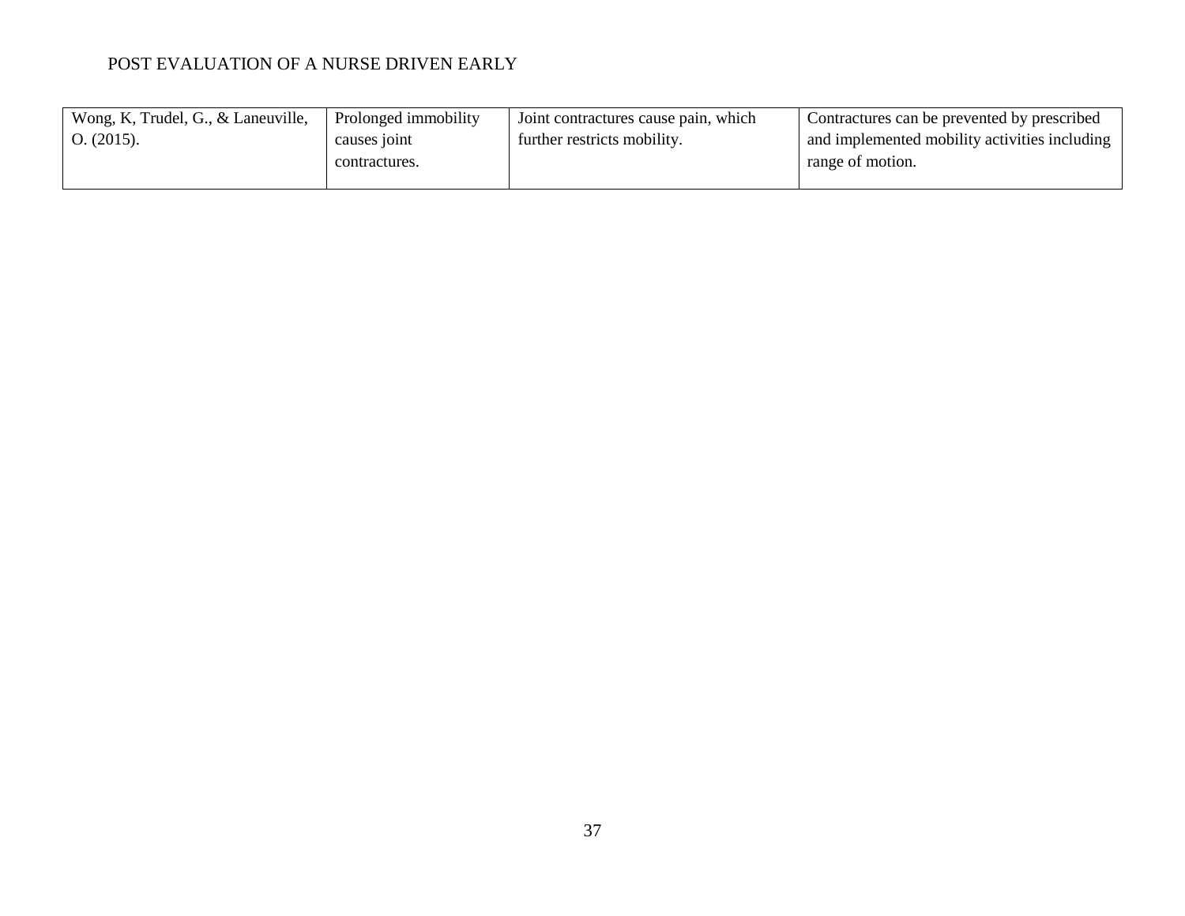| Wong, K, Trudel, G., & Laneuville, O. (2015). | Prolonged immobility causes joint contractures. | Joint contractures cause pain, which further restricts mobility. | Contractures can be prevented by prescribed and implemented mobility activities including range of motion. |
|---|---|---|---|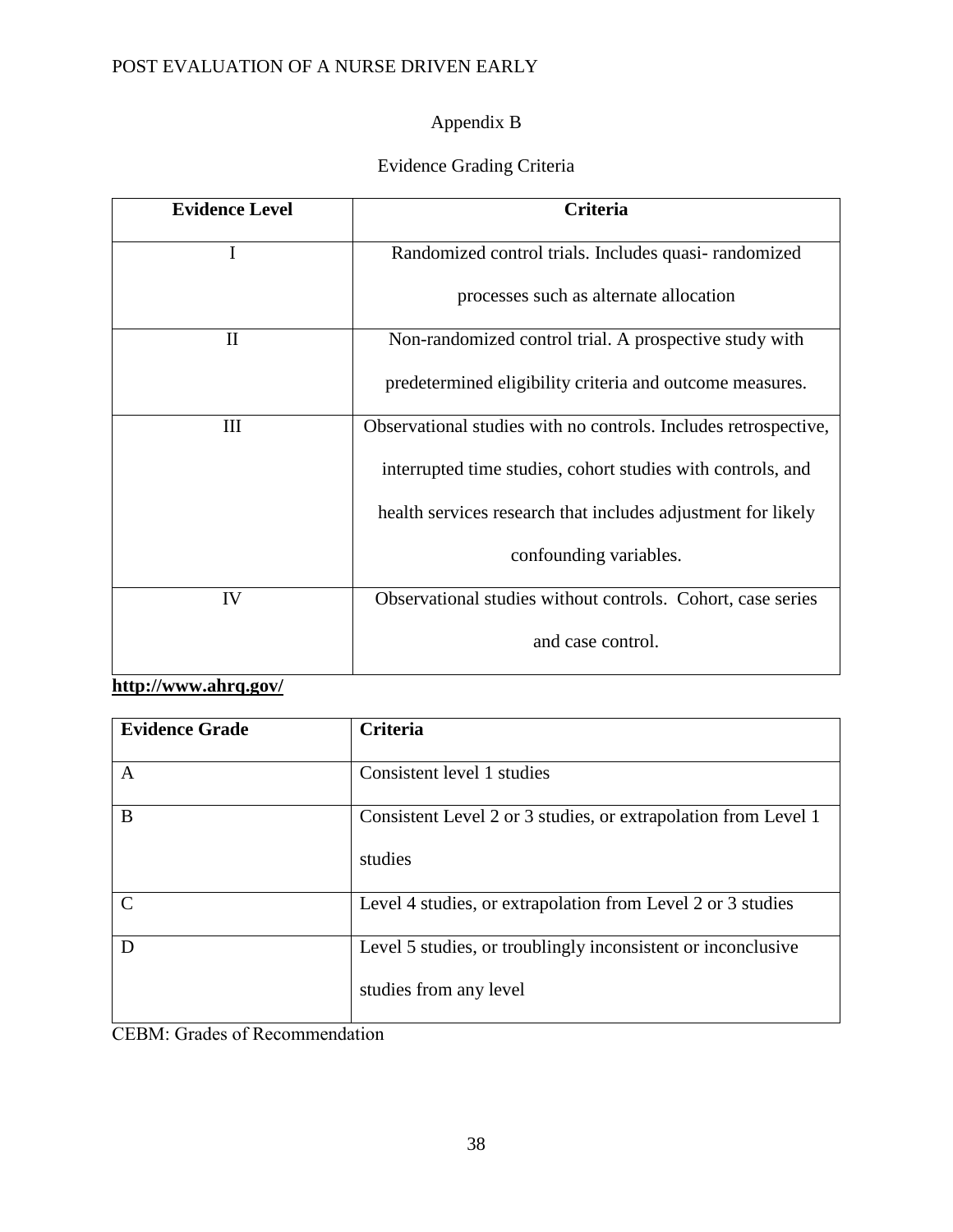Appendix B

Evidence Grading Criteria

| Evidence Level | Criteria |
|---|---|
| I | Randomized control trials. Includes quasi- randomized processes such as alternate allocation |
| II | Non-randomized control trial. A prospective study with predetermined eligibility criteria and outcome measures. |
| III | Observational studies with no controls. Includes retrospective, interrupted time studies, cohort studies with controls, and health services research that includes adjustment for likely confounding variables. |
| IV | Observational studies without controls. Cohort, case series and case control. |

**http://www.ahrq.gov/**

| Evidence Grade | Criteria |
|---|---|
| A | Consistent level 1 studies |
| B | Consistent Level 2 or 3 studies, or extrapolation from Level 1 studies |
| C | Level 4 studies, or extrapolation from Level 2 or 3 studies |
| D | Level 5 studies, or troublingly inconsistent or inconclusive studies from any level |

CEBM: Grades of Recommendation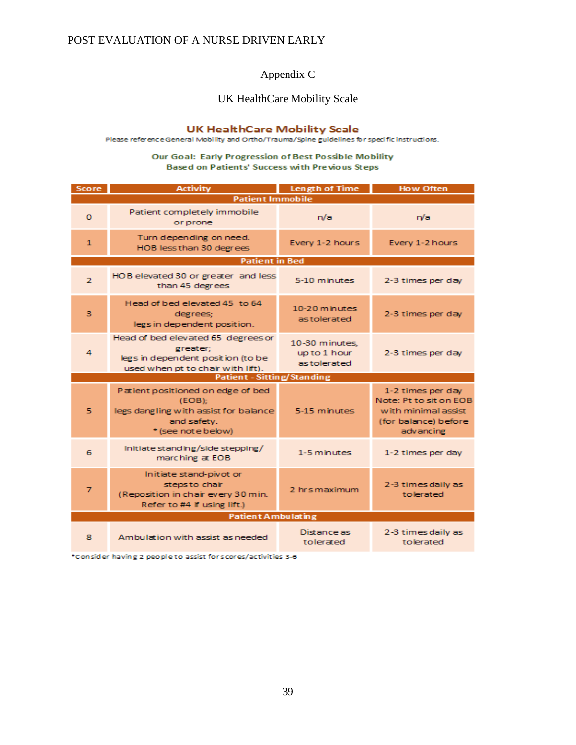# Appendix C

## UK HealthCare Mobility Scale

### UK HealthCare Mobility Scale

Please reference General Mobility and Ortho/Trauma/Spine guidelines for specific instructions.

**Our Goal: Early Progression of Best Possible Mobility Based on Patients' Success with Previous Steps**

| Score | Activity | Length of Time | How Often |
|---|---|---|---|
| **Patient Immobile** | | | |
| 0 | Patient completely immobile or prone | n/a | n/a |
| 1 | Turn depending on need. HOB less than 30 degrees | Every 1-2 hours | Every 1-2 hours |
| **Patient in Bed** | | | |
| 2 | HOB elevated 30 or greater and less than 45 degrees | 5-10 minutes | 2-3 times per day |
| 3 | Head of bed elevated 45 to 64 degrees; legs in dependent position. | 10-20 minutes as tolerated | 2-3 times per day |
| 4 | Head of bed elevated 65 degrees or greater; legs in dependent position (to be used when pt to chair with lift). | 10-30 minutes, up to 1 hour as tolerated | 2-3 times per day |
| **Patient - Sitting/Standing** | | | |
| 5 | Patient positioned on edge of bed (EOB); legs dangling with assist for balance and safety. * (see note below) | 5-15 minutes | 1-2 times per day Note: Pt to sit on EOB with minimal assist (for balance) before advancing |
| 6 | Initiate standing/side stepping/ marching at EOB | 1-5 minutes | 1-2 times per day |
| 7 | Initiate stand-pivot or steps to chair (Reposition in chair every 30 min. Refer to #4 if using lift.) | 2 hrs maximum | 2-3 times daily as tolerated |
| **Patient Ambulating** | | | |
| 8 | Ambulation with assist as needed | Distance as tolerated | 2-3 times daily as tolerated |

*Consider having 2 people to assist for scores/activities 3-6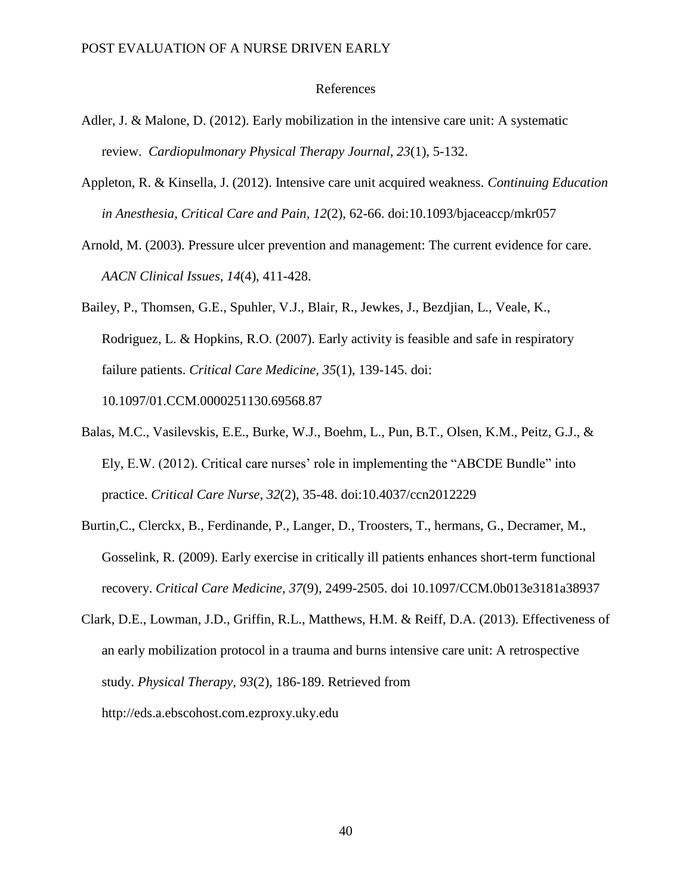# References

Adler, J. & Malone, D. (2012). Early mobilization in the intensive care unit: A systematic review. *Cardiopulmonary Physical Therapy Journal, 23*(1), 5-132.

Appleton, R. & Kinsella, J. (2012). Intensive care unit acquired weakness. *Continuing Education in Anesthesia, Critical Care and Pain, 12*(2), 62-66. doi:10.1093/bjaceaccp/mkr057

Arnold, M. (2003). Pressure ulcer prevention and management: The current evidence for care. *AACN Clinical Issues, 14*(4), 411-428.

Bailey, P., Thomsen, G.E., Spuhler, V.J., Blair, R., Jewkes, J., Bezdjian, L., Veale, K., Rodriguez, L. & Hopkins, R.O. (2007). Early activity is feasible and safe in respiratory failure patients. *Critical Care Medicine, 35*(1), 139-145. doi: 10.1097/01.CCM.0000251130.69568.87

Balas, M.C., Vasilevskis, E.E., Burke, W.J., Boehm, L., Pun, B.T., Olsen, K.M., Peitz, G.J., & Ely, E.W. (2012). Critical care nurses' role in implementing the "ABCDE Bundle" into practice. *Critical Care Nurse, 32*(2), 35-48. doi:10.4037/ccn2012229

Burtin,C., Clerckx, B., Ferdinande, P., Langer, D., Troosters, T., hermans, G., Decramer, M., Gosselink, R. (2009). Early exercise in critically ill patients enhances short-term functional recovery. *Critical Care Medicine, 37*(9), 2499-2505. doi 10.1097/CCM.0b013e3181a38937

Clark, D.E., Lowman, J.D., Griffin, R.L., Matthews, H.M. & Reiff, D.A. (2013). Effectiveness of an early mobilization protocol in a trauma and burns intensive care unit: A retrospective study. *Physical Therapy, 93*(2), 186-189. Retrieved from http://eds.a.ebscohost.com.ezproxy.uky.edu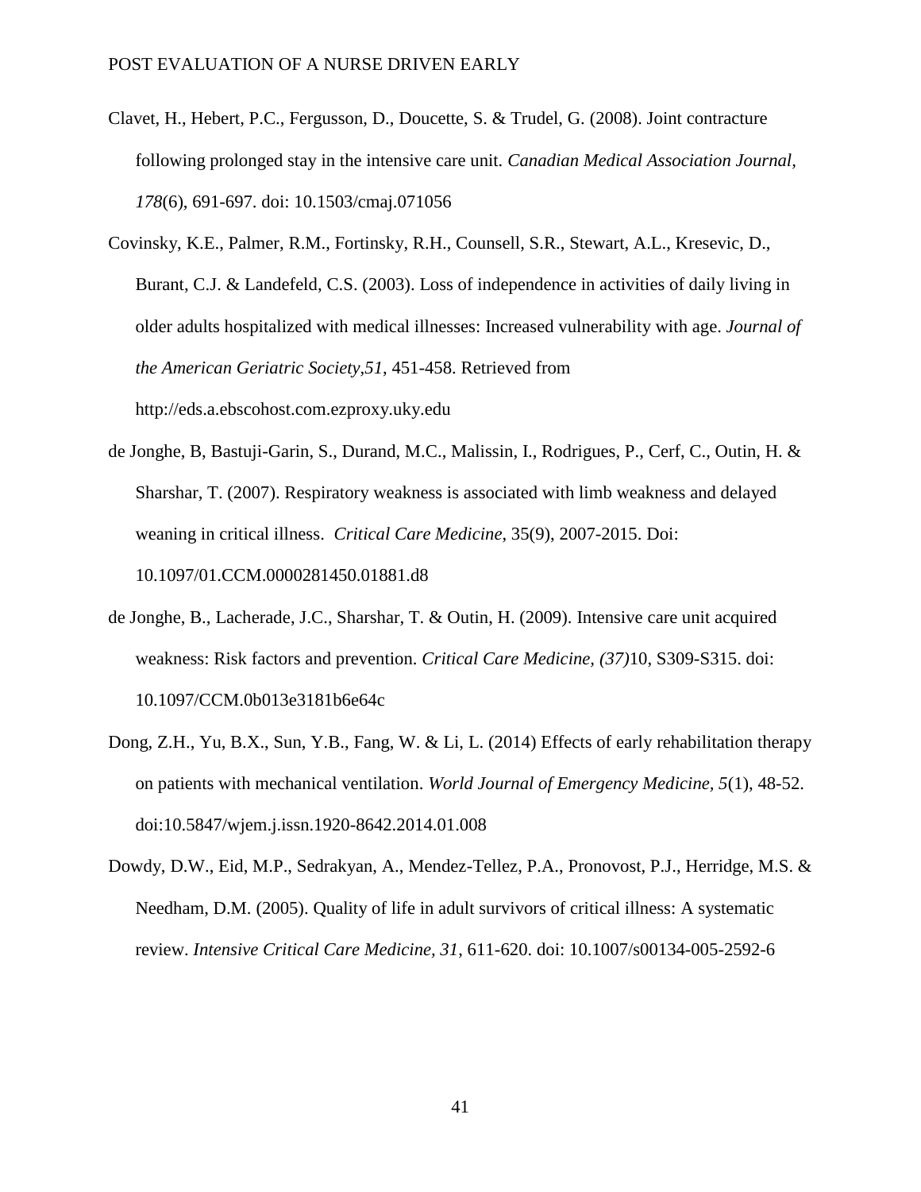Clavet, H., Hebert, P.C., Fergusson, D., Doucette, S. & Trudel, G. (2008). Joint contracture following prolonged stay in the intensive care unit. *Canadian Medical Association Journal*, *178*(6), 691-697. doi: 10.1503/cmaj.071056

Covinsky, K.E., Palmer, R.M., Fortinsky, R.H., Counsell, S.R., Stewart, A.L., Kresevic, D., Burant, C.J. & Landefeld, C.S. (2003). Loss of independence in activities of daily living in older adults hospitalized with medical illnesses: Increased vulnerability with age. *Journal of the American Geriatric Society,51*, 451-458. Retrieved from http://eds.a.ebscohost.com.ezproxy.uky.edu

de Jonghe, B, Bastuji-Garin, S., Durand, M.C., Malissin, I., Rodrigues, P., Cerf, C., Outin, H. & Sharshar, T. (2007). Respiratory weakness is associated with limb weakness and delayed weaning in critical illness. *Critical Care Medicine*, 35(9), 2007-2015. Doi: 10.1097/01.CCM.0000281450.01881.d8

de Jonghe, B., Lacherade, J.C., Sharshar, T. & Outin, H. (2009). Intensive care unit acquired weakness: Risk factors and prevention. *Critical Care Medicine, (37)*10, S309-S315. doi: 10.1097/CCM.0b013e3181b6e64c

Dong, Z.H., Yu, B.X., Sun, Y.B., Fang, W. & Li, L. (2014) Effects of early rehabilitation therapy on patients with mechanical ventilation. *World Journal of Emergency Medicine, 5*(1), 48-52. doi:10.5847/wjem.j.issn.1920-8642.2014.01.008

Dowdy, D.W., Eid, M.P., Sedrakyan, A., Mendez-Tellez, P.A., Pronovost, P.J., Herridge, M.S. & Needham, D.M. (2005). Quality of life in adult survivors of critical illness: A systematic review. *Intensive Critical Care Medicine, 31*, 611-620. doi: 10.1007/s00134-005-2592-6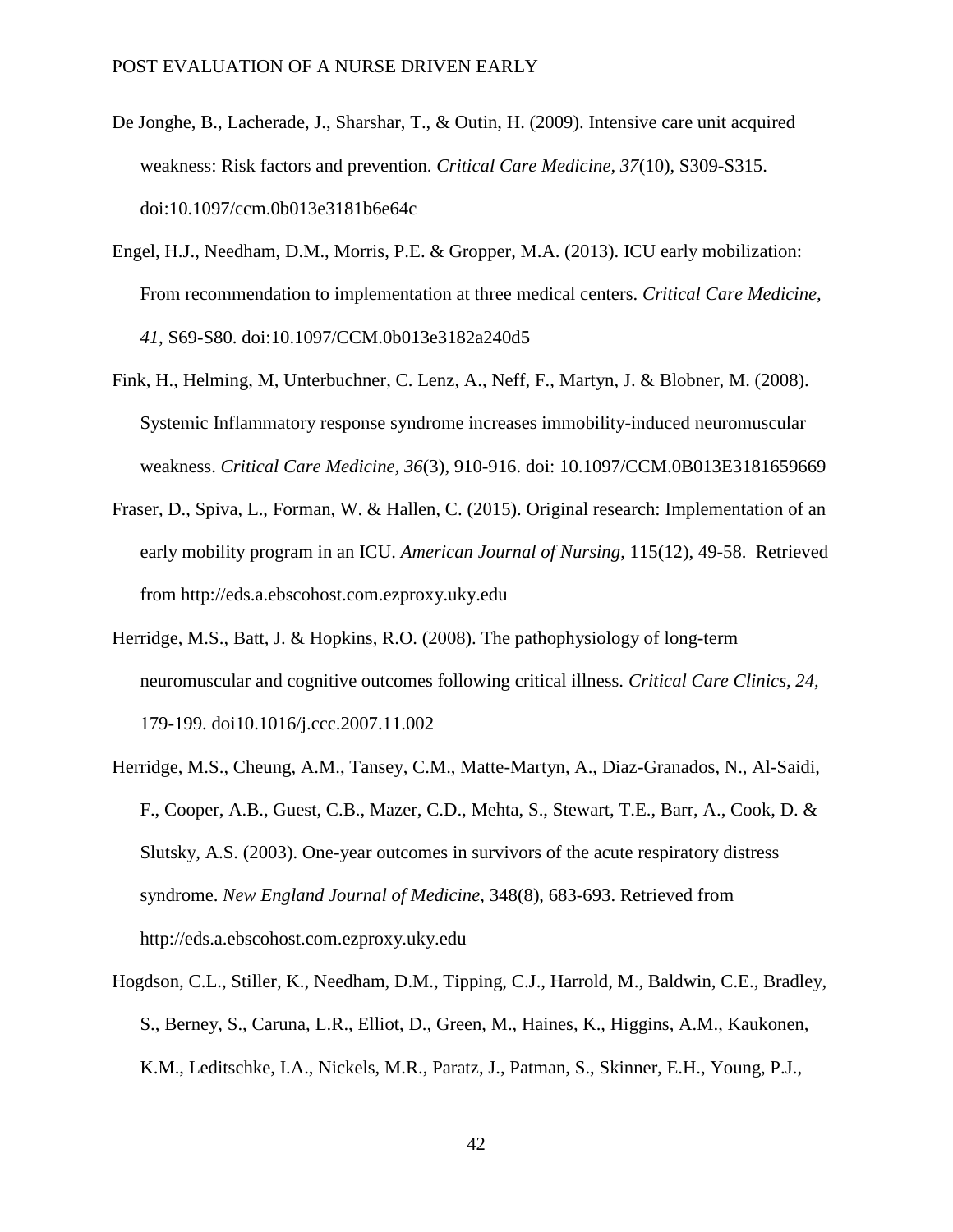De Jonghe, B., Lacherade, J., Sharshar, T., & Outin, H. (2009). Intensive care unit acquired weakness: Risk factors and prevention. *Critical Care Medicine, 37*(10), S309-S315. doi:10.1097/ccm.0b013e3181b6e64c

Engel, H.J., Needham, D.M., Morris, P.E. & Gropper, M.A. (2013). ICU early mobilization: From recommendation to implementation at three medical centers. *Critical Care Medicine, 41*, S69-S80. doi:10.1097/CCM.0b013e3182a240d5

Fink, H., Helming, M, Unterbuchner, C. Lenz, A., Neff, F., Martyn, J. & Blobner, M. (2008). Systemic Inflammatory response syndrome increases immobility-induced neuromuscular weakness. *Critical Care Medicine, 36*(3), 910-916. doi: 10.1097/CCM.0B013E3181659669

Fraser, D., Spiva, L., Forman, W. & Hallen, C. (2015). Original research: Implementation of an early mobility program in an ICU. *American Journal of Nursing*, 115(12), 49-58. Retrieved from http://eds.a.ebscohost.com.ezproxy.uky.edu

Herridge, M.S., Batt, J. & Hopkins, R.O. (2008). The pathophysiology of long-term neuromuscular and cognitive outcomes following critical illness. *Critical Care Clinics, 24*, 179-199. doi10.1016/j.ccc.2007.11.002

Herridge, M.S., Cheung, A.M., Tansey, C.M., Matte-Martyn, A., Diaz-Granados, N., Al-Saidi, F., Cooper, A.B., Guest, C.B., Mazer, C.D., Mehta, S., Stewart, T.E., Barr, A., Cook, D. & Slutsky, A.S. (2003). One-year outcomes in survivors of the acute respiratory distress syndrome. *New England Journal of Medicine*, 348(8), 683-693. Retrieved from http://eds.a.ebscohost.com.ezproxy.uky.edu

Hogdson, C.L., Stiller, K., Needham, D.M., Tipping, C.J., Harrold, M., Baldwin, C.E., Bradley, S., Berney, S., Caruna, L.R., Elliot, D., Green, M., Haines, K., Higgins, A.M., Kaukonen, K.M., Leditschke, I.A., Nickels, M.R., Paratz, J., Patman, S., Skinner, E.H., Young, P.J.,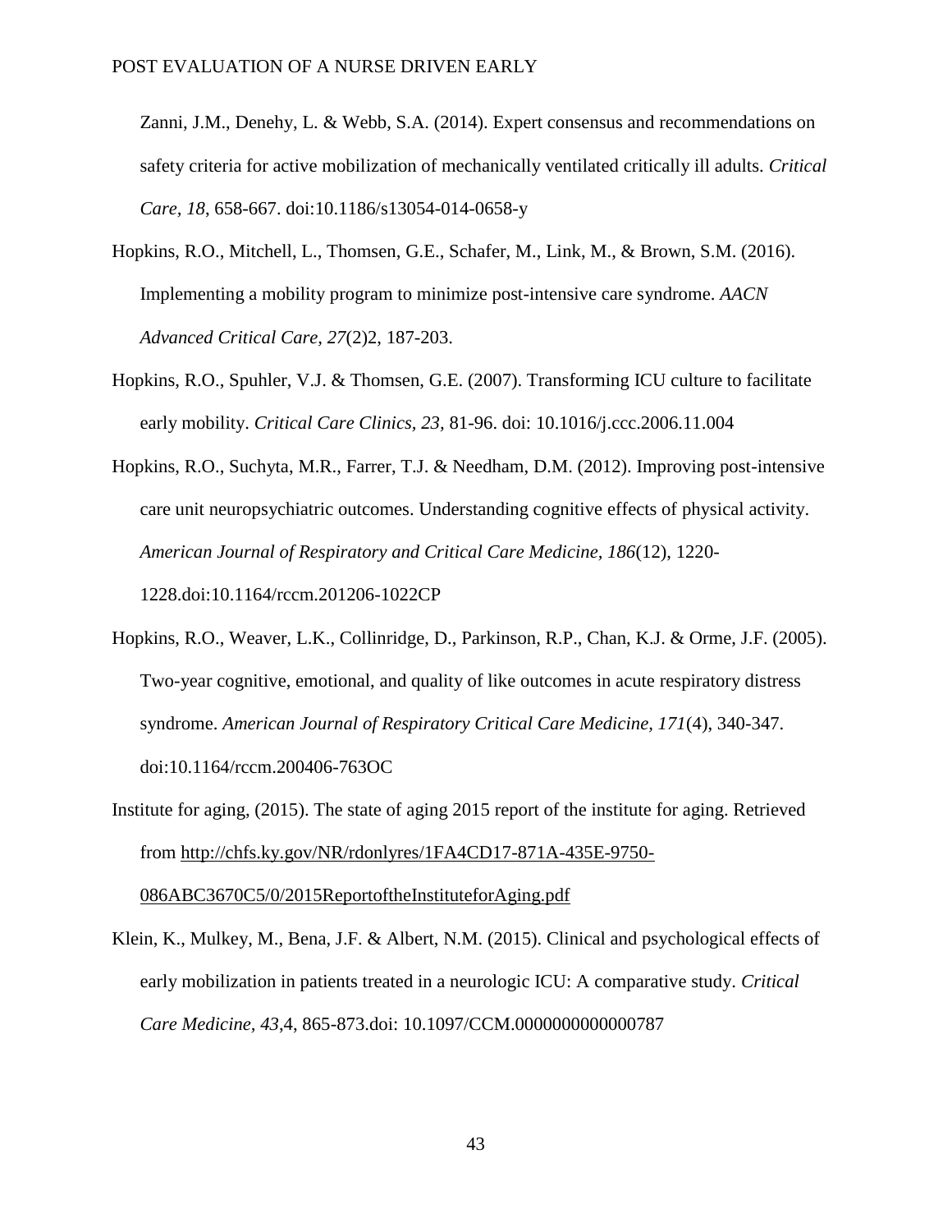Zanni, J.M., Denehy, L. & Webb, S.A. (2014). Expert consensus and recommendations on safety criteria for active mobilization of mechanically ventilated critically ill adults. *Critical Care, 18*, 658-667. doi:10.1186/s13054-014-0658-y

Hopkins, R.O., Mitchell, L., Thomsen, G.E., Schafer, M., Link, M., & Brown, S.M. (2016). Implementing a mobility program to minimize post-intensive care syndrome. *AACN Advanced Critical Care, 27*(2)2, 187-203.

Hopkins, R.O., Spuhler, V.J. & Thomsen, G.E. (2007). Transforming ICU culture to facilitate early mobility. *Critical Care Clinics, 23,* 81-96. doi: 10.1016/j.ccc.2006.11.004

Hopkins, R.O., Suchyta, M.R., Farrer, T.J. & Needham, D.M. (2012). Improving post-intensive care unit neuropsychiatric outcomes. Understanding cognitive effects of physical activity. *American Journal of Respiratory and Critical Care Medicine, 186*(12), 1220-1228.doi:10.1164/rccm.201206-1022CP

Hopkins, R.O., Weaver, L.K., Collinridge, D., Parkinson, R.P., Chan, K.J. & Orme, J.F. (2005). Two-year cognitive, emotional, and quality of like outcomes in acute respiratory distress syndrome. *American Journal of Respiratory Critical Care Medicine, 171*(4), 340-347. doi:10.1164/rccm.200406-763OC

Institute for aging, (2015). The state of aging 2015 report of the institute for aging. Retrieved from http://chfs.ky.gov/NR/rdonlyres/1FA4CD17-871A-435E-9750-086ABC3670C5/0/2015ReportoftheInstituteforAging.pdf

Klein, K., Mulkey, M., Bena, J.F. & Albert, N.M. (2015). Clinical and psychological effects of early mobilization in patients treated in a neurologic ICU: A comparative study. *Critical Care Medicine, 43*,4, 865-873.doi: 10.1097/CCM.0000000000000787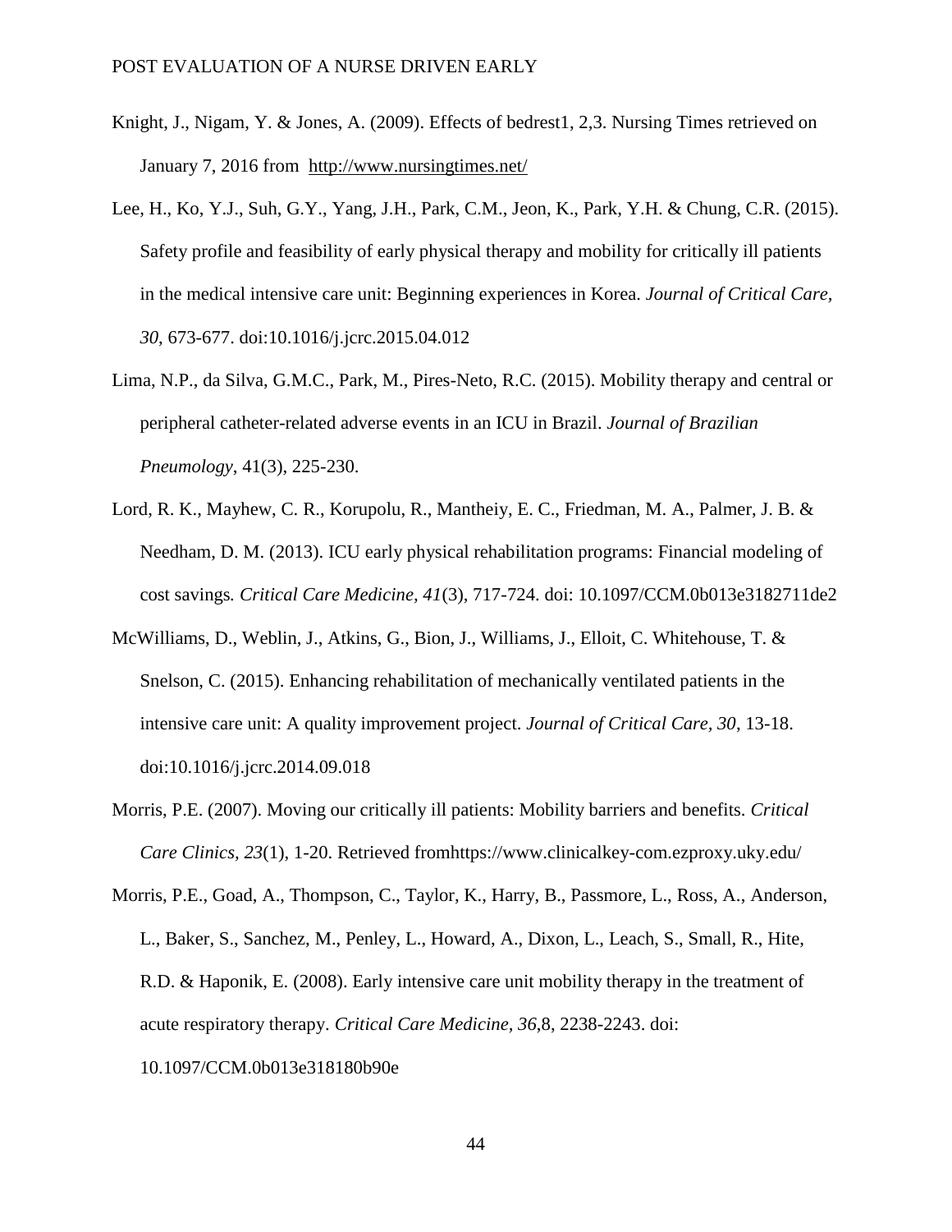Knight, J., Nigam, Y. & Jones, A. (2009). Effects of bedrest1, 2,3. Nursing Times retrieved on January 7, 2016 from http://www.nursingtimes.net/

Lee, H., Ko, Y.J., Suh, G.Y., Yang, J.H., Park, C.M., Jeon, K., Park, Y.H. & Chung, C.R. (2015). Safety profile and feasibility of early physical therapy and mobility for critically ill patients in the medical intensive care unit: Beginning experiences in Korea. *Journal of Critical Care, 30*, 673-677. doi:10.1016/j.jcrc.2015.04.012

Lima, N.P., da Silva, G.M.C., Park, M., Pires-Neto, R.C. (2015). Mobility therapy and central or peripheral catheter-related adverse events in an ICU in Brazil. *Journal of Brazilian Pneumology*, 41(3), 225-230.

Lord, R. K., Mayhew, C. R., Korupolu, R., Mantheiy, E. C., Friedman, M. A., Palmer, J. B. & Needham, D. M. (2013). ICU early physical rehabilitation programs: Financial modeling of cost savings*. Critical Care Medicine, 41*(3), 717-724. doi: 10.1097/CCM.0b013e3182711de2

McWilliams, D., Weblin, J., Atkins, G., Bion, J., Williams, J., Elloit, C. Whitehouse, T. & Snelson, C. (2015). Enhancing rehabilitation of mechanically ventilated patients in the intensive care unit: A quality improvement project. *Journal of Critical Care, 30*, 13-18. doi:10.1016/j.jcrc.2014.09.018

Morris, P.E. (2007). Moving our critically ill patients: Mobility barriers and benefits. *Critical Care Clinics, 23*(1), 1-20. Retrieved fromhttps://www.clinicalkey-com.ezproxy.uky.edu/

Morris, P.E., Goad, A., Thompson, C., Taylor, K., Harry, B., Passmore, L., Ross, A., Anderson, L., Baker, S., Sanchez, M., Penley, L., Howard, A., Dixon, L., Leach, S., Small, R., Hite, R.D. & Haponik, E. (2008). Early intensive care unit mobility therapy in the treatment of acute respiratory therapy. *Critical Care Medicine, 36*,8, 2238-2243. doi: 10.1097/CCM.0b013e318180b90e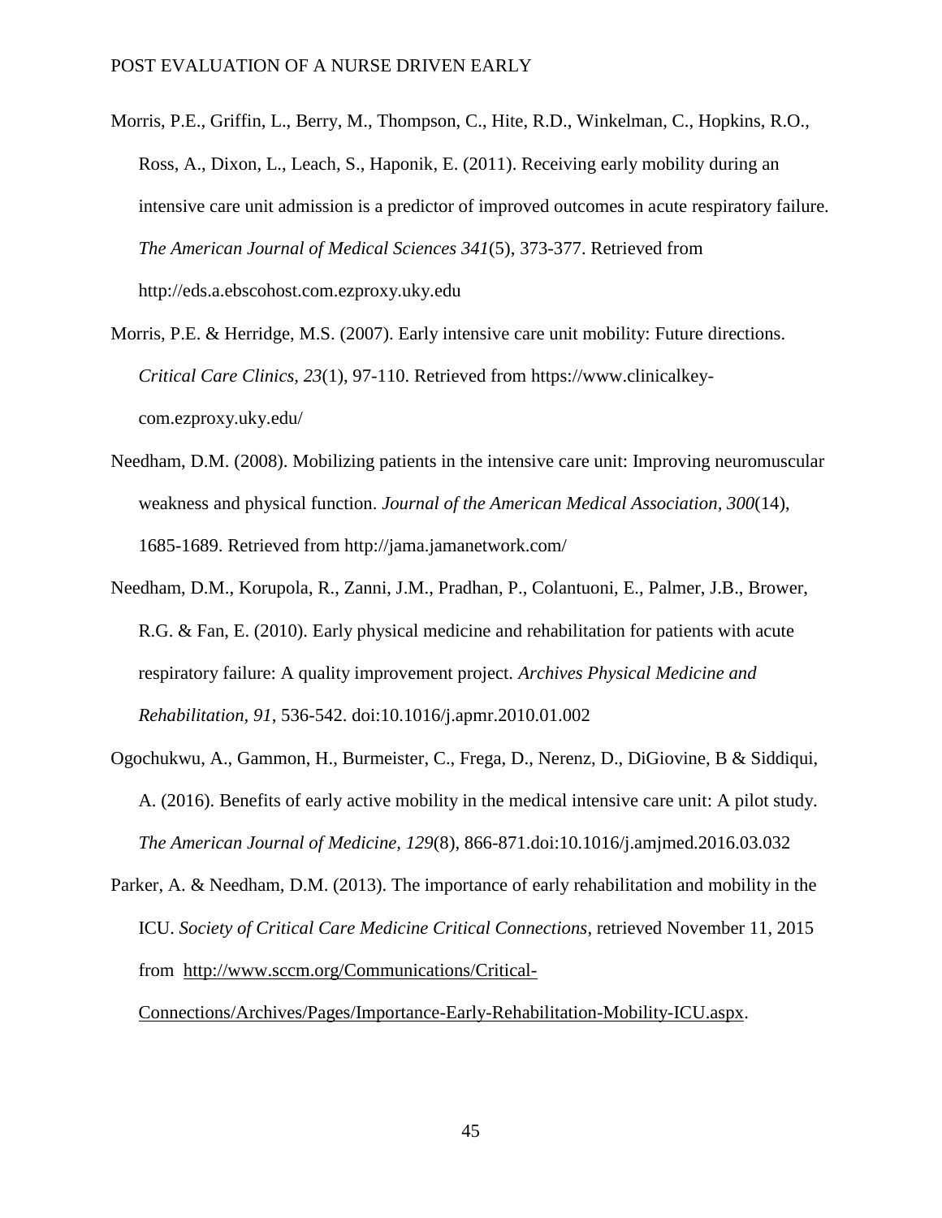Morris, P.E., Griffin, L., Berry, M., Thompson, C., Hite, R.D., Winkelman, C., Hopkins, R.O., Ross, A., Dixon, L., Leach, S., Haponik, E. (2011). Receiving early mobility during an intensive care unit admission is a predictor of improved outcomes in acute respiratory failure. *The American Journal of Medical Sciences 341*(5), 373-377. Retrieved from http://eds.a.ebscohost.com.ezproxy.uky.edu

Morris, P.E. & Herridge, M.S. (2007). Early intensive care unit mobility: Future directions. *Critical Care Clinics, 23*(1), 97-110. Retrieved from https://www.clinicalkey-com.ezproxy.uky.edu/

Needham, D.M. (2008). Mobilizing patients in the intensive care unit: Improving neuromuscular weakness and physical function. *Journal of the American Medical Association*, *300*(14), 1685-1689. Retrieved from http://jama.jamanetwork.com/

Needham, D.M., Korupola, R., Zanni, J.M., Pradhan, P., Colantuoni, E., Palmer, J.B., Brower, R.G. & Fan, E. (2010). Early physical medicine and rehabilitation for patients with acute respiratory failure: A quality improvement project. *Archives Physical Medicine and Rehabilitation, 91*, 536-542. doi:10.1016/j.apmr.2010.01.002

Ogochukwu, A., Gammon, H., Burmeister, C., Frega, D., Nerenz, D., DiGiovine, B & Siddiqui, A. (2016). Benefits of early active mobility in the medical intensive care unit: A pilot study. *The American Journal of Medicine, 129*(8), 866-871.doi:10.1016/j.amjmed.2016.03.032

Parker, A. & Needham, D.M. (2013). The importance of early rehabilitation and mobility in the ICU. *Society of Critical Care Medicine Critical Connections*, retrieved November 11, 2015 from http://www.sccm.org/Communications/Critical-Connections/Archives/Pages/Importance-Early-Rehabilitation-Mobility-ICU.aspx.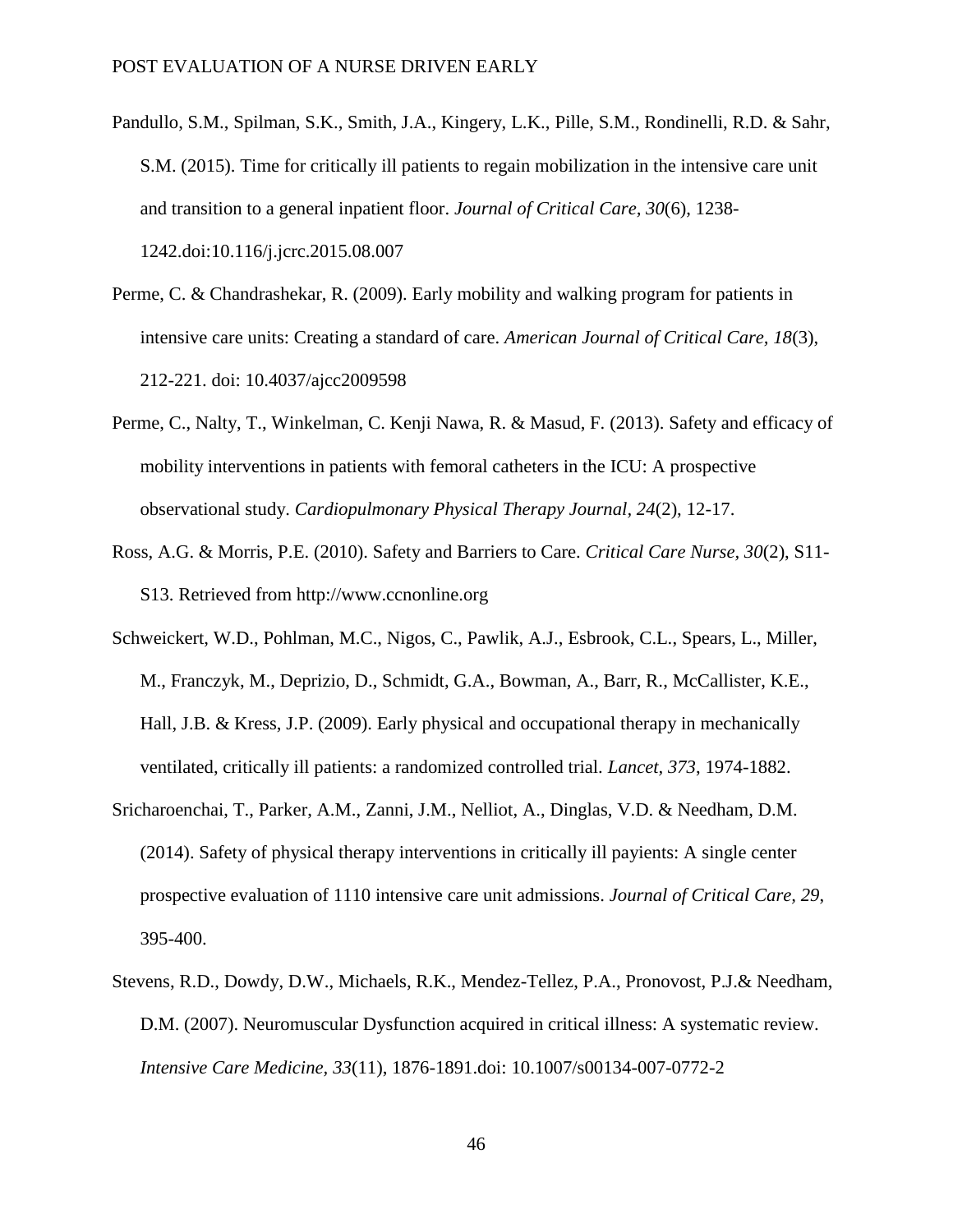Pandullo, S.M., Spilman, S.K., Smith, J.A., Kingery, L.K., Pille, S.M., Rondinelli, R.D. & Sahr, S.M. (2015). Time for critically ill patients to regain mobilization in the intensive care unit and transition to a general inpatient floor. *Journal of Critical Care, 30*(6), 1238-1242.doi:10.116/j.jcrc.2015.08.007

Perme, C. & Chandrashekar, R. (2009). Early mobility and walking program for patients in intensive care units: Creating a standard of care. *American Journal of Critical Care, 18*(3), 212-221. doi: 10.4037/ajcc2009598

Perme, C., Nalty, T., Winkelman, C. Kenji Nawa, R. & Masud, F. (2013). Safety and efficacy of mobility interventions in patients with femoral catheters in the ICU: A prospective observational study. *Cardiopulmonary Physical Therapy Journal, 24*(2), 12-17.

Ross, A.G. & Morris, P.E. (2010). Safety and Barriers to Care. *Critical Care Nurse, 30*(2), S11-S13. Retrieved from http://www.ccnonline.org

Schweickert, W.D., Pohlman, M.C., Nigos, C., Pawlik, A.J., Esbrook, C.L., Spears, L., Miller, M., Franczyk, M., Deprizio, D., Schmidt, G.A., Bowman, A., Barr, R., McCallister, K.E., Hall, J.B. & Kress, J.P. (2009). Early physical and occupational therapy in mechanically ventilated, critically ill patients: a randomized controlled trial. *Lancet, 373*, 1974-1882.

Sricharoenchai, T., Parker, A.M., Zanni, J.M., Nelliot, A., Dinglas, V.D. & Needham, D.M. (2014). Safety of physical therapy interventions in critically ill payients: A single center prospective evaluation of 1110 intensive care unit admissions. *Journal of Critical Care, 29*, 395-400.

Stevens, R.D., Dowdy, D.W., Michaels, R.K., Mendez-Tellez, P.A., Pronovost, P.J.& Needham, D.M. (2007). Neuromuscular Dysfunction acquired in critical illness: A systematic review. *Intensive Care Medicine, 33*(11), 1876-1891.doi: 10.1007/s00134-007-0772-2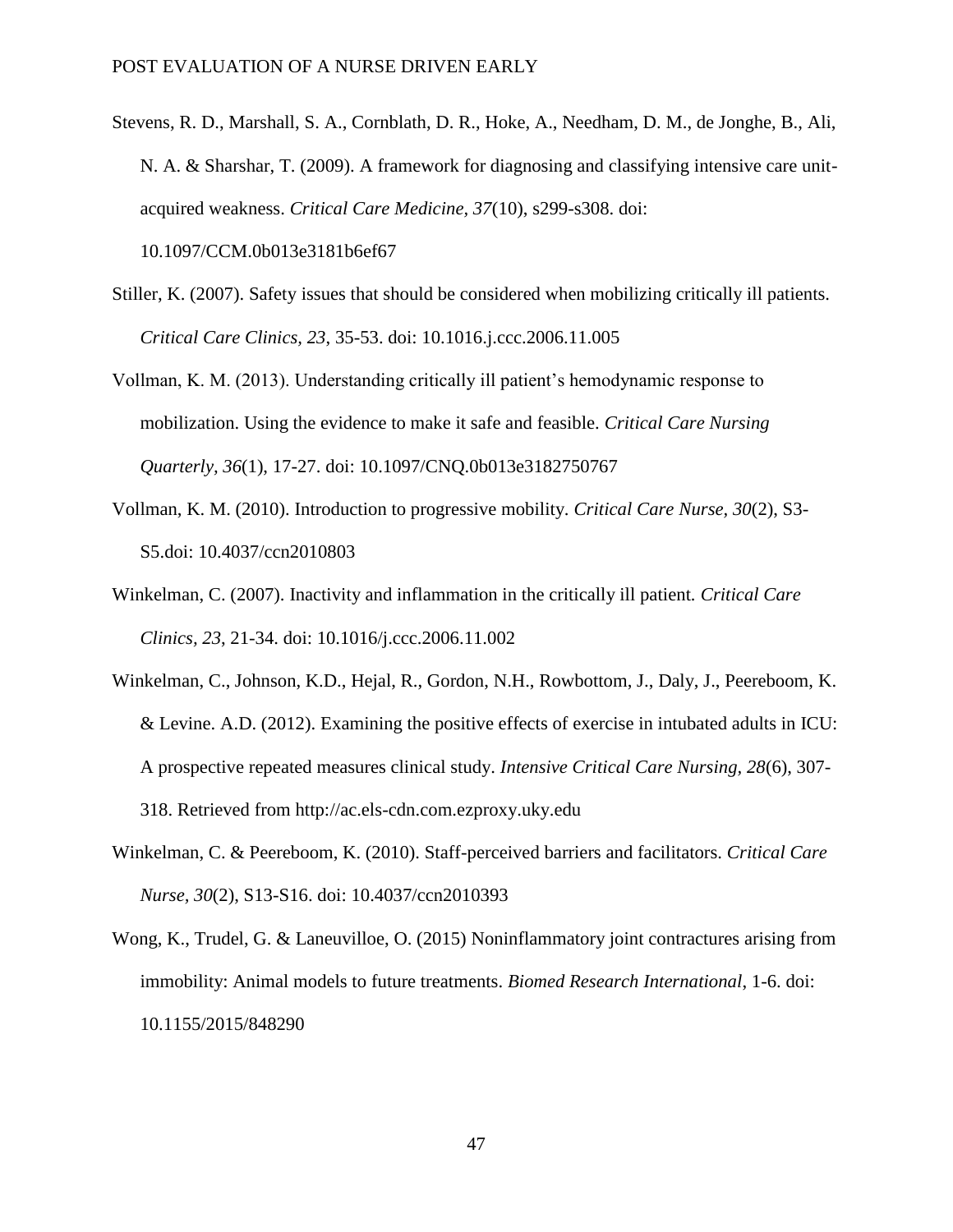Stevens, R. D., Marshall, S. A., Cornblath, D. R., Hoke, A., Needham, D. M., de Jonghe, B., Ali, N. A. & Sharshar, T. (2009). A framework for diagnosing and classifying intensive care unit-acquired weakness. *Critical Care Medicine, 37*(10), s299-s308. doi: 10.1097/CCM.0b013e3181b6ef67

Stiller, K. (2007). Safety issues that should be considered when mobilizing critically ill patients. *Critical Care Clinics, 23*, 35-53. doi: 10.1016.j.ccc.2006.11.005

Vollman, K. M. (2013). Understanding critically ill patient's hemodynamic response to mobilization. Using the evidence to make it safe and feasible. *Critical Care Nursing Quarterly, 36*(1), 17-27. doi: 10.1097/CNQ.0b013e3182750767

Vollman, K. M. (2010). Introduction to progressive mobility. *Critical Care Nurse, 30*(2), S3-S5.doi: 10.4037/ccn2010803

Winkelman, C. (2007). Inactivity and inflammation in the critically ill patient. *Critical Care Clinics, 23*, 21-34. doi: 10.1016/j.ccc.2006.11.002

Winkelman, C., Johnson, K.D., Hejal, R., Gordon, N.H., Rowbottom, J., Daly, J., Peereboom, K. & Levine. A.D. (2012). Examining the positive effects of exercise in intubated adults in ICU: A prospective repeated measures clinical study. *Intensive Critical Care Nursing, 28*(6), 307-318. Retrieved from http://ac.els-cdn.com.ezproxy.uky.edu

Winkelman, C. & Peereboom, K. (2010). Staff-perceived barriers and facilitators. *Critical Care Nurse, 30*(2), S13-S16. doi: 10.4037/ccn2010393

Wong, K., Trudel, G. & Laneuvilloe, O. (2015) Noninflammatory joint contractures arising from immobility: Animal models to future treatments. *Biomed Research International*, 1-6. doi: 10.1155/2015/848290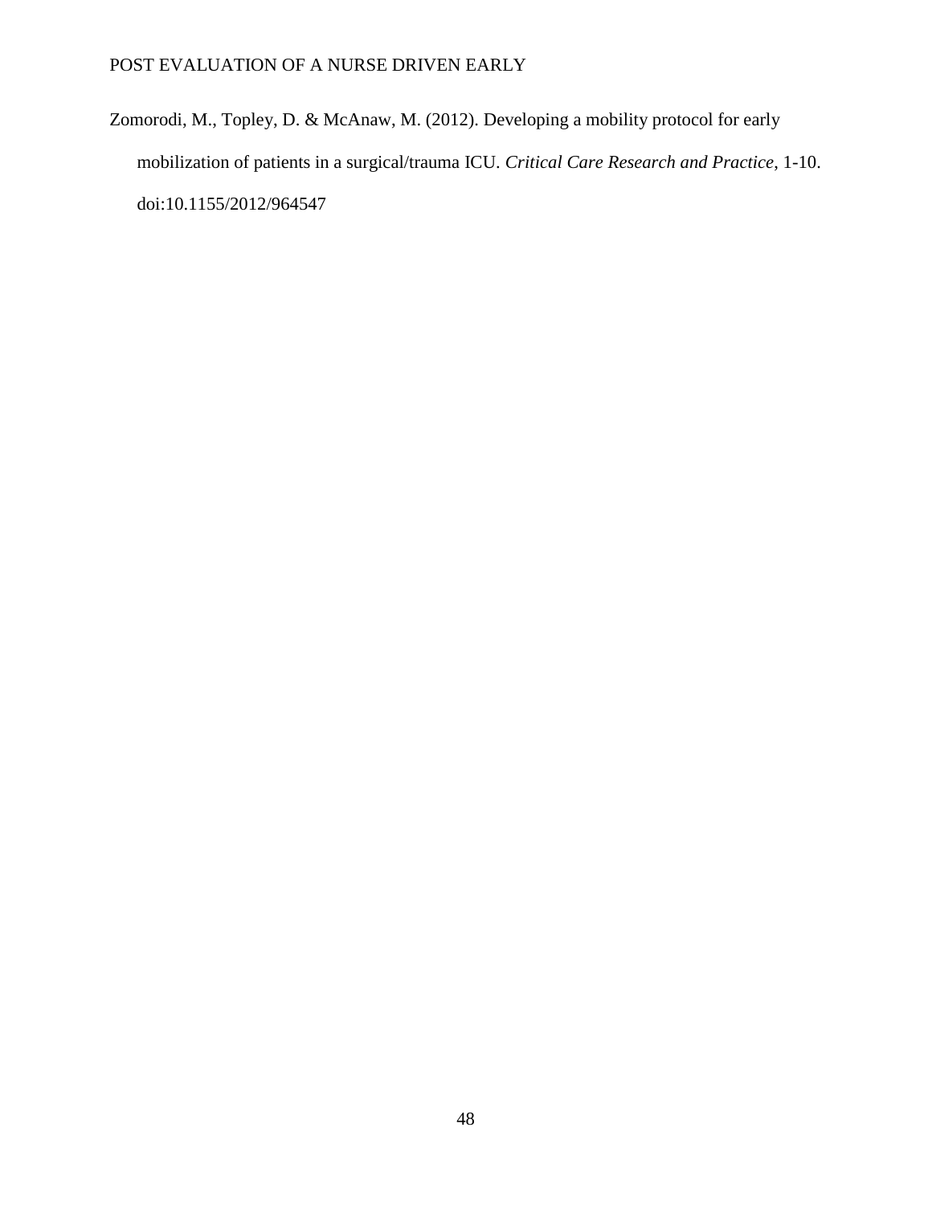Zomorodi, M., Topley, D. & McAnaw, M. (2012). Developing a mobility protocol for early mobilization of patients in a surgical/trauma ICU. *Critical Care Research and Practice*, 1-10. doi:10.1155/2012/964547